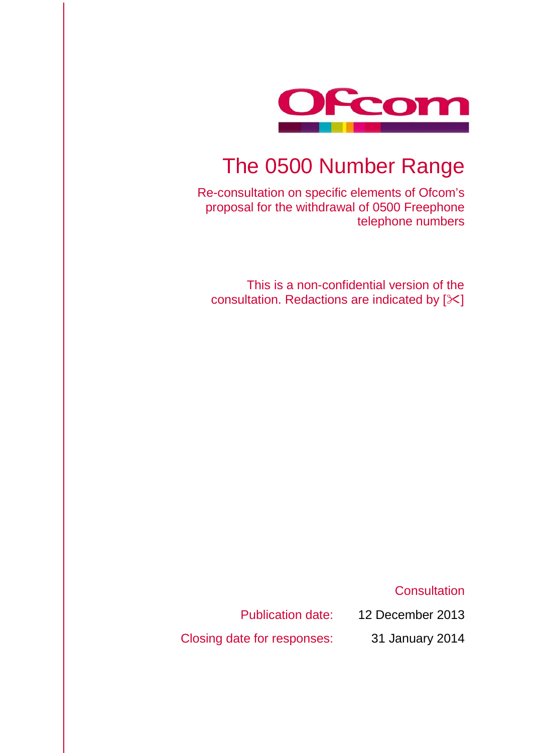# The 0500 Number Range

Re-consultation on specific elements of Ofcom's proposal for the withdrawal of 0500 Freephone telephone numbers

This is a non-confidential version of the consultation. Redactions are indicated by [✂]

Consultation

Publication date: 12 December 2013

Closing date for responses: 31 January 2014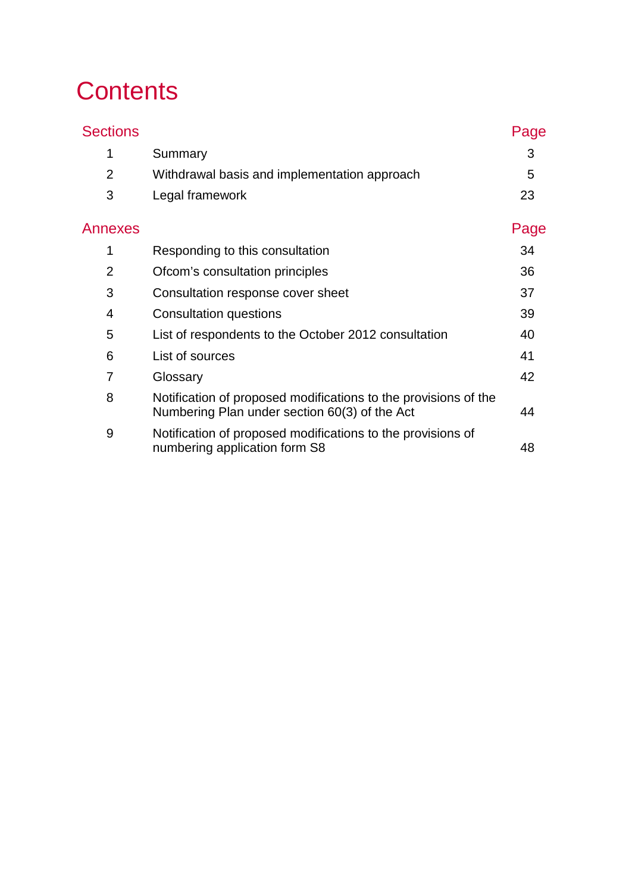# Contents

| Sections | | Page |
|---|---|---|
| 1 | Summary | 3 |
| 2 | Withdrawal basis and implementation approach | 5 |
| 3 | Legal framework | 23 |

| Annexes | | Page |
|---|---|---|
| 1 | Responding to this consultation | 34 |
| 2 | Ofcom's consultation principles | 36 |
| 3 | Consultation response cover sheet | 37 |
| 4 | Consultation questions | 39 |
| 5 | List of respondents to the October 2012 consultation | 40 |
| 6 | List of sources | 41 |
| 7 | Glossary | 42 |
| 8 | Notification of proposed modifications to the provisions of the Numbering Plan under section 60(3) of the Act | 44 |
| 9 | Notification of proposed modifications to the provisions of numbering application form S8 | 48 |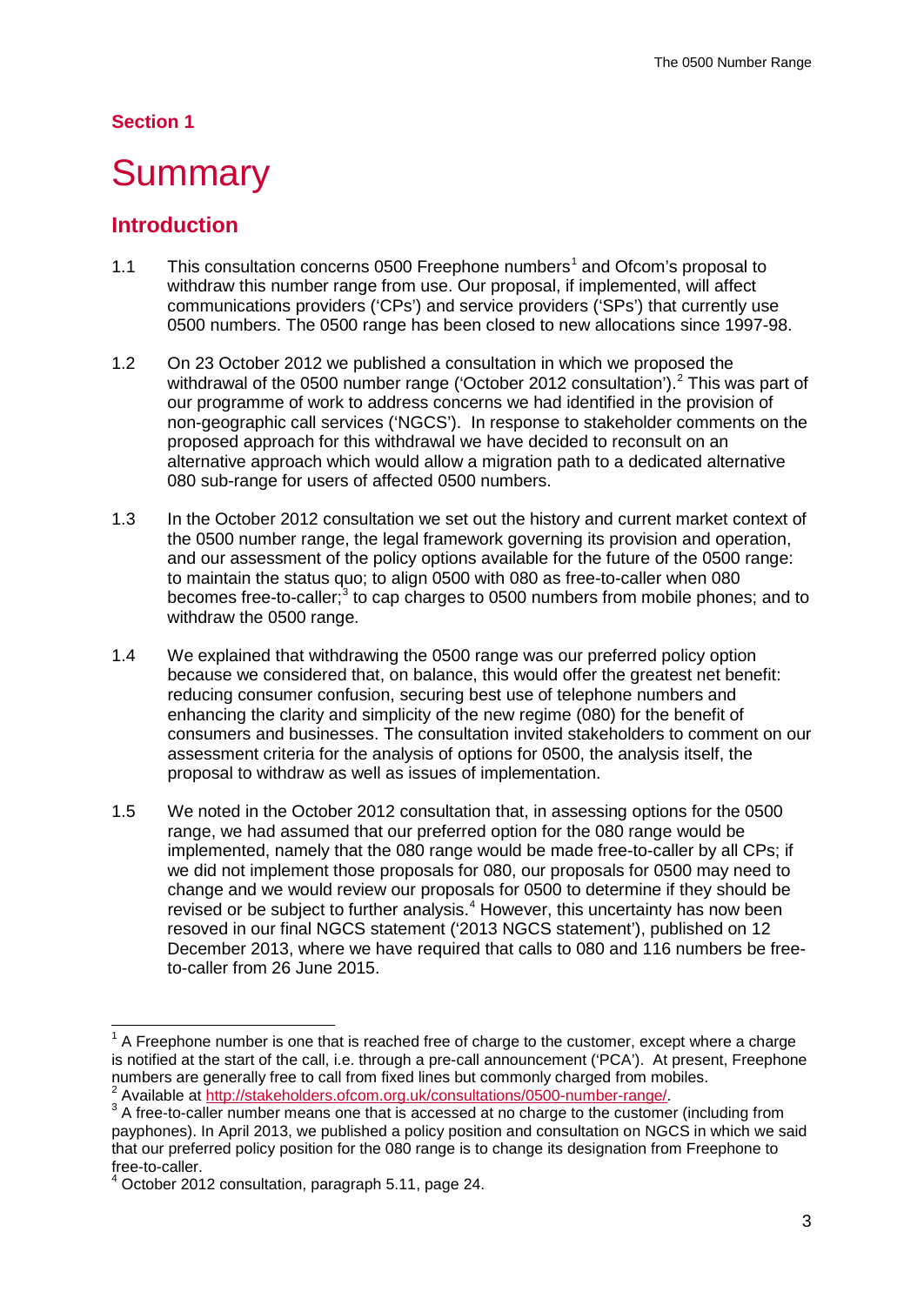## Section 1

# Summary

## Introduction

1.1 This consultation concerns 0500 Freephone numbers[1] and Ofcom's proposal to withdraw this number range from use. Our proposal, if implemented, will affect communications providers ('CPs') and service providers ('SPs') that currently use 0500 numbers. The 0500 range has been closed to new allocations since 1997-98.

1.2 On 23 October 2012 we published a consultation in which we proposed the withdrawal of the 0500 number range ('October 2012 consultation').[2] This was part of our programme of work to address concerns we had identified in the provision of non-geographic call services ('NGCS'). In response to stakeholder comments on the proposed approach for this withdrawal we have decided to reconsult on an alternative approach which would allow a migration path to a dedicated alternative 080 sub-range for users of affected 0500 numbers.

1.3 In the October 2012 consultation we set out the history and current market context of the 0500 number range, the legal framework governing its provision and operation, and our assessment of the policy options available for the future of the 0500 range: to maintain the status quo; to align 0500 with 080 as free-to-caller when 080 becomes free-to-caller;[3] to cap charges to 0500 numbers from mobile phones; and to withdraw the 0500 range.

1.4 We explained that withdrawing the 0500 range was our preferred policy option because we considered that, on balance, this would offer the greatest net benefit: reducing consumer confusion, securing best use of telephone numbers and enhancing the clarity and simplicity of the new regime (080) for the benefit of consumers and businesses. The consultation invited stakeholders to comment on our assessment criteria for the analysis of options for 0500, the analysis itself, the proposal to withdraw as well as issues of implementation.

1.5 We noted in the October 2012 consultation that, in assessing options for the 0500 range, we had assumed that our preferred option for the 080 range would be implemented, namely that the 080 range would be made free-to-caller by all CPs; if we did not implement those proposals for 080, our proposals for 0500 may need to change and we would review our proposals for 0500 to determine if they should be revised or be subject to further analysis.[4] However, this uncertainty has now been resoved in our final NGCS statement ('2013 NGCS statement'), published on 12 December 2013, where we have required that calls to 080 and 116 numbers be free-to-caller from 26 June 2015.

---

[1] A Freephone number is one that is reached free of charge to the customer, except where a charge is notified at the start of the call, i.e. through a pre-call announcement ('PCA'). At present, Freephone numbers are generally free to call from fixed lines but commonly charged from mobiles.

[2] Available at http://stakeholders.ofcom.org.uk/consultations/0500-number-range/.

[3] A free-to-caller number means one that is accessed at no charge to the customer (including from payphones). In April 2013, we published a policy position and consultation on NGCS in which we said that our preferred policy position for the 080 range is to change its designation from Freephone to free-to-caller.

[4] October 2012 consultation, paragraph 5.11, page 24.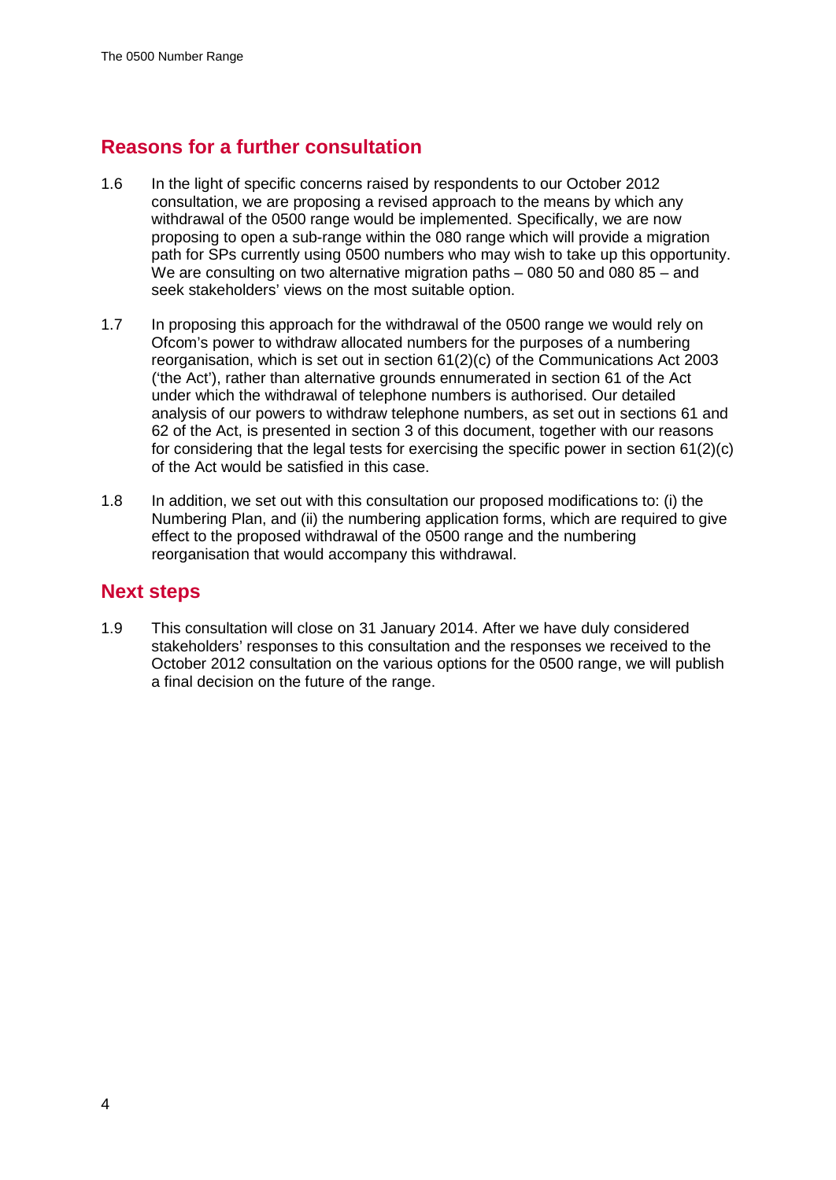## Reasons for a further consultation

1.6 In the light of specific concerns raised by respondents to our October 2012 consultation, we are proposing a revised approach to the means by which any withdrawal of the 0500 range would be implemented. Specifically, we are now proposing to open a sub-range within the 080 range which will provide a migration path for SPs currently using 0500 numbers who may wish to take up this opportunity. We are consulting on two alternative migration paths – 080 50 and 080 85 – and seek stakeholders' views on the most suitable option.

1.7 In proposing this approach for the withdrawal of the 0500 range we would rely on Ofcom's power to withdraw allocated numbers for the purposes of a numbering reorganisation, which is set out in section 61(2)(c) of the Communications Act 2003 ('the Act'), rather than alternative grounds ennumerated in section 61 of the Act under which the withdrawal of telephone numbers is authorised. Our detailed analysis of our powers to withdraw telephone numbers, as set out in sections 61 and 62 of the Act, is presented in section 3 of this document, together with our reasons for considering that the legal tests for exercising the specific power in section 61(2)(c) of the Act would be satisfied in this case.

1.8 In addition, we set out with this consultation our proposed modifications to: (i) the Numbering Plan, and (ii) the numbering application forms, which are required to give effect to the proposed withdrawal of the 0500 range and the numbering reorganisation that would accompany this withdrawal.

## Next steps

1.9 This consultation will close on 31 January 2014. After we have duly considered stakeholders' responses to this consultation and the responses we received to the October 2012 consultation on the various options for the 0500 range, we will publish a final decision on the future of the range.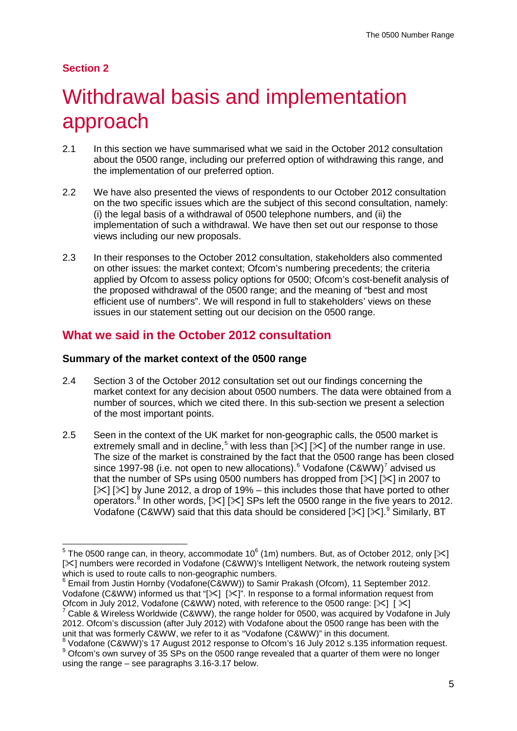## Section 2

# Withdrawal basis and implementation approach

2.1 In this section we have summarised what we said in the October 2012 consultation about the 0500 range, including our preferred option of withdrawing this range, and the implementation of our preferred option.

2.2 We have also presented the views of respondents to our October 2012 consultation on the two specific issues which are the subject of this second consultation, namely: (i) the legal basis of a withdrawal of 0500 telephone numbers, and (ii) the implementation of such a withdrawal. We have then set out our response to those views including our new proposals.

2.3 In their responses to the October 2012 consultation, stakeholders also commented on other issues: the market context; Ofcom's numbering precedents; the criteria applied by Ofcom to assess policy options for 0500; Ofcom's cost-benefit analysis of the proposed withdrawal of the 0500 range; and the meaning of "best and most efficient use of numbers". We will respond in full to stakeholders' views on these issues in our statement setting out our decision on the 0500 range.

## What we said in the October 2012 consultation

### Summary of the market context of the 0500 range

2.4 Section 3 of the October 2012 consultation set out our findings concerning the market context for any decision about 0500 numbers. The data were obtained from a number of sources, which we cited there. In this sub-section we present a selection of the most important points.

2.5 Seen in the context of the UK market for non-geographic calls, the 0500 market is extremely small and in decline,[5] with less than [✂] [✂] of the number range in use. The size of the market is constrained by the fact that the 0500 range has been closed since 1997-98 (i.e. not open to new allocations).[6] Vodafone (C&WW)[7] advised us that the number of SPs using 0500 numbers has dropped from [✂] [✂] in 2007 to [✂] [✂] by June 2012, a drop of 19% – this includes those that have ported to other operators.[8] In other words, [✂] [✂] SPs left the 0500 range in the five years to 2012. Vodafone (C&WW) said that this data should be considered [✂] [✂].[9] Similarly, BT

---

[5] The 0500 range can, in theory, accommodate $10^6$ (1m) numbers. But, as of October 2012, only [✂] [✂] numbers were recorded in Vodafone (C&WW)'s Intelligent Network, the network routeing system which is used to route calls to non-geographic numbers.

[6] Email from Justin Hornby (Vodafone(C&WW)) to Samir Prakash (Ofcom), 11 September 2012. Vodafone (C&WW) informed us that "[✂] [✂]". In response to a formal information request from Ofcom in July 2012, Vodafone (C&WW) noted, with reference to the 0500 range: [✂] [✂]

[7] Cable & Wireless Worldwide (C&WW), the range holder for 0500, was acquired by Vodafone in July 2012. Ofcom's discussion (after July 2012) with Vodafone about the 0500 range has been with the unit that was formerly C&WW, we refer to it as "Vodafone (C&WW)" in this document.

[8] Vodafone (C&WW)'s 17 August 2012 response to Ofcom's 16 July 2012 s.135 information request.

[9] Ofcom's own survey of 35 SPs on the 0500 range revealed that a quarter of them were no longer using the range – see paragraphs 3.16-3.17 below.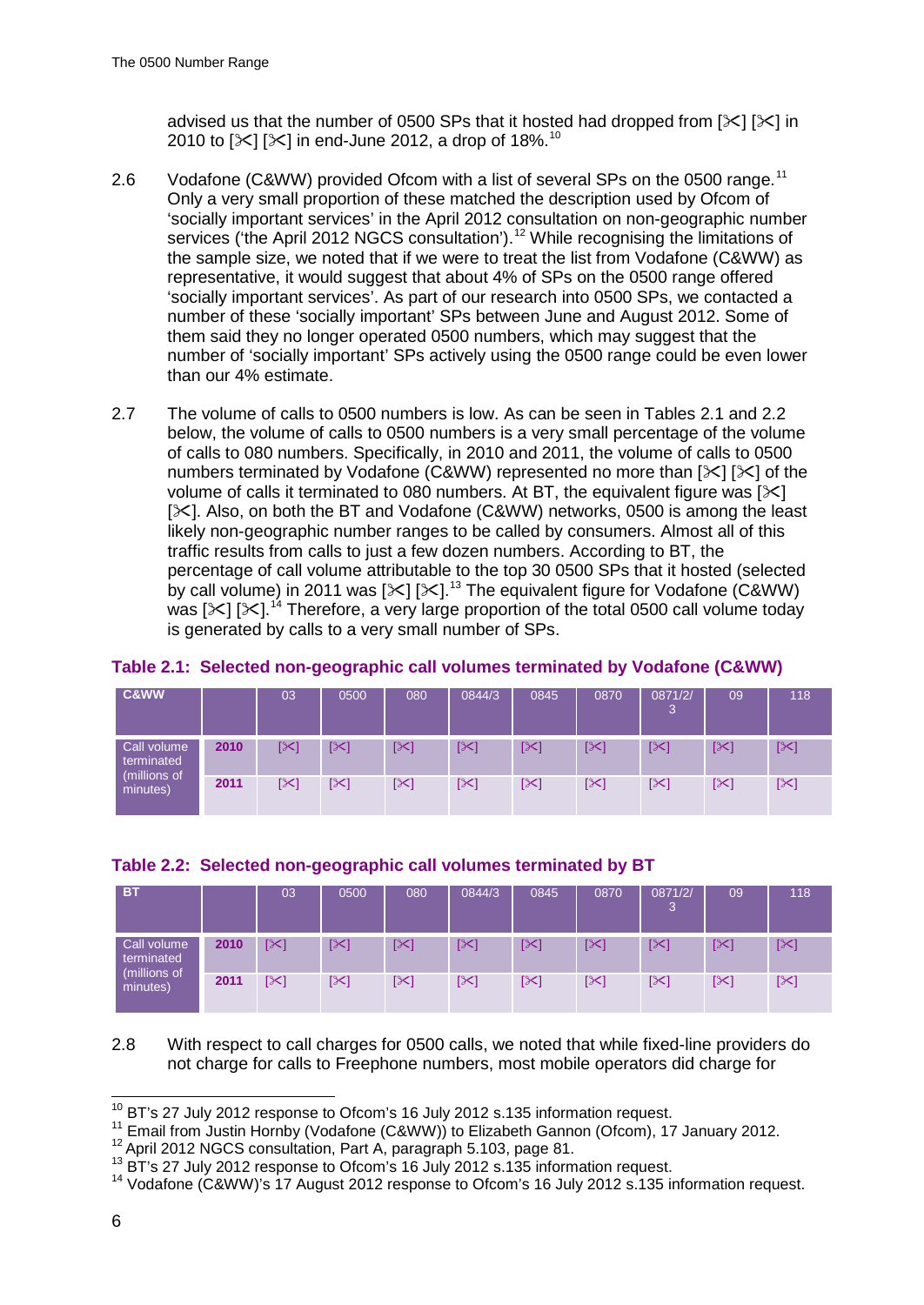advised us that the number of 0500 SPs that it hosted had dropped from [✂] [✂] in 2010 to [✂] [✂] in end-June 2012, a drop of 18%.[10]

2.6 Vodafone (C&WW) provided Ofcom with a list of several SPs on the 0500 range.[11] Only a very small proportion of these matched the description used by Ofcom of 'socially important services' in the April 2012 consultation on non-geographic number services ('the April 2012 NGCS consultation').[12] While recognising the limitations of the sample size, we noted that if we were to treat the list from Vodafone (C&WW) as representative, it would suggest that about 4% of SPs on the 0500 range offered 'socially important services'. As part of our research into 0500 SPs, we contacted a number of these 'socially important' SPs between June and August 2012. Some of them said they no longer operated 0500 numbers, which may suggest that the number of 'socially important' SPs actively using the 0500 range could be even lower than our 4% estimate.

2.7 The volume of calls to 0500 numbers is low. As can be seen in Tables 2.1 and 2.2 below, the volume of calls to 0500 numbers is a very small percentage of the volume of calls to 080 numbers. Specifically, in 2010 and 2011, the volume of calls to 0500 numbers terminated by Vodafone (C&WW) represented no more than [✂] [✂] of the volume of calls terminated to 080 numbers. At BT, the equivalent figure was [✂] [✂]. Also, on both the BT and Vodafone (C&WW) networks, 0500 is among the least likely non-geographic number ranges to be called by consumers. Almost all of this traffic results from calls to just a few dozen numbers. According to BT, the percentage of call volume attributable to the top 30 0500 SPs that it hosted (selected by call volume) in 2011 was [✂] [✂].[13] The equivalent figure for Vodafone (C&WW) was [✂] [✂].[14] Therefore, a very large proportion of the total 0500 call volume today is generated by calls to a very small number of SPs.

**Table 2.1: Selected non-geographic call volumes terminated by Vodafone (C&WW)**

| C&WW | | 03 | 0500 | 080 | 0844/3 | 0845 | 0870 | 0871/2/3 | 09 | 118 |
|---|---|---|---|---|---|---|---|---|---|---|
| Call volume terminated (millions of minutes) | 2010 | [✂] | [✂] | [✂] | [✂] | [✂] | [✂] | [✂] | [✂] | [✂] |
| | 2011 | [✂] | [✂] | [✂] | [✂] | [✂] | [✂] | [✂] | [✂] | [✂] |

**Table 2.2: Selected non-geographic call volumes terminated by BT**

| BT | | 03 | 0500 | 080 | 0844/3 | 0845 | 0870 | 0871/2/3 | 09 | 118 |
|---|---|---|---|---|---|---|---|---|---|---|
| Call volume terminated (millions of minutes) | 2010 | [✂] | [✂] | [✂] | [✂] | [✂] | [✂] | [✂] | [✂] | [✂] |
| | 2011 | [✂] | [✂] | [✂] | [✂] | [✂] | [✂] | [✂] | [✂] | [✂] |

2.8 With respect to call charges for 0500 calls, we noted that while fixed-line providers do not charge for calls to Freephone numbers, most mobile operators did charge for

[10] BT's 27 July 2012 response to Ofcom's 16 July 2012 s.135 information request.

[11] Email from Justin Hornby (Vodafone (C&WW)) to Elizabeth Gannon (Ofcom), 17 January 2012.

[12] April 2012 NGCS consultation, Part A, paragraph 5.103, page 81.

[13] BT's 27 July 2012 response to Ofcom's 16 July 2012 s.135 information request.

[14] Vodafone (C&WW)'s 17 August 2012 response to Ofcom's 16 July 2012 s.135 information request.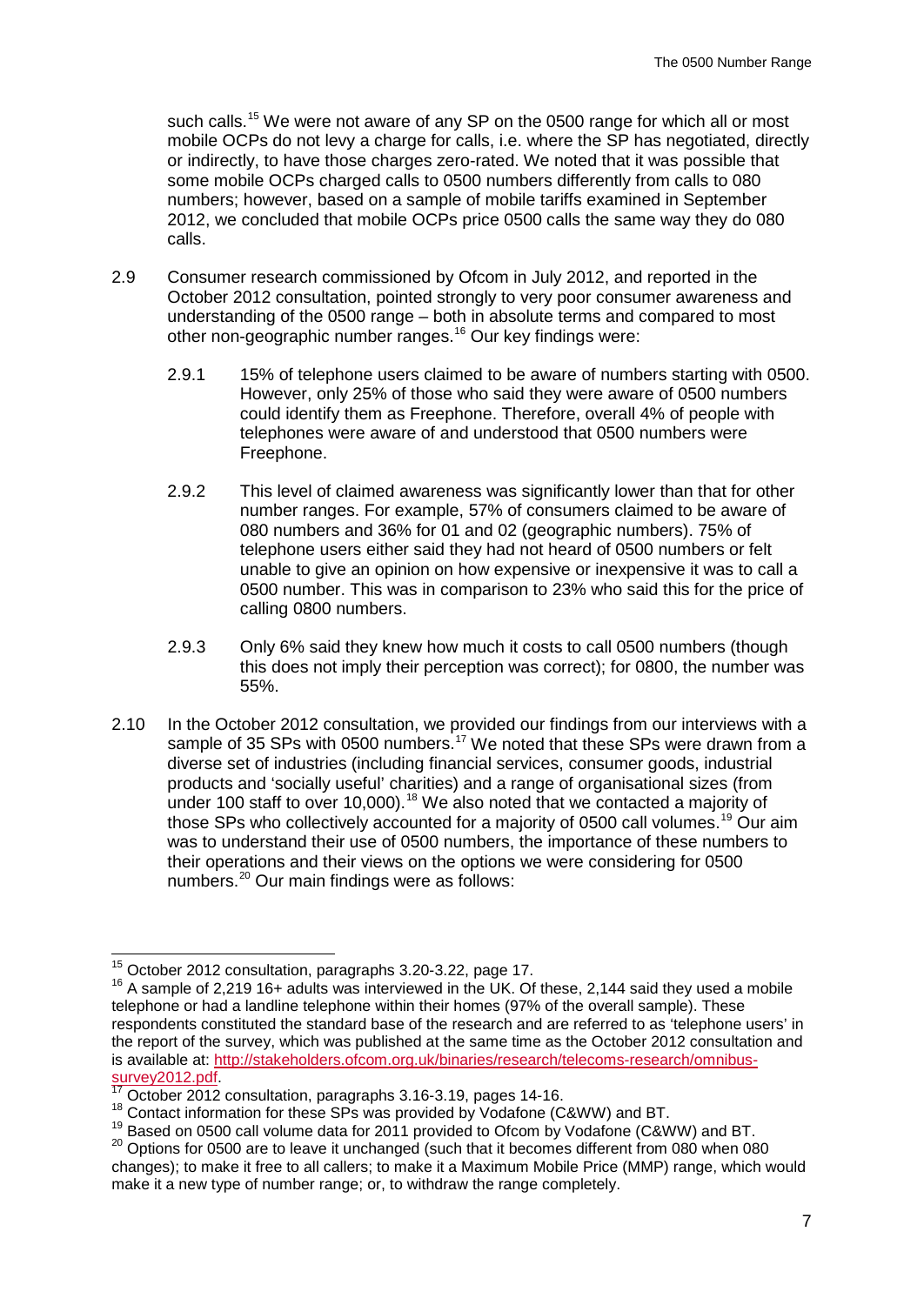such calls.[15] We were not aware of any SP on the 0500 range for which all or most mobile OCPs do not levy a charge for calls, i.e. where the SP has negotiated, directly or indirectly, to have those charges zero-rated. We noted that it was possible that some mobile OCPs charged calls to 0500 numbers differently from calls to 080 numbers; however, based on a sample of mobile tariffs examined in September 2012, we concluded that mobile OCPs price 0500 calls the same way they do 080 calls.

2.9 Consumer research commissioned by Ofcom in July 2012, and reported in the October 2012 consultation, pointed strongly to very poor consumer awareness and understanding of the 0500 range – both in absolute terms and compared to most other non-geographic number ranges.[16] Our key findings were:

2.9.1 15% of telephone users claimed to be aware of numbers starting with 0500. However, only 25% of those who said they were aware of 0500 numbers could identify them as Freephone. Therefore, overall 4% of people with telephones were aware of and understood that 0500 numbers were Freephone.

2.9.2 This level of claimed awareness was significantly lower than that for other number ranges. For example, 57% of consumers claimed to be aware of 080 numbers and 36% for 01 and 02 (geographic numbers). 75% of telephone users either said they had not heard of 0500 numbers or felt unable to give an opinion on how expensive or inexpensive it was to call a 0500 number. This was in comparison to 23% who said this for the price of calling 0800 numbers.

2.9.3 Only 6% said they knew how much it costs to call 0500 numbers (though this does not imply their perception was correct); for 0800, the number was 55%.

2.10 In the October 2012 consultation, we provided our findings from our interviews with a sample of 35 SPs with 0500 numbers.[17] We noted that these SPs were drawn from a diverse set of industries (including financial services, consumer goods, industrial products and 'socially useful' charities) and a range of organisational sizes (from under 100 staff to over 10,000).[18] We also noted that we contacted a majority of those SPs who collectively accounted for a majority of 0500 call volumes.[19] Our aim was to understand their use of 0500 numbers, the importance of these numbers to their operations and their views on the options we were considering for 0500 numbers.[20] Our main findings were as follows:

---

[15] October 2012 consultation, paragraphs 3.20-3.22, page 17.

[16] A sample of 2,219 16+ adults was interviewed in the UK. Of these, 2,144 said they used a mobile telephone or had a landline telephone within their homes (97% of the overall sample). These respondents constituted the standard base of the research and are referred to as 'telephone users' in the report of the survey, which was published at the same time as the October 2012 consultation and is available at: http://stakeholders.ofcom.org.uk/binaries/research/telecoms-research/omnibus-survey2012.pdf.

[17] October 2012 consultation, paragraphs 3.16-3.19, pages 14-16.

[18] Contact information for these SPs was provided by Vodafone (C&WW) and BT.

[19] Based on 0500 call volume data for 2011 provided to Ofcom by Vodafone (C&WW) and BT.

[20] Options for 0500 are to leave it unchanged (such that it becomes different from 080 when 080 changes); to make it free to all callers; to make it a Maximum Mobile Price (MMP) range, which would make it a new type of number range; or, to withdraw the range completely.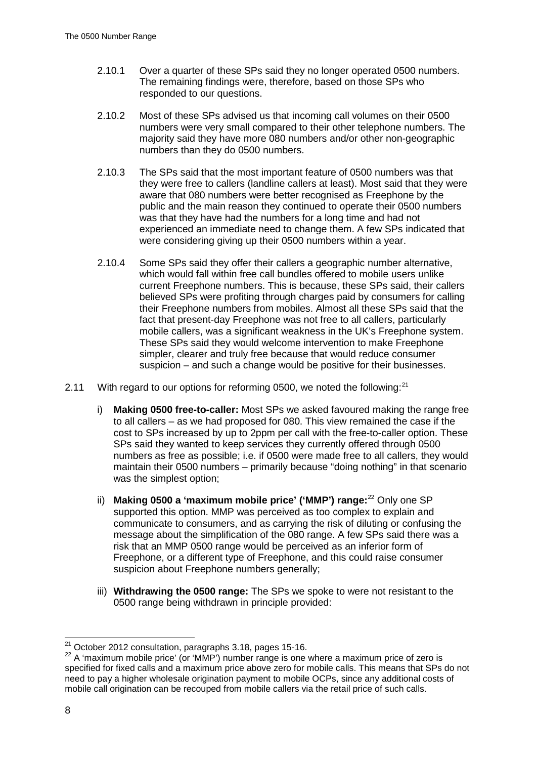2.10.1 Over a quarter of these SPs said they no longer operated 0500 numbers. The remaining findings were, therefore, based on those SPs who responded to our questions.

2.10.2 Most of these SPs advised us that incoming call volumes on their 0500 numbers were very small compared to their other telephone numbers. The majority said they have more 080 numbers and/or other non-geographic numbers than they do 0500 numbers.

2.10.3 The SPs said that the most important feature of 0500 numbers was that they were free to callers (landline callers at least). Most said that they were aware that 080 numbers were better recognised as Freephone by the public and the main reason they continued to operate their 0500 numbers was that they have had the numbers for a long time and had not experienced an immediate need to change them. A few SPs indicated that were considering giving up their 0500 numbers within a year.

2.10.4 Some SPs said they offer their callers a geographic number alternative, which would fall within free call bundles offered to mobile users unlike current Freephone numbers. This is because, these SPs said, their callers believed SPs were profiting through charges paid by consumers for calling their Freephone numbers from mobiles. Almost all these SPs said that the fact that present-day Freephone was not free to all callers, particularly mobile callers, was a significant weakness in the UK's Freephone system. These SPs said they would welcome intervention to make Freephone simpler, clearer and truly free because that would reduce consumer suspicion – and such a change would be positive for their businesses.

2.11 With regard to our options for reforming 0500, we noted the following:[21]

i) **Making 0500 free-to-caller:** Most SPs we asked favoured making the range free to all callers – as we had proposed for 080. This view remained the case if the cost to SPs increased by up to 2ppm per call with the free-to-caller option. These SPs said they wanted to keep services they currently offered through 0500 numbers as free as possible; i.e. if 0500 were made free to all callers, they would maintain their 0500 numbers – primarily because "doing nothing" in that scenario was the simplest option;

ii) **Making 0500 a 'maximum mobile price' ('MMP') range:**[22] Only one SP supported this option. MMP was perceived as too complex to explain and communicate to consumers, and as carrying the risk of diluting or confusing the message about the simplification of the 080 range. A few SPs said there was a risk that an MMP 0500 range would be perceived as an inferior form of Freephone, or a different type of Freephone, and this could raise consumer suspicion about Freephone numbers generally;

iii) **Withdrawing the 0500 range:** The SPs we spoke to were not resistant to the 0500 range being withdrawn in principle provided:

---

[21] October 2012 consultation, paragraphs 3.18, pages 15-16.

[22] A 'maximum mobile price' (or 'MMP') number range is one where a maximum price of zero is specified for fixed calls and a maximum price above zero for mobile calls. This means that SPs do not need to pay a higher wholesale origination payment to mobile OCPs, since any additional costs of mobile call origination can be recouped from mobile callers via the retail price of such calls.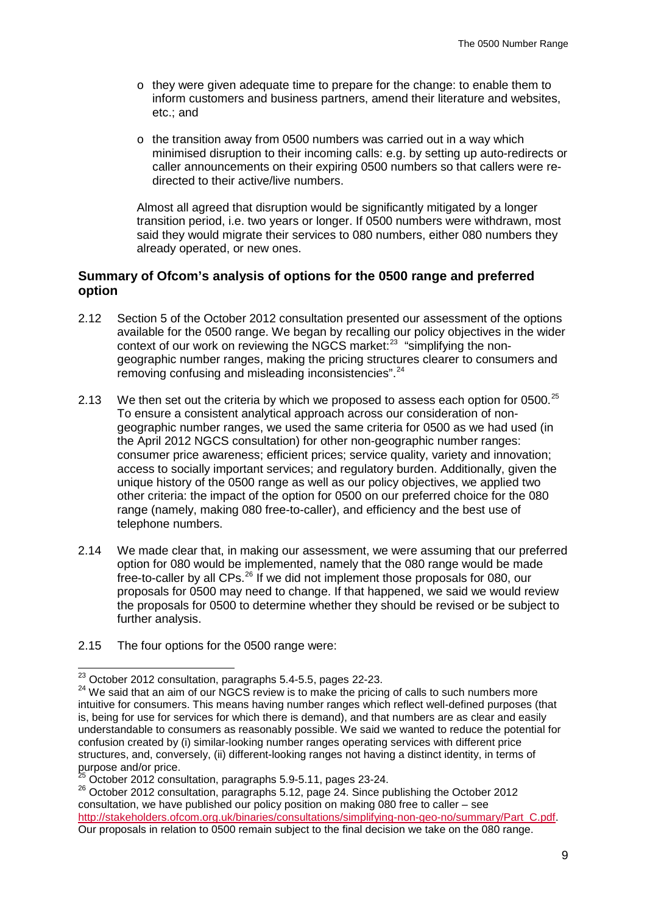- o they were given adequate time to prepare for the change: to enable them to inform customers and business partners, amend their literature and websites, etc.; and
- o the transition away from 0500 numbers was carried out in a way which minimised disruption to their incoming calls: e.g. by setting up auto-redirects or caller announcements on their expiring 0500 numbers so that callers were re-directed to their active/live numbers.

Almost all agreed that disruption would be significantly mitigated by a longer transition period, i.e. two years or longer. If 0500 numbers were withdrawn, most said they would migrate their services to 080 numbers, either 080 numbers they already operated, or new ones.

### Summary of Ofcom's analysis of options for the 0500 range and preferred option

2.12 Section 5 of the October 2012 consultation presented our assessment of the options available for the 0500 range. We began by recalling our policy objectives in the wider context of our work on reviewing the NGCS market:[23] "simplifying the non-geographic number ranges, making the pricing structures clearer to consumers and removing confusing and misleading inconsistencies".[24]

2.13 We then set out the criteria by which we proposed to assess each option for 0500.[25] To ensure a consistent analytical approach across our consideration of non-geographic number ranges, we used the same criteria for 0500 as we had used (in the April 2012 NGCS consultation) for other non-geographic number ranges: consumer price awareness; efficient prices; service quality, variety and innovation; access to socially important services; and regulatory burden. Additionally, given the unique history of the 0500 range as well as our policy objectives, we applied two other criteria: the impact of the option for 0500 on our preferred choice for the 080 range (namely, making 080 free-to-caller), and efficiency and the best use of telephone numbers.

2.14 We made clear that, in making our assessment, we were assuming that our preferred option for 080 would be implemented, namely that the 080 range would be made free-to-caller by all CPs.[26] If we did not implement those proposals for 080, our proposals for 0500 may need to change. If that happened, we said we would review the proposals for 0500 to determine whether they should be revised or be subject to further analysis.

2.15 The four options for the 0500 range were:

---

[23] October 2012 consultation, paragraphs 5.4-5.5, pages 22-23.

[24] We said that an aim of our NGCS review is to make the pricing of calls to such numbers more intuitive for consumers. This means having number ranges which reflect well-defined purposes (that is, being for use for services for which there is demand), and that numbers are as clear and easily understandable to consumers as reasonably possible. We said we wanted to reduce the potential for confusion created by (i) similar-looking number ranges operating services with different price structures, and, conversely, (ii) different-looking ranges not having a distinct identity, in terms of purpose and/or price.

[25] October 2012 consultation, paragraphs 5.9-5.11, pages 23-24.

[26] October 2012 consultation, paragraphs 5.12, page 24. Since publishing the October 2012 consultation, we have published our policy position on making 080 free to caller – see http://stakeholders.ofcom.org.uk/binaries/consultations/simplifying-non-geo-no/summary/Part_C.pdf. Our proposals in relation to 0500 remain subject to the final decision we take on the 080 range.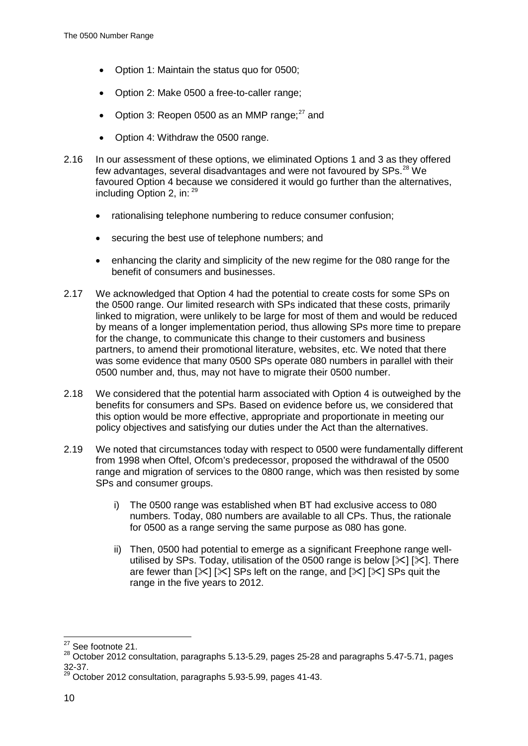- Option 1: Maintain the status quo for 0500;
- Option 2: Make 0500 a free-to-caller range;
- Option 3: Reopen 0500 as an MMP range;[27] and
- Option 4: Withdraw the 0500 range.

2.16 In our assessment of these options, we eliminated Options 1 and 3 as they offered few advantages, several disadvantages and were not favoured by SPs.[28] We favoured Option 4 because we considered it would go further than the alternatives, including Option 2, in: [29]

- rationalising telephone numbering to reduce consumer confusion;
- securing the best use of telephone numbers; and
- enhancing the clarity and simplicity of the new regime for the 080 range for the benefit of consumers and businesses.

2.17 We acknowledged that Option 4 had the potential to create costs for some SPs on the 0500 range. Our limited research with SPs indicated that these costs, primarily linked to migration, were unlikely to be large for most of them and would be reduced by means of a longer implementation period, thus allowing SPs more time to prepare for the change, to communicate this change to their customers and business partners, to amend their promotional literature, websites, etc. We noted that there was some evidence that many 0500 SPs operate 080 numbers in parallel with their 0500 number and, thus, may not have to migrate their 0500 number.

2.18 We considered that the potential harm associated with Option 4 is outweighed by the benefits for consumers and SPs. Based on evidence before us, we considered that this option would be more effective, appropriate and proportionate in meeting our policy objectives and satisfying our duties under the Act than the alternatives.

2.19 We noted that circumstances today with respect to 0500 were fundamentally different from 1998 when Oftel, Ofcom's predecessor, proposed the withdrawal of the 0500 range and migration of services to the 0800 range, which was then resisted by some SPs and consumer groups.

i) The 0500 range was established when BT had exclusive access to 080 numbers. Today, 080 numbers are available to all CPs. Thus, the rationale for 0500 as a range serving the same purpose as 080 has gone.

ii) Then, 0500 had potential to emerge as a significant Freephone range well-utilised by SPs. Today, utilisation of the 0500 range is below [✂] [✂]. There are fewer than [✂] [✂] SPs left on the range, and [✂] [✂] SPs quit the range in the five years to 2012.

---

[27] See footnote 21.

[28] October 2012 consultation, paragraphs 5.13-5.29, pages 25-28 and paragraphs 5.47-5.71, pages 32-37.

[29] October 2012 consultation, paragraphs 5.93-5.99, pages 41-43.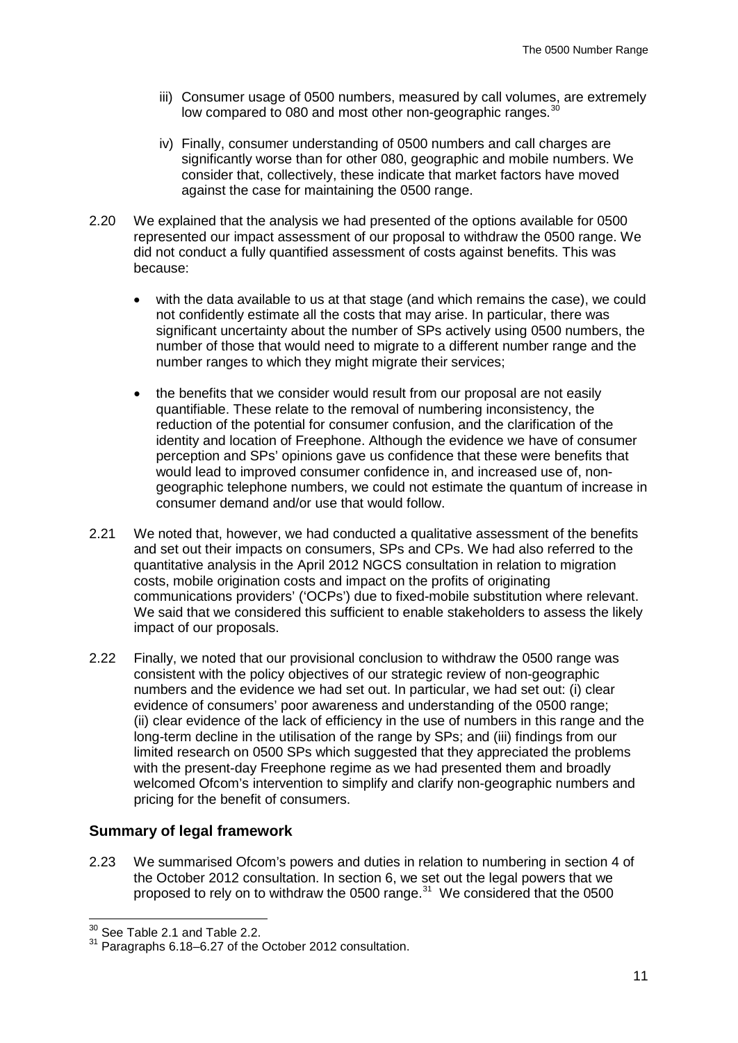iii) Consumer usage of 0500 numbers, measured by call volumes, are extremely low compared to 080 and most other non-geographic ranges.[30]

iv) Finally, consumer understanding of 0500 numbers and call charges are significantly worse than for other 080, geographic and mobile numbers. We consider that, collectively, these indicate that market factors have moved against the case for maintaining the 0500 range.

2.20 We explained that the analysis we had presented of the options available for 0500 represented our impact assessment of our proposal to withdraw the 0500 range. We did not conduct a fully quantified assessment of costs against benefits. This was because:

- with the data available to us at that stage (and which remains the case), we could not confidently estimate all the costs that may arise. In particular, there was significant uncertainty about the number of SPs actively using 0500 numbers, the number of those that would need to migrate to a different number range and the number ranges to which they might migrate their services;
- the benefits that we consider would result from our proposal are not easily quantifiable. These relate to the removal of numbering inconsistency, the reduction of the potential for consumer confusion, and the clarification of the identity and location of Freephone. Although the evidence we have of consumer perception and SPs' opinions gave us confidence that these were benefits that would lead to improved consumer confidence in, and increased use of, non-geographic telephone numbers, we could not estimate the quantum of increase in consumer demand and/or use that would follow.

2.21 We noted that, however, we had conducted a qualitative assessment of the benefits and set out their impacts on consumers, SPs and CPs. We had also referred to the quantitative analysis in the April 2012 NGCS consultation in relation to migration costs, mobile origination costs and impact on the profits of originating communications providers' ('OCPs') due to fixed-mobile substitution where relevant. We said that we considered this sufficient to enable stakeholders to assess the likely impact of our proposals.

2.22 Finally, we noted that our provisional conclusion to withdraw the 0500 range was consistent with the policy objectives of our strategic review of non-geographic numbers and the evidence we had set out. In particular, we had set out: (i) clear evidence of consumers' poor awareness and understanding of the 0500 range; (ii) clear evidence of the lack of efficiency in the use of numbers in this range and the long-term decline in the utilisation of the range by SPs; and (iii) findings from our limited research on 0500 SPs which suggested that they appreciated the problems with the present-day Freephone regime as we had presented them and broadly welcomed Ofcom's intervention to simplify and clarify non-geographic numbers and pricing for the benefit of consumers.

### Summary of legal framework

2.23 We summarised Ofcom's powers and duties in relation to numbering in section 4 of the October 2012 consultation. In section 6, we set out the legal powers that we proposed to rely on to withdraw the 0500 range.[31] We considered that the 0500

[30] See Table 2.1 and Table 2.2.

[31] Paragraphs 6.18–6.27 of the October 2012 consultation.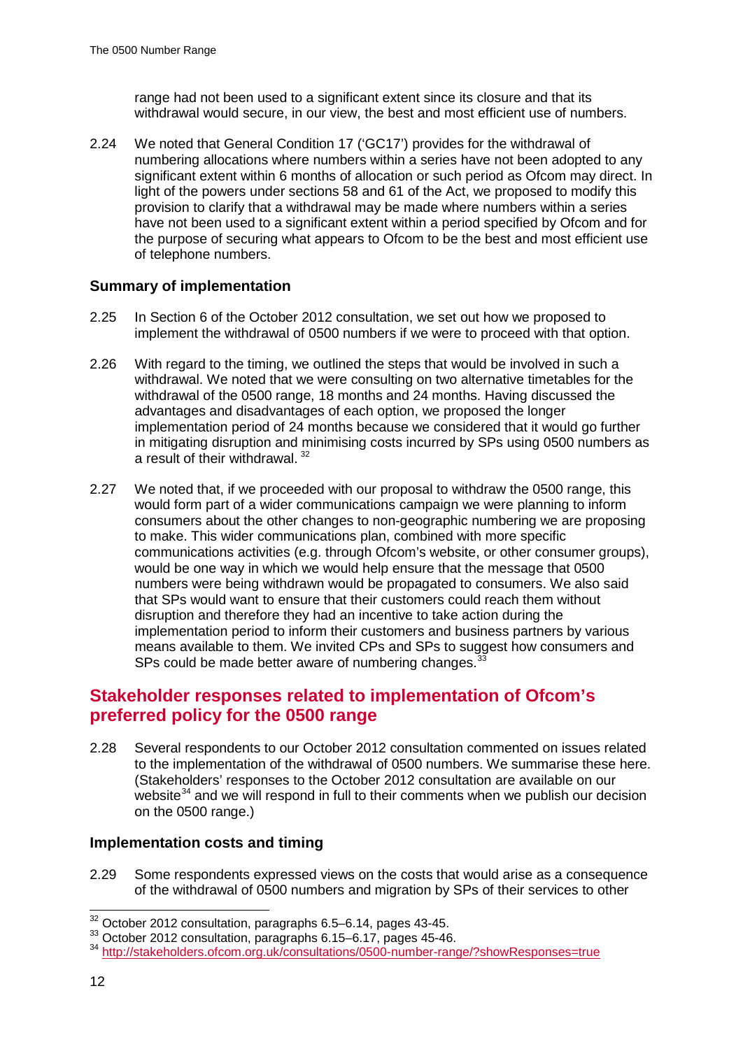range had not been used to a significant extent since its closure and that its withdrawal would secure, in our view, the best and most efficient use of numbers.

2.24 We noted that General Condition 17 ('GC17') provides for the withdrawal of numbering allocations where numbers within a series have not been adopted to any significant extent within 6 months of allocation or such period as Ofcom may direct. In light of the powers under sections 58 and 61 of the Act, we proposed to modify this provision to clarify that a withdrawal may be made where numbers within a series have not been used to a significant extent within a period specified by Ofcom and for the purpose of securing what appears to Ofcom to be the best and most efficient use of telephone numbers.

### Summary of implementation

2.25 In Section 6 of the October 2012 consultation, we set out how we proposed to implement the withdrawal of 0500 numbers if we were to proceed with that option.

2.26 With regard to the timing, we outlined the steps that would be involved in such a withdrawal. We noted that we were consulting on two alternative timetables for the withdrawal of the 0500 range, 18 months and 24 months. Having discussed the advantages and disadvantages of each option, we proposed the longer implementation period of 24 months because we considered that it would go further in mitigating disruption and minimising costs incurred by SPs using 0500 numbers as a result of their withdrawal.[32]

2.27 We noted that, if we proceeded with our proposal to withdraw the 0500 range, this would form part of a wider communications campaign we were planning to inform consumers about the other changes to non-geographic numbering we are proposing to make. This wider communications plan, combined with more specific communications activities (e.g. through Ofcom's website, or other consumer groups), would be one way in which we would help ensure that the message that 0500 numbers were being withdrawn would be propagated to consumers. We also said that SPs would want to ensure that their customers could reach them without disruption and therefore they had an incentive to take action during the implementation period to inform their customers and business partners by various means available to them. We invited CPs and SPs to suggest how consumers and SPs could be made better aware of numbering changes.[33]

## Stakeholder responses related to implementation of Ofcom's preferred policy for the 0500 range

2.28 Several respondents to our October 2012 consultation commented on issues related to the implementation of the withdrawal of 0500 numbers. We summarise these here. (Stakeholders' responses to the October 2012 consultation are available on our website[34] and we will respond in full to their comments when we publish our decision on the 0500 range.)

### Implementation costs and timing

2.29 Some respondents expressed views on the costs that would arise as a consequence of the withdrawal of 0500 numbers and migration by SPs of their services to other

---

[32] October 2012 consultation, paragraphs 6.5–6.14, pages 43-45.

[33] October 2012 consultation, paragraphs 6.15–6.17, pages 45-46.

[34] http://stakeholders.ofcom.org.uk/consultations/0500-number-range/?showResponses=true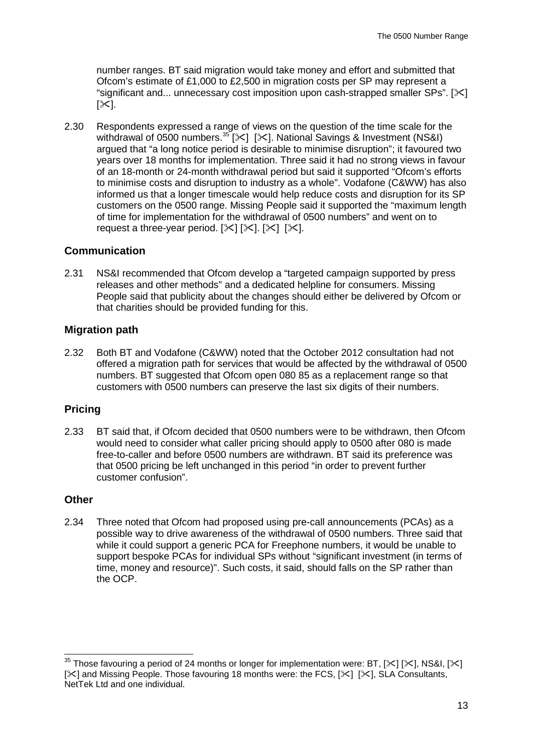number ranges. BT said migration would take money and effort and submitted that Ofcom's estimate of £1,000 to £2,500 in migration costs per SP may represent a "significant and... unnecessary cost imposition upon cash-strapped smaller SPs". [✂] [✂].

2.30 Respondents expressed a range of views on the question of the time scale for the withdrawal of 0500 numbers.[35] [✂] [✂]. National Savings & Investment (NS&I) argued that "a long notice period is desirable to minimise disruption"; it favoured two years over 18 months for implementation. Three said it had no strong views in favour of an 18-month or 24-month withdrawal period but said it supported "Ofcom's efforts to minimise costs and disruption to industry as a whole". Vodafone (C&WW) has also informed us that a longer timescale would help reduce costs and disruption for its SP customers on the 0500 range. Missing People said it supported the "maximum length of time for implementation for the withdrawal of 0500 numbers" and went on to request a three-year period. [✂] [✂]. [✂] [✂].

## Communication

2.31 NS&I recommended that Ofcom develop a "targeted campaign supported by press releases and other methods" and a dedicated helpline for consumers. Missing People said that publicity about the changes should either be delivered by Ofcom or that charities should be provided funding for this.

## Migration path

2.32 Both BT and Vodafone (C&WW) noted that the October 2012 consultation had not offered a migration path for services that would be affected by the withdrawal of 0500 numbers. BT suggested that Ofcom open 080 85 as a replacement range so that customers with 0500 numbers can preserve the last six digits of their numbers.

## Pricing

2.33 BT said that, if Ofcom decided that 0500 numbers were to be withdrawn, then Ofcom would need to consider what caller pricing should apply to 0500 after 080 is made free-to-caller and before 0500 numbers are withdrawn. BT said its preference was that 0500 pricing be left unchanged in this period "in order to prevent further customer confusion".

## Other

2.34 Three noted that Ofcom had proposed using pre-call announcements (PCAs) as a possible way to drive awareness of the withdrawal of 0500 numbers. Three said that while it could support a generic PCA for Freephone numbers, it would be unable to support bespoke PCAs for individual SPs without "significant investment (in terms of time, money and resource)". Such costs, it said, should falls on the SP rather than the OCP.

---

[35] Those favouring a period of 24 months or longer for implementation were: BT, [✂] [✂], NS&I, [✂] [✂] and Missing People. Those favouring 18 months were: the FCS, [✂] [✂], SLA Consultants, NetTek Ltd and one individual.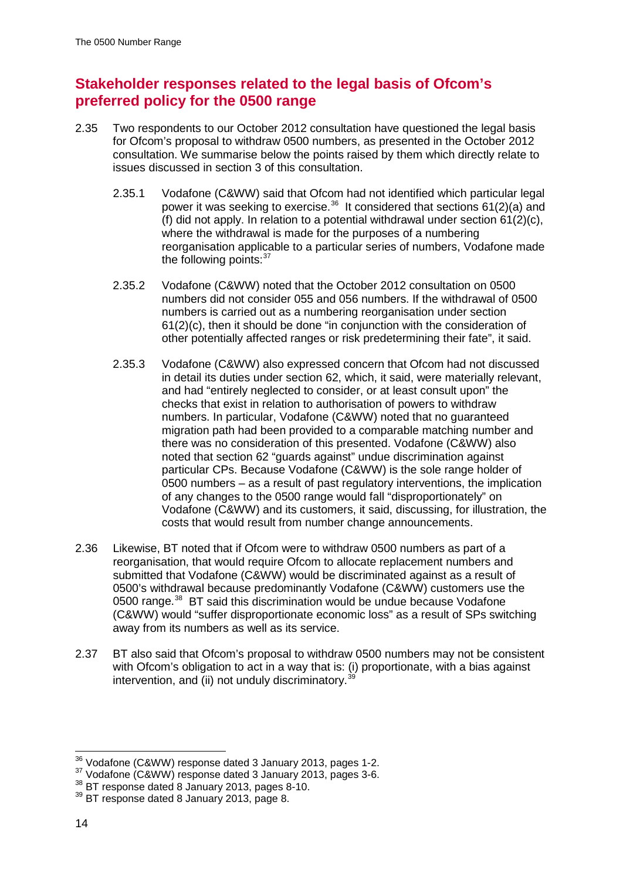## Stakeholder responses related to the legal basis of Ofcom's preferred policy for the 0500 range

2.35 Two respondents to our October 2012 consultation have questioned the legal basis for Ofcom's proposal to withdraw 0500 numbers, as presented in the October 2012 consultation. We summarise below the points raised by them which directly relate to issues discussed in section 3 of this consultation.

2.35.1 Vodafone (C&WW) said that Ofcom had not identified which particular legal power it was seeking to exercise.[36] It considered that sections 61(2)(a) and (f) did not apply. In relation to a potential withdrawal under section 61(2)(c), where the withdrawal is made for the purposes of a numbering reorganisation applicable to a particular series of numbers, Vodafone made the following points:[37]

2.35.2 Vodafone (C&WW) noted that the October 2012 consultation on 0500 numbers did not consider 055 and 056 numbers. If the withdrawal of 0500 numbers is carried out as a numbering reorganisation under section 61(2)(c), then it should be done "in conjunction with the consideration of other potentially affected ranges or risk predetermining their fate", it said.

2.35.3 Vodafone (C&WW) also expressed concern that Ofcom had not discussed in detail its duties under section 62, which, it said, were materially relevant, and had "entirely neglected to consider, or at least consult upon" the checks that exist in relation to authorisation of powers to withdraw numbers. In particular, Vodafone (C&WW) noted that no guaranteed migration path had been provided to a comparable matching number and there was no consideration of this presented. Vodafone (C&WW) also noted that section 62 "guards against" undue discrimination against particular CPs. Because Vodafone (C&WW) is the sole range holder of 0500 numbers – as a result of past regulatory interventions, the implication of any changes to the 0500 range would fall "disproportionately" on Vodafone (C&WW) and its customers, it said, discussing, for illustration, the costs that would result from number change announcements.

2.36 Likewise, BT noted that if Ofcom were to withdraw 0500 numbers as part of a reorganisation, that would require Ofcom to allocate replacement numbers and submitted that Vodafone (C&WW) would be discriminated against as a result of 0500's withdrawal because predominantly Vodafone (C&WW) customers use the 0500 range.[38] BT said this discrimination would be undue because Vodafone (C&WW) would "suffer disproportionate economic loss" as a result of SPs switching away from its numbers as well as its service.

2.37 BT also said that Ofcom's proposal to withdraw 0500 numbers may not be consistent with Ofcom's obligation to act in a way that is: (i) proportionate, with a bias against intervention, and (ii) not unduly discriminatory.[39]

---

[36] Vodafone (C&WW) response dated 3 January 2013, pages 1-2.
[37] Vodafone (C&WW) response dated 3 January 2013, pages 3-6.
[38] BT response dated 8 January 2013, pages 8-10.
[39] BT response dated 8 January 2013, page 8.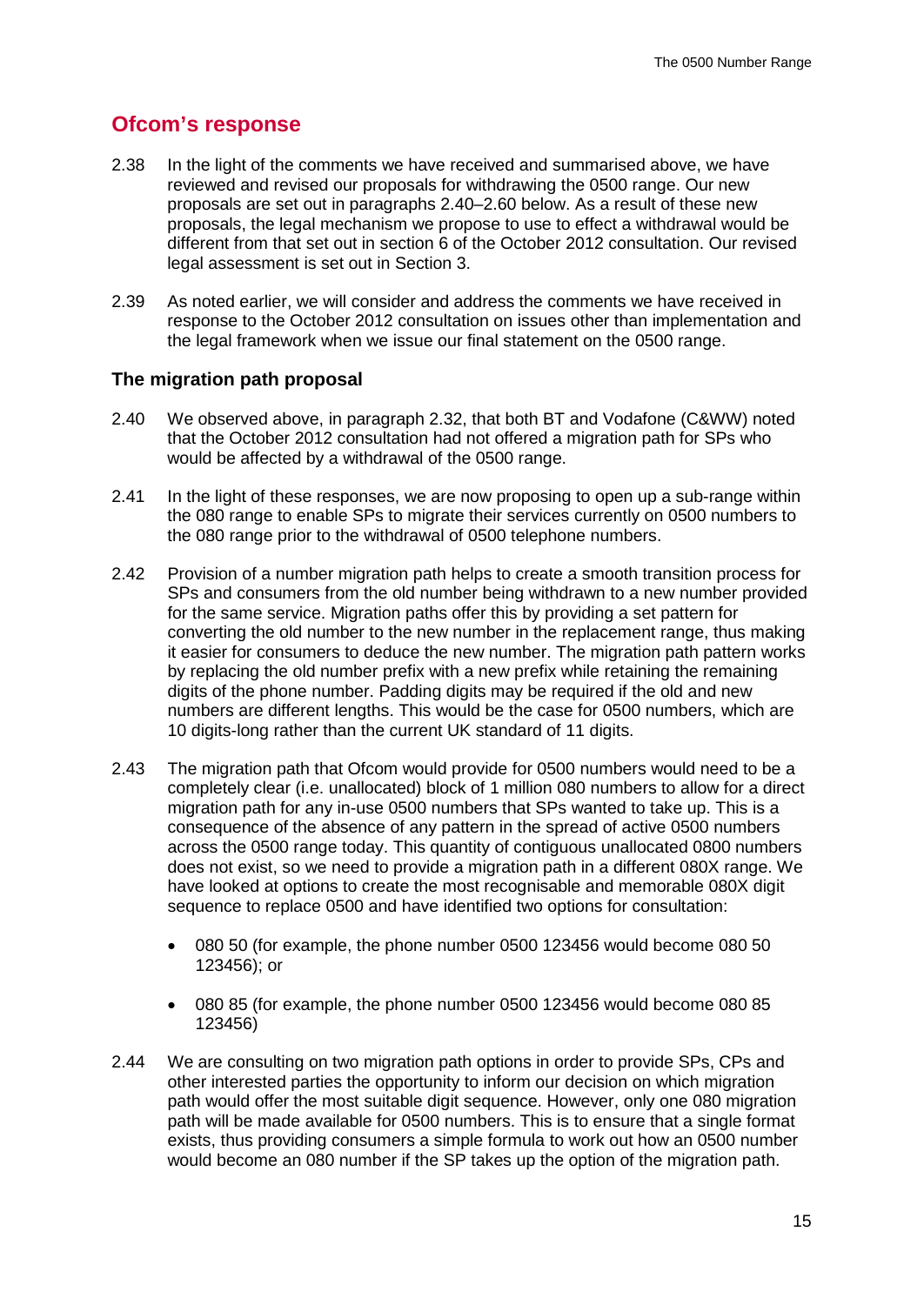## Ofcom's response

2.38 In the light of the comments we have received and summarised above, we have reviewed and revised our proposals for withdrawing the 0500 range. Our new proposals are set out in paragraphs 2.40–2.60 below. As a result of these new proposals, the legal mechanism we propose to use to effect a withdrawal would be different from that set out in section 6 of the October 2012 consultation. Our revised legal assessment is set out in Section 3.

2.39 As noted earlier, we will consider and address the comments we have received in response to the October 2012 consultation on issues other than implementation and the legal framework when we issue our final statement on the 0500 range.

### The migration path proposal

2.40 We observed above, in paragraph 2.32, that both BT and Vodafone (C&WW) noted that the October 2012 consultation had not offered a migration path for SPs who would be affected by a withdrawal of the 0500 range.

2.41 In the light of these responses, we are now proposing to open up a sub-range within the 080 range to enable SPs to migrate their services currently on 0500 numbers to the 080 range prior to the withdrawal of 0500 telephone numbers.

2.42 Provision of a number migration path helps to create a smooth transition process for SPs and consumers from the old number being withdrawn to a new number provided for the same service. Migration paths offer this by providing a set pattern for converting the old number to the new number in the replacement range, thus making it easier for consumers to deduce the new number. The migration path pattern works by replacing the old number prefix with a new prefix while retaining the remaining digits of the phone number. Padding digits may be required if the old and new numbers are different lengths. This would be the case for 0500 numbers, which are 10 digits-long rather than the current UK standard of 11 digits.

2.43 The migration path that Ofcom would provide for 0500 numbers would need to be a completely clear (i.e. unallocated) block of 1 million 080 numbers to allow for a direct migration path for any in-use 0500 numbers that SPs wanted to take up. This is a consequence of the absence of any pattern in the spread of active 0500 numbers across the 0500 range today. This quantity of contiguous unallocated 0800 numbers does not exist, so we need to provide a migration path in a different 080X range. We have looked at options to create the most recognisable and memorable 080X digit sequence to replace 0500 and have identified two options for consultation:

- 080 50 (for example, the phone number 0500 123456 would become 080 50 123456); or
- 080 85 (for example, the phone number 0500 123456 would become 080 85 123456)

2.44 We are consulting on two migration path options in order to provide SPs, CPs and other interested parties the opportunity to inform our decision on which migration path would offer the most suitable digit sequence. However, only one 080 migration path will be made available for 0500 numbers. This is to ensure that a single format exists, thus providing consumers a simple formula to work out how an 0500 number would become an 080 number if the SP takes up the option of the migration path.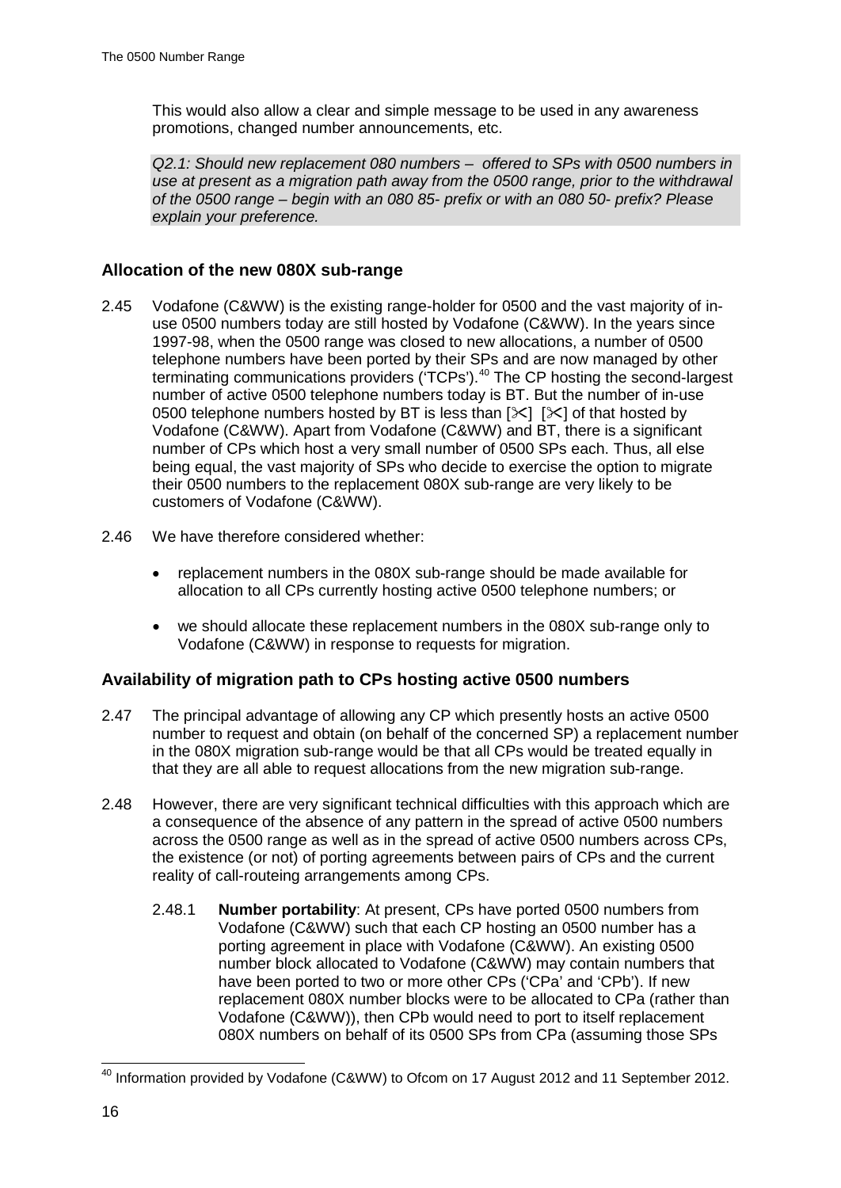This would also allow a clear and simple message to be used in any awareness promotions, changed number announcements, etc.

*Q2.1: Should new replacement 080 numbers – offered to SPs with 0500 numbers in use at present as a migration path away from the 0500 range, prior to the withdrawal of the 0500 range – begin with an 080 85- prefix or with an 080 50- prefix? Please explain your preference.*

### Allocation of the new 080X sub-range

2.45 Vodafone (C&WW) is the existing range-holder for 0500 and the vast majority of in-use 0500 numbers today are still hosted by Vodafone (C&WW). In the years since 1997-98, when the 0500 range was closed to new allocations, a number of 0500 telephone numbers have been ported by their SPs and are now managed by other terminating communications providers ('TCPs').[40] The CP hosting the second-largest number of active 0500 telephone numbers today is BT. But the number of in-use 0500 telephone numbers hosted by BT is less than [✂] [✂] of that hosted by Vodafone (C&WW). Apart from Vodafone (C&WW) and BT, there is a significant number of CPs which host a very small number of 0500 SPs each. Thus, all else being equal, the vast majority of SPs who decide to exercise the option to migrate their 0500 numbers to the replacement 080X sub-range are very likely to be customers of Vodafone (C&WW).

2.46 We have therefore considered whether:

- replacement numbers in the 080X sub-range should be made available for allocation to all CPs currently hosting active 0500 telephone numbers; or
- we should allocate these replacement numbers in the 080X sub-range only to Vodafone (C&WW) in response to requests for migration.

### Availability of migration path to CPs hosting active 0500 numbers

2.47 The principal advantage of allowing any CP which presently hosts an active 0500 number to request and obtain (on behalf of the concerned SP) a replacement number in the 080X migration sub-range would be that all CPs would be treated equally in that they are all able to request allocations from the new migration sub-range.

2.48 However, there are very significant technical difficulties with this approach which are a consequence of the absence of any pattern in the spread of active 0500 numbers across the 0500 range as well as in the spread of active 0500 numbers across CPs, the existence (or not) of porting agreements between pairs of CPs and the current reality of call-routeing arrangements among CPs.

2.48.1 **Number portability**: At present, CPs have ported 0500 numbers from Vodafone (C&WW) such that each CP hosting an 0500 number has a porting agreement in place with Vodafone (C&WW). An existing 0500 number block allocated to Vodafone (C&WW) may contain numbers that have been ported to two or more other CPs ('CPa' and 'CPb'). If new replacement 080X number blocks were to be allocated to CPa (rather than Vodafone (C&WW)), then CPb would need to port to itself replacement 080X numbers on behalf of its 0500 SPs from CPa (assuming those SPs

[40] Information provided by Vodafone (C&WW) to Ofcom on 17 August 2012 and 11 September 2012.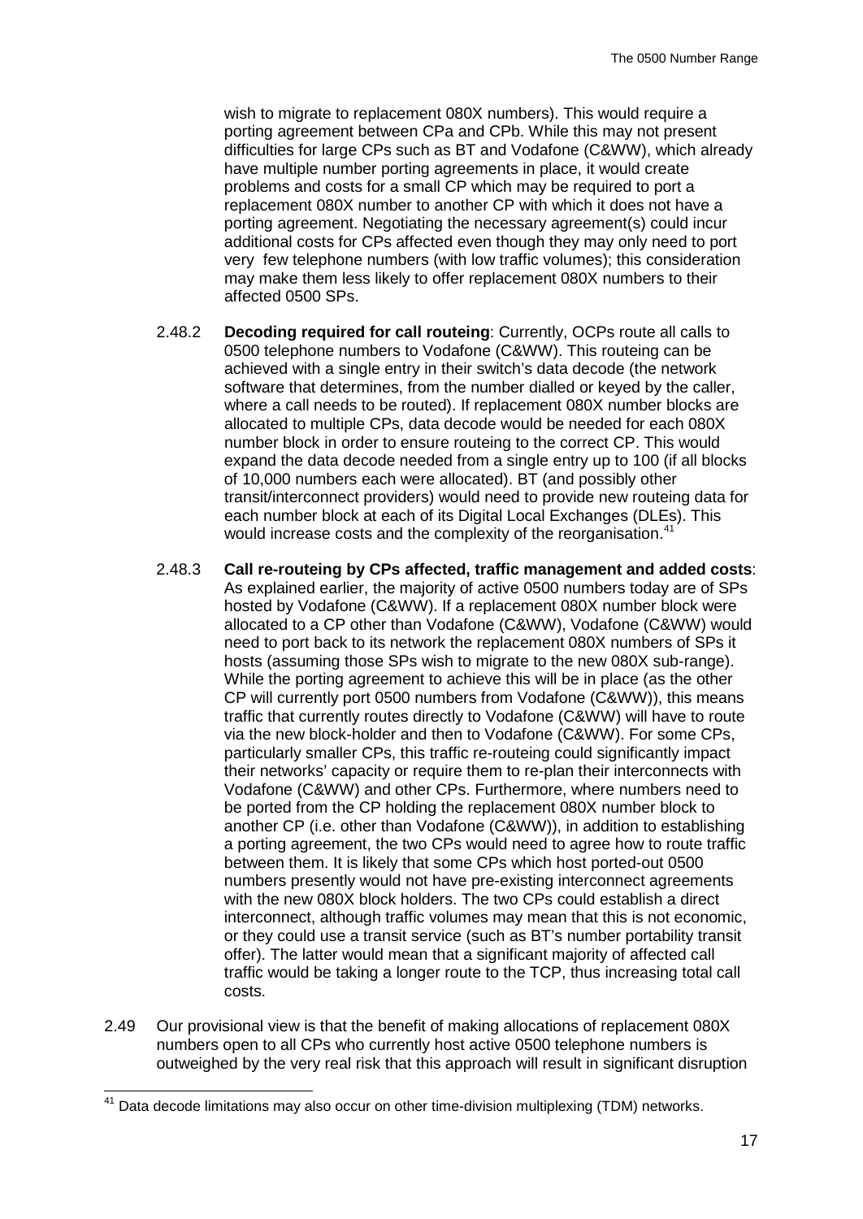wish to migrate to replacement 080X numbers). This would require a porting agreement between CPa and CPb. While this may not present difficulties for large CPs such as BT and Vodafone (C&WW), which already have multiple number porting agreements in place, it would create problems and costs for a small CP which may be required to port a replacement 080X number to another CP with which it does not have a porting agreement. Negotiating the necessary agreement(s) could incur additional costs for CPs affected even though they may only need to port very few telephone numbers (with low traffic volumes); this consideration may make them less likely to offer replacement 080X numbers to their affected 0500 SPs.

2.48.2 **Decoding required for call routeing**: Currently, OCPs route all calls to 0500 telephone numbers to Vodafone (C&WW). This routeing can be achieved with a single entry in their switch's data decode (the network software that determines, from the number dialled or keyed by the caller, where a call needs to be routed). If replacement 080X number blocks are allocated to multiple CPs, data decode would be needed for each 080X number block in order to ensure routeing to the correct CP. This would expand the data decode needed from a single entry up to 100 (if all blocks of 10,000 numbers each were allocated). BT (and possibly other transit/interconnect providers) would need to provide new routeing data for each number block at each of its Digital Local Exchanges (DLEs). This would increase costs and the complexity of the reorganisation.[41]

2.48.3 **Call re-routeing by CPs affected, traffic management and added costs**: As explained earlier, the majority of active 0500 numbers today are of SPs hosted by Vodafone (C&WW). If a replacement 080X number block were allocated to a CP other than Vodafone (C&WW), Vodafone (C&WW) would need to port back to its network the replacement 080X numbers of SPs it hosts (assuming those SPs wish to migrate to the new 080X sub-range). While the porting agreement to achieve this will be in place (as the other CP will currently port 0500 numbers from Vodafone (C&WW)), this means traffic that currently routes directly to Vodafone (C&WW) will have to route via the new block-holder and then to Vodafone (C&WW). For some CPs, particularly smaller CPs, this traffic re-routeing could significantly impact their networks' capacity or require them to re-plan their interconnects with Vodafone (C&WW) and other CPs. Furthermore, where numbers need to be ported from the CP holding the replacement 080X number block to another CP (i.e. other than Vodafone (C&WW)), in addition to establishing a porting agreement, the two CPs would need to agree how to route traffic between them. It is likely that some CPs which host ported-out 0500 numbers presently would not have pre-existing interconnect agreements with the new 080X block holders. The two CPs could establish a direct interconnect, although traffic volumes may mean that this is not economic, or they could use a transit service (such as BT's number portability transit offer). The latter would mean that a significant majority of affected call traffic would be taking a longer route to the TCP, thus increasing total call costs.

2.49 Our provisional view is that the benefit of making allocations of replacement 080X numbers open to all CPs who currently host active 0500 telephone numbers is outweighed by the very real risk that this approach will result in significant disruption

[41] Data decode limitations may also occur on other time-division multiplexing (TDM) networks.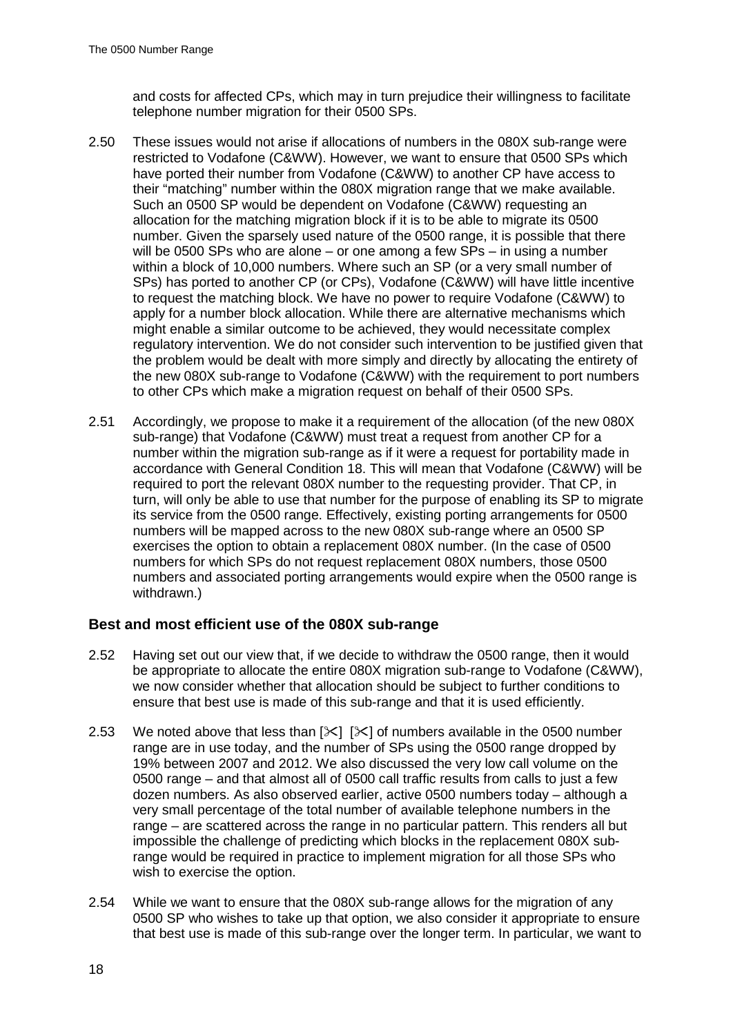and costs for affected CPs, which may in turn prejudice their willingness to facilitate telephone number migration for their 0500 SPs.

2.50 These issues would not arise if allocations of numbers in the 080X sub-range were restricted to Vodafone (C&WW). However, we want to ensure that 0500 SPs which have ported their number from Vodafone (C&WW) to another CP have access to their "matching" number within the 080X migration range that we make available. Such an 0500 SP would be dependent on Vodafone (C&WW) requesting an allocation for the matching migration block if it is to be able to migrate its 0500 number. Given the sparsely used nature of the 0500 range, it is possible that there will be 0500 SPs who are alone – or one among a few SPs – in using a number within a block of 10,000 numbers. Where such an SP (or a very small number of SPs) has ported to another CP (or CPs), Vodafone (C&WW) will have little incentive to request the matching block. We have no power to require Vodafone (C&WW) to apply for a number block allocation. While there are alternative mechanisms which might enable a similar outcome to be achieved, they would necessitate complex regulatory intervention. We do not consider such intervention to be justified given that the problem would be dealt with more simply and directly by allocating the entirety of the new 080X sub-range to Vodafone (C&WW) with the requirement to port numbers to other CPs which make a migration request on behalf of their 0500 SPs.

2.51 Accordingly, we propose to make it a requirement of the allocation (of the new 080X sub-range) that Vodafone (C&WW) must treat a request from another CP for a number within the migration sub-range as if it were a request for portability made in accordance with General Condition 18. This will mean that Vodafone (C&WW) will be required to port the relevant 080X number to the requesting provider. That CP, in turn, will only be able to use that number for the purpose of enabling its SP to migrate its service from the 0500 range. Effectively, existing porting arrangements for 0500 numbers will be mapped across to the new 080X sub-range where an 0500 SP exercises the option to obtain a replacement 080X number. (In the case of 0500 numbers for which SPs do not request replacement 080X numbers, those 0500 numbers and associated porting arrangements would expire when the 0500 range is withdrawn.)

### Best and most efficient use of the 080X sub-range

2.52 Having set out our view that, if we decide to withdraw the 0500 range, then it would be appropriate to allocate the entire 080X migration sub-range to Vodafone (C&WW), we now consider whether that allocation should be subject to further conditions to ensure that best use is made of this sub-range and that it is used efficiently.

2.53 We noted above that less than [✂] [✂] of numbers available in the 0500 number range are in use today, and the number of SPs using the 0500 range dropped by 19% between 2007 and 2012. We also discussed the very low call volume on the 0500 range – and that almost all of 0500 call traffic results from calls to just a few dozen numbers. As also observed earlier, active 0500 numbers today – although a very small percentage of the total number of available telephone numbers in the range – are scattered across the range in no particular pattern. This renders all but impossible the challenge of predicting which blocks in the replacement 080X sub-range would be required in practice to implement migration for all those SPs who wish to exercise the option.

2.54 While we want to ensure that the 080X sub-range allows for the migration of any 0500 SP who wishes to take up that option, we also consider it appropriate to ensure that best use is made of this sub-range over the longer term. In particular, we want to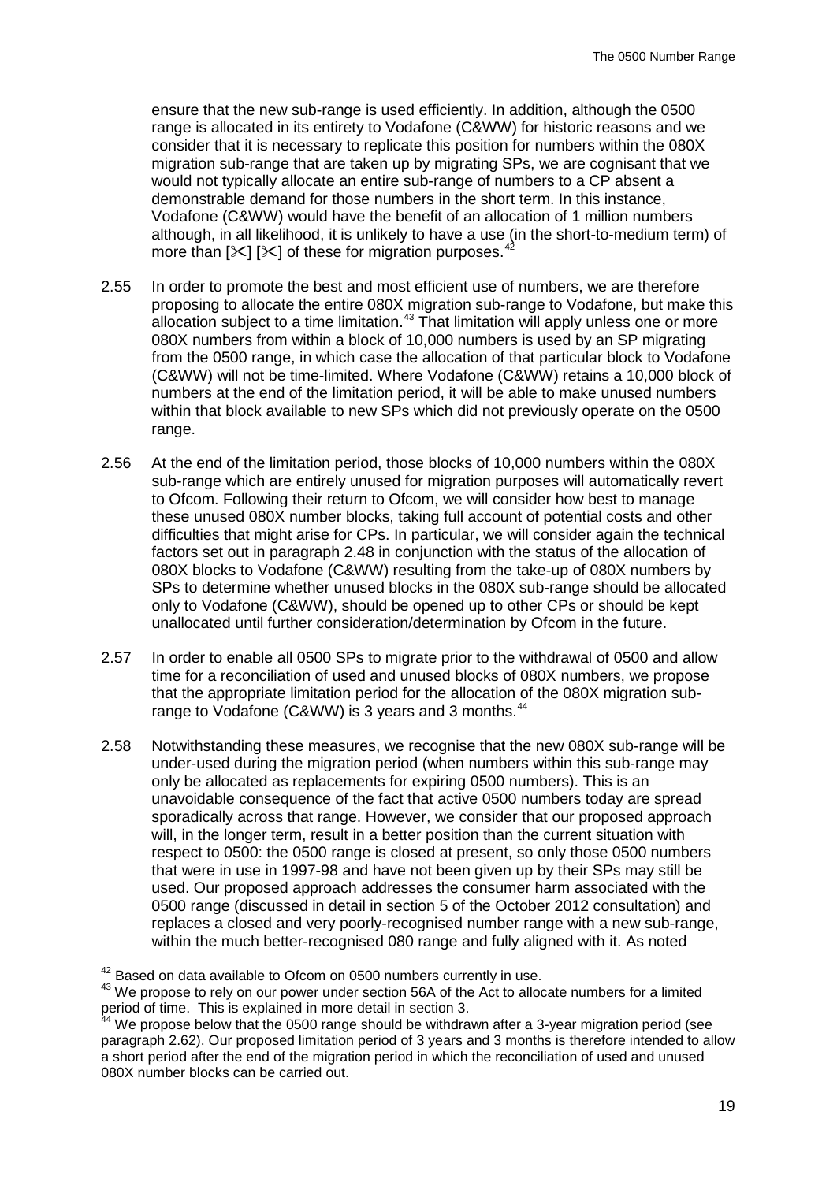ensure that the new sub-range is used efficiently. In addition, although the 0500 range is allocated in its entirety to Vodafone (C&WW) for historic reasons and we consider that it is necessary to replicate this position for numbers within the 080X migration sub-range that are taken up by migrating SPs, we are cognisant that we would not typically allocate an entire sub-range of numbers to a CP absent a demonstrable demand for those numbers in the short term. In this instance, Vodafone (C&WW) would have the benefit of an allocation of 1 million numbers although, in all likelihood, it is unlikely to have a use (in the short-to-medium term) of more than [✂] [✂] of these for migration purposes.[42]

2.55 In order to promote the best and most efficient use of numbers, we are therefore proposing to allocate the entire 080X migration sub-range to Vodafone, but make this allocation subject to a time limitation.[43] That limitation will apply unless one or more 080X numbers from within a block of 10,000 numbers is used by an SP migrating from the 0500 range, in which case the allocation of that particular block to Vodafone (C&WW) will not be time-limited. Where Vodafone (C&WW) retains a 10,000 block of numbers at the end of the limitation period, it will be able to make unused numbers within that block available to new SPs which did not previously operate on the 0500 range.

2.56 At the end of the limitation period, those blocks of 10,000 numbers within the 080X sub-range which are entirely unused for migration purposes will automatically revert to Ofcom. Following their return to Ofcom, we will consider how best to manage these unused 080X number blocks, taking full account of potential costs and other difficulties that might arise for CPs. In particular, we will consider again the technical factors set out in paragraph 2.48 in conjunction with the status of the allocation of 080X blocks to Vodafone (C&WW) resulting from the take-up of 080X numbers by SPs to determine whether unused blocks in the 080X sub-range should be allocated only to Vodafone (C&WW), should be opened up to other CPs or should be kept unallocated until further consideration/determination by Ofcom in the future.

2.57 In order to enable all 0500 SPs to migrate prior to the withdrawal of 0500 and allow time for a reconciliation of used and unused blocks of 080X numbers, we propose that the appropriate limitation period for the allocation of the 080X migration sub-range to Vodafone (C&WW) is 3 years and 3 months.[44]

2.58 Notwithstanding these measures, we recognise that the new 080X sub-range will be under-used during the migration period (when numbers within this sub-range may only be allocated as replacements for expiring 0500 numbers). This is an unavoidable consequence of the fact that active 0500 numbers today are spread sporadically across that range. However, we consider that our proposed approach will, in the longer term, result in a better position than the current situation with respect to 0500: the 0500 range is closed at present, so only those 0500 numbers that were in use in 1997-98 and have not been given up by their SPs may still be used. Our proposed approach addresses the consumer harm associated with the 0500 range (discussed in detail in section 5 of the October 2012 consultation) and replaces a closed and very poorly-recognised number range with a new sub-range, within the much better-recognised 080 range and fully aligned with it. As noted

---

[42] Based on data available to Ofcom on 0500 numbers currently in use.

[43] We propose to rely on our power under section 56A of the Act to allocate numbers for a limited period of time. This is explained in more detail in section 3.

[44] We propose below that the 0500 range should be withdrawn after a 3-year migration period (see paragraph 2.62). Our proposed limitation period of 3 years and 3 months is therefore intended to allow a short period after the end of the migration period in which the reconciliation of used and unused 080X number blocks can be carried out.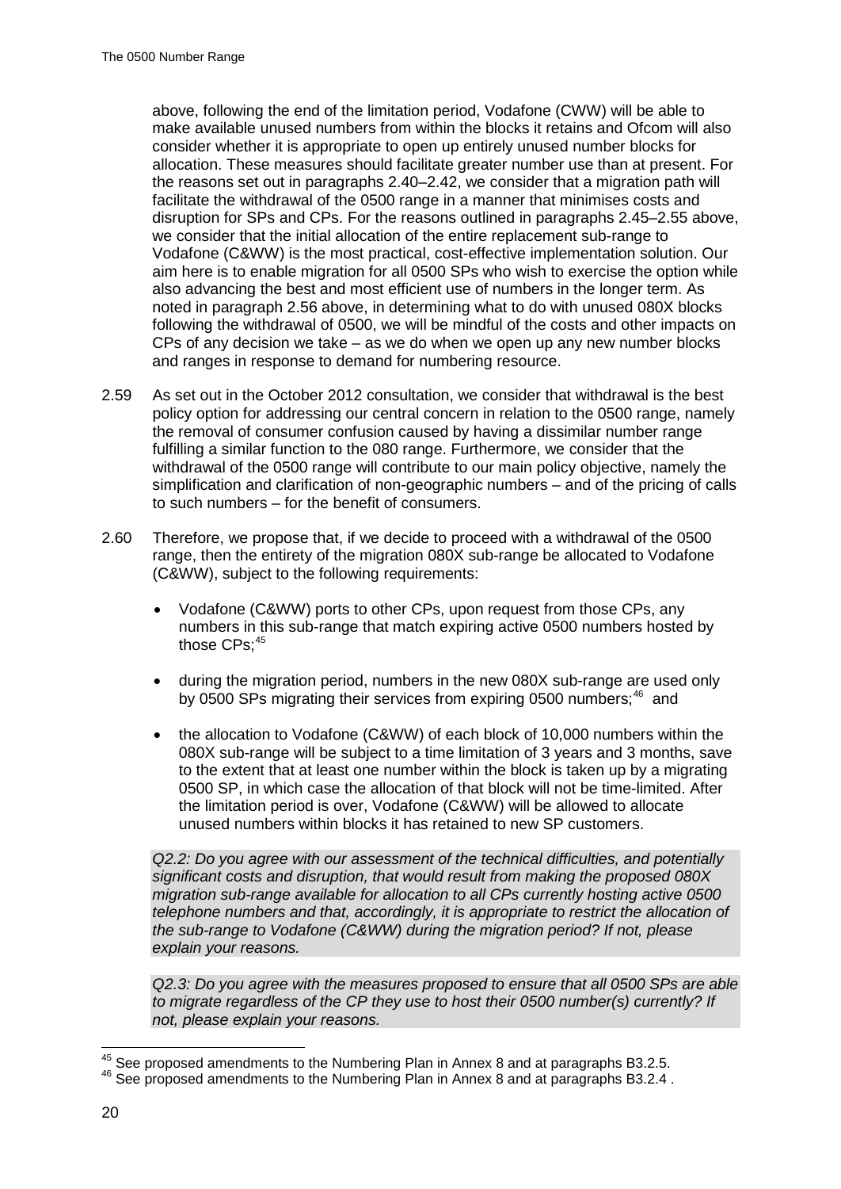above, following the end of the limitation period, Vodafone (CWW) will be able to make available unused numbers from within the blocks it retains and Ofcom will also consider whether it is appropriate to open up entirely unused number blocks for allocation. These measures should facilitate greater number use than at present. For the reasons set out in paragraphs 2.40–2.42, we consider that a migration path will facilitate the withdrawal of the 0500 range in a manner that minimises costs and disruption for SPs and CPs. For the reasons outlined in paragraphs 2.45–2.55 above, we consider that the initial allocation of the entire replacement sub-range to Vodafone (C&WW) is the most practical, cost-effective implementation solution. Our aim here is to enable migration for all 0500 SPs who wish to exercise the option while also advancing the best and most efficient use of numbers in the longer term. As noted in paragraph 2.56 above, in determining what to do with unused 080X blocks following the withdrawal of 0500, we will be mindful of the costs and other impacts on CPs of any decision we take – as we do when we open up any new number blocks and ranges in response to demand for numbering resource.

2.59 As set out in the October 2012 consultation, we consider that withdrawal is the best policy option for addressing our central concern in relation to the 0500 range, namely the removal of consumer confusion caused by having a dissimilar number range fulfilling a similar function to the 080 range. Furthermore, we consider that the withdrawal of the 0500 range will contribute to our main policy objective, namely the simplification and clarification of non-geographic numbers – and of the pricing of calls to such numbers – for the benefit of consumers.

2.60 Therefore, we propose that, if we decide to proceed with a withdrawal of the 0500 range, then the entirety of the migration 080X sub-range be allocated to Vodafone (C&WW), subject to the following requirements:

- Vodafone (C&WW) ports to other CPs, upon request from those CPs, any numbers in this sub-range that match expiring active 0500 numbers hosted by those CPs;[45]
- during the migration period, numbers in the new 080X sub-range are used only by 0500 SPs migrating their services from expiring 0500 numbers;[46] and
- the allocation to Vodafone (C&WW) of each block of 10,000 numbers within the 080X sub-range will be subject to a time limitation of 3 years and 3 months, save to the extent that at least one number within the block is taken up by a migrating 0500 SP, in which case the allocation of that block will not be time-limited. After the limitation period is over, Vodafone (C&WW) will be allowed to allocate unused numbers within blocks it has retained to new SP customers.

*Q2.2: Do you agree with our assessment of the technical difficulties, and potentially significant costs and disruption, that would result from making the proposed 080X migration sub-range available for allocation to all CPs currently hosting active 0500 telephone numbers and that, accordingly, it is appropriate to restrict the allocation of the sub-range to Vodafone (C&WW) during the migration period? If not, please explain your reasons.*

*Q2.3: Do you agree with the measures proposed to ensure that all 0500 SPs are able to migrate regardless of the CP they use to host their 0500 number(s) currently? If not, please explain your reasons.*

[45] See proposed amendments to the Numbering Plan in Annex 8 and at paragraphs B3.2.5.

[46] See proposed amendments to the Numbering Plan in Annex 8 and at paragraphs B3.2.4 .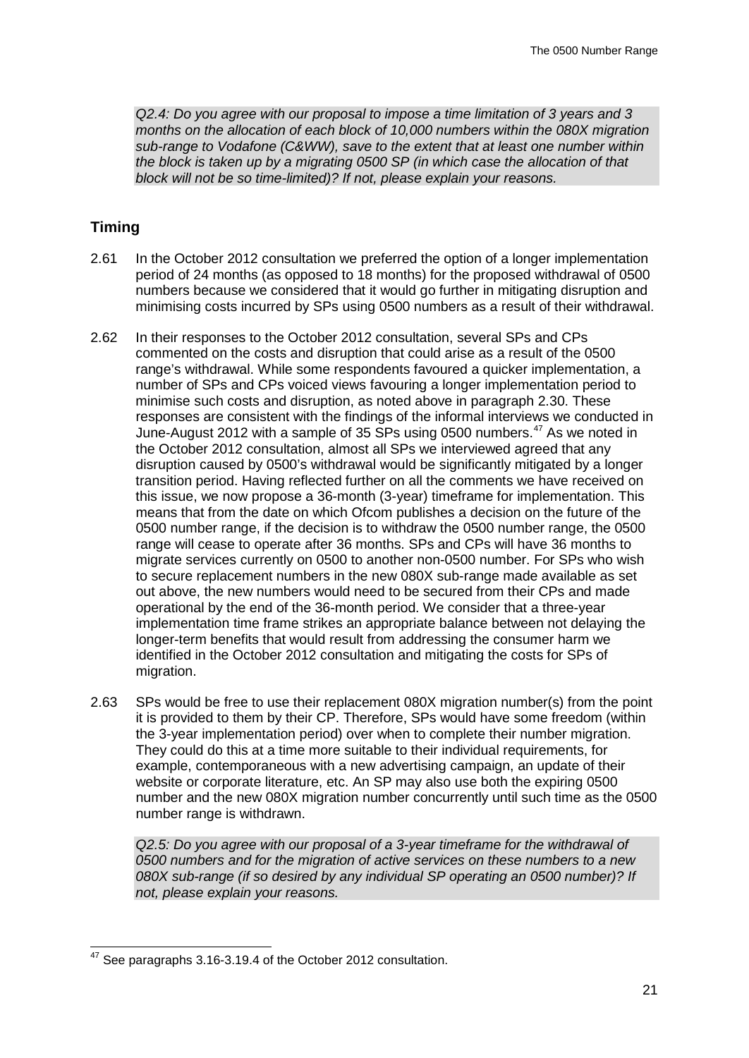*Q2.4: Do you agree with our proposal to impose a time limitation of 3 years and 3 months on the allocation of each block of 10,000 numbers within the 080X migration sub-range to Vodafone (C&WW), save to the extent that at least one number within the block is taken up by a migrating 0500 SP (in which case the allocation of that block will not be so time-limited)? If not, please explain your reasons.*

## Timing

2.61 In the October 2012 consultation we preferred the option of a longer implementation period of 24 months (as opposed to 18 months) for the proposed withdrawal of 0500 numbers because we considered that it would go further in mitigating disruption and minimising costs incurred by SPs using 0500 numbers as a result of their withdrawal.

2.62 In their responses to the October 2012 consultation, several SPs and CPs commented on the costs and disruption that could arise as a result of the 0500 range's withdrawal. While some respondents favoured a quicker implementation, a number of SPs and CPs voiced views favouring a longer implementation period to minimise such costs and disruption, as noted above in paragraph 2.30. These responses are consistent with the findings of the informal interviews we conducted in June-August 2012 with a sample of 35 SPs using 0500 numbers.[47] As we noted in the October 2012 consultation, almost all SPs we interviewed agreed that any disruption caused by 0500's withdrawal would be significantly mitigated by a longer transition period. Having reflected further on all the comments we have received on this issue, we now propose a 36-month (3-year) timeframe for implementation. This means that from the date on which Ofcom publishes a decision on the future of the 0500 number range, if the decision is to withdraw the 0500 number range, the 0500 range will cease to operate after 36 months. SPs and CPs will have 36 months to migrate services currently on 0500 to another non-0500 number. For SPs who wish to secure replacement numbers in the new 080X sub-range made available as set out above, the new numbers would need to be secured from their CPs and made operational by the end of the 36-month period. We consider that a three-year implementation time frame strikes an appropriate balance between not delaying the longer-term benefits that would result from addressing the consumer harm we identified in the October 2012 consultation and mitigating the costs for SPs of migration.

2.63 SPs would be free to use their replacement 080X migration number(s) from the point it is provided to them by their CP. Therefore, SPs would have some freedom (within the 3-year implementation period) over when to complete their number migration. They could do this at a time more suitable to their individual requirements, for example, contemporaneous with a new advertising campaign, an update of their website or corporate literature, etc. An SP may also use both the expiring 0500 number and the new 080X migration number concurrently until such time as the 0500 number range is withdrawn.

*Q2.5: Do you agree with our proposal of a 3-year timeframe for the withdrawal of 0500 numbers and for the migration of active services on these numbers to a new 080X sub-range (if so desired by any individual SP operating an 0500 number)? If not, please explain your reasons.*

---

[47] See paragraphs 3.16-3.19.4 of the October 2012 consultation.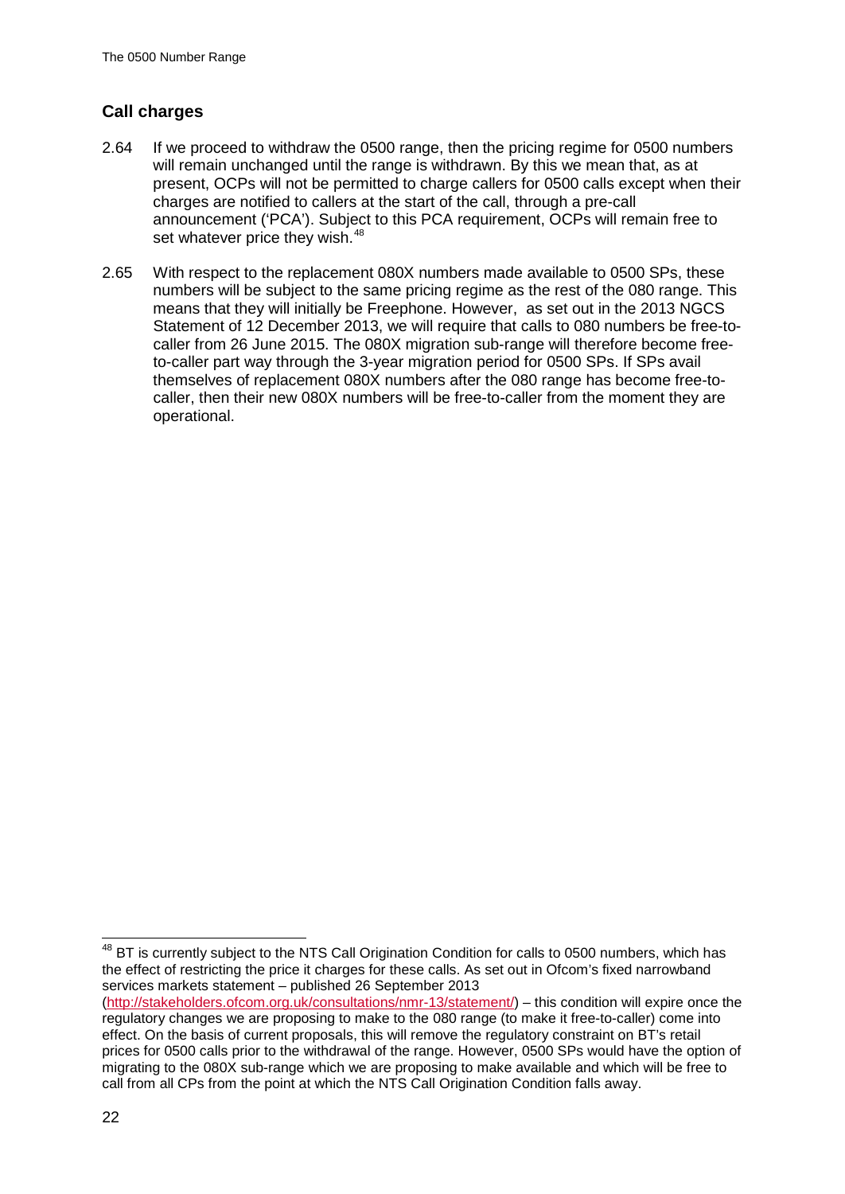## Call charges

2.64 If we proceed to withdraw the 0500 range, then the pricing regime for 0500 numbers will remain unchanged until the range is withdrawn. By this we mean that, as at present, OCPs will not be permitted to charge callers for 0500 calls except when their charges are notified to callers at the start of the call, through a pre-call announcement ('PCA'). Subject to this PCA requirement, OCPs will remain free to set whatever price they wish.[48]

2.65 With respect to the replacement 080X numbers made available to 0500 SPs, these numbers will be subject to the same pricing regime as the rest of the 080 range. This means that they will initially be Freephone. However, as set out in the 2013 NGCS Statement of 12 December 2013, we will require that calls to 080 numbers be free-to-caller from 26 June 2015. The 080X migration sub-range will therefore become free-to-caller part way through the 3-year migration period for 0500 SPs. If SPs avail themselves of replacement 080X numbers after the 080 range has become free-to-caller, then their new 080X numbers will be free-to-caller from the moment they are operational.

---

[48] BT is currently subject to the NTS Call Origination Condition for calls to 0500 numbers, which has the effect of restricting the price it charges for these calls. As set out in Ofcom's fixed narrowband services markets statement – published 26 September 2013 (http://stakeholders.ofcom.org.uk/consultations/nmr-13/statement/) – this condition will expire once the regulatory changes we are proposing to make to the 080 range (to make it free-to-caller) come into effect. On the basis of current proposals, this will remove the regulatory constraint on BT's retail prices for 0500 calls prior to the withdrawal of the range. However, 0500 SPs would have the option of migrating to the 080X sub-range which we are proposing to make available and which will be free to call from all CPs from the point at which the NTS Call Origination Condition falls away.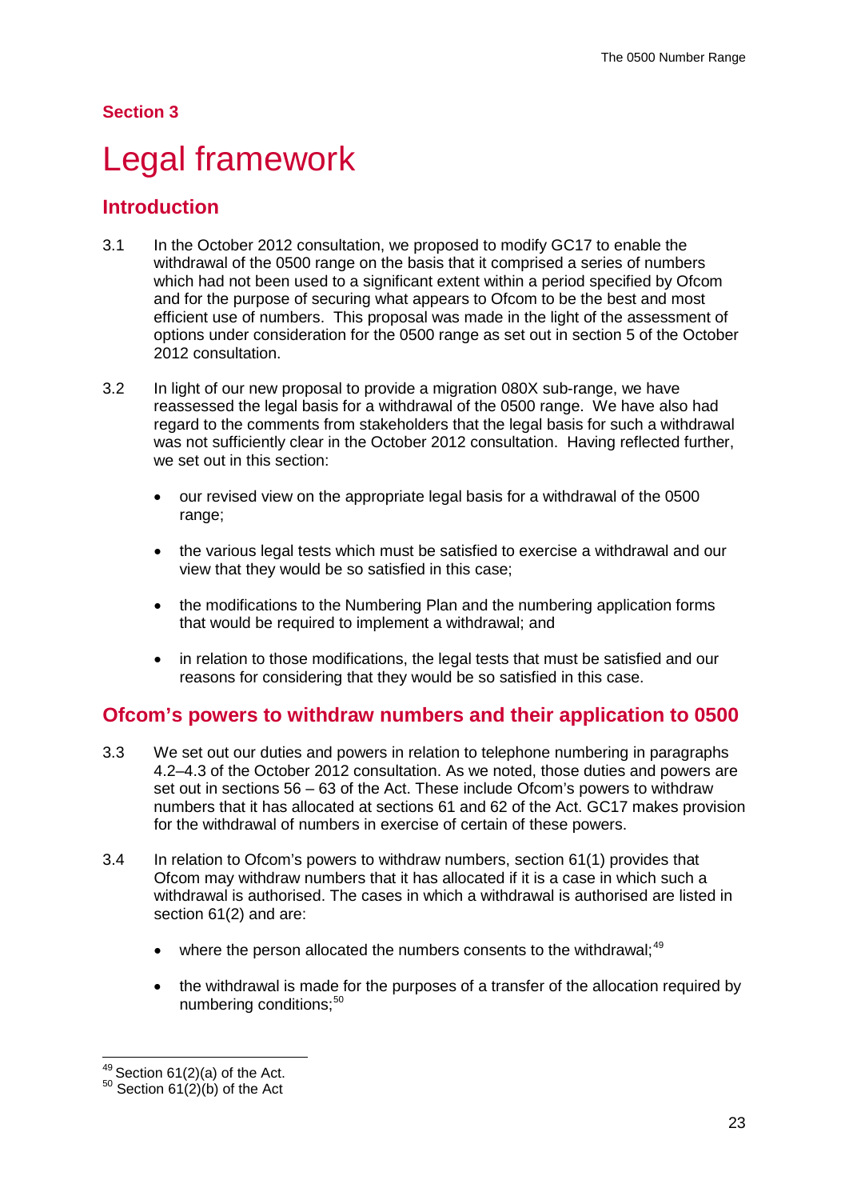## Section 3

# Legal framework

## Introduction

3.1 In the October 2012 consultation, we proposed to modify GC17 to enable the withdrawal of the 0500 range on the basis that it comprised a series of numbers which had not been used to a significant extent within a period specified by Ofcom and for the purpose of securing what appears to Ofcom to be the best and most efficient use of numbers. This proposal was made in the light of the assessment of options under consideration for the 0500 range as set out in section 5 of the October 2012 consultation.

3.2 In light of our new proposal to provide a migration 080X sub-range, we have reassessed the legal basis for a withdrawal of the 0500 range. We have also had regard to the comments from stakeholders that the legal basis for such a withdrawal was not sufficiently clear in the October 2012 consultation. Having reflected further, we set out in this section:

- our revised view on the appropriate legal basis for a withdrawal of the 0500 range;
- the various legal tests which must be satisfied to exercise a withdrawal and our view that they would be so satisfied in this case;
- the modifications to the Numbering Plan and the numbering application forms that would be required to implement a withdrawal; and
- in relation to those modifications, the legal tests that must be satisfied and our reasons for considering that they would be so satisfied in this case.

## Ofcom's powers to withdraw numbers and their application to 0500

3.3 We set out our duties and powers in relation to telephone numbering in paragraphs 4.2–4.3 of the October 2012 consultation. As we noted, those duties and powers are set out in sections 56 – 63 of the Act. These include Ofcom's powers to withdraw numbers that it has allocated at sections 61 and 62 of the Act. GC17 makes provision for the withdrawal of numbers in exercise of certain of these powers.

3.4 In relation to Ofcom's powers to withdraw numbers, section 61(1) provides that Ofcom may withdraw numbers that it has allocated if it is a case in which such a withdrawal is authorised. The cases in which a withdrawal is authorised are listed in section 61(2) and are:

- where the person allocated the numbers consents to the withdrawal;[49]
- the withdrawal is made for the purposes of a transfer of the allocation required by numbering conditions;[50]

[49] Section 61(2)(a) of the Act.
[50] Section 61(2)(b) of the Act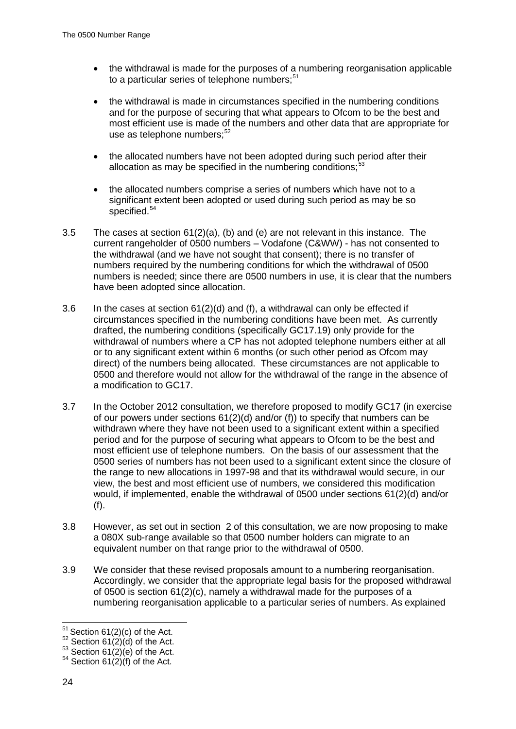- the withdrawal is made for the purposes of a numbering reorganisation applicable to a particular series of telephone numbers;[51]
- the withdrawal is made in circumstances specified in the numbering conditions and for the purpose of securing that what appears to Ofcom to be the best and most efficient use is made of the numbers and other data that are appropriate for use as telephone numbers;[52]
- the allocated numbers have not been adopted during such period after their allocation as may be specified in the numbering conditions;[53]
- the allocated numbers comprise a series of numbers which have not to a significant extent been adopted or used during such period as may be so specified.[54]

3.5 The cases at section 61(2)(a), (b) and (e) are not relevant in this instance. The current rangeholder of 0500 numbers – Vodafone (C&WW) - has not consented to the withdrawal (and we have not sought that consent); there is no transfer of numbers required by the numbering conditions for which the withdrawal of 0500 numbers is needed; since there are 0500 numbers in use, it is clear that the numbers have been adopted since allocation.

3.6 In the cases at section 61(2)(d) and (f), a withdrawal can only be effected if circumstances specified in the numbering conditions have been met. As currently drafted, the numbering conditions (specifically GC17.19) only provide for the withdrawal of numbers where a CP has not adopted telephone numbers either at all or to any significant extent within 6 months (or such other period as Ofcom may direct) of the numbers being allocated. These circumstances are not applicable to 0500 and therefore would not allow for the withdrawal of the range in the absence of a modification to GC17.

3.7 In the October 2012 consultation, we therefore proposed to modify GC17 (in exercise of our powers under sections 61(2)(d) and/or (f)) to specify that numbers can be withdrawn where they have not been used to a significant extent within a specified period and for the purpose of securing what appears to Ofcom to be the best and most efficient use of telephone numbers. On the basis of our assessment that the 0500 series of numbers has not been used to a significant extent since the closure of the range to new allocations in 1997-98 and that its withdrawal would secure, in our view, the best and most efficient use of numbers, we considered this modification would, if implemented, enable the withdrawal of 0500 under sections 61(2)(d) and/or (f).

3.8 However, as set out in section 2 of this consultation, we are now proposing to make a 080X sub-range available so that 0500 number holders can migrate to an equivalent number on that range prior to the withdrawal of 0500.

3.9 We consider that these revised proposals amount to a numbering reorganisation. Accordingly, we consider that the appropriate legal basis for the proposed withdrawal of 0500 is section 61(2)(c), namely a withdrawal made for the purposes of a numbering reorganisation applicable to a particular series of numbers. As explained

[51] Section 61(2)(c) of the Act.
[52] Section 61(2)(d) of the Act.
[53] Section 61(2)(e) of the Act.
[54] Section 61(2)(f) of the Act.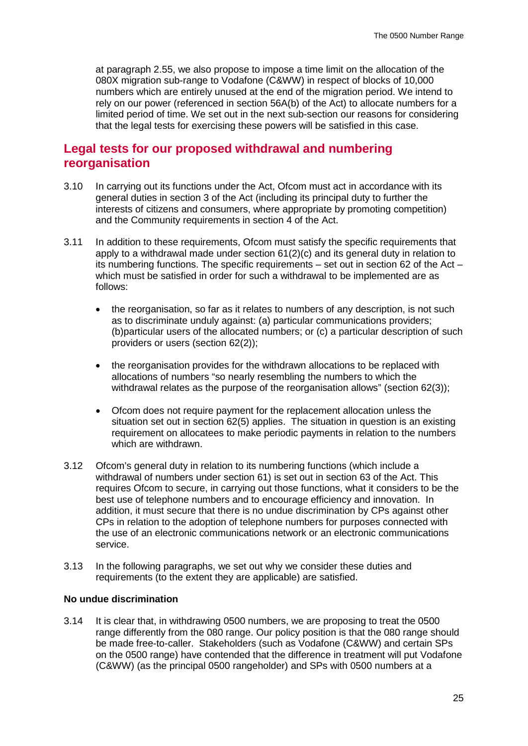at paragraph 2.55, we also propose to impose a time limit on the allocation of the 080X migration sub-range to Vodafone (C&WW) in respect of blocks of 10,000 numbers which are entirely unused at the end of the migration period. We intend to rely on our power (referenced in section 56A(b) of the Act) to allocate numbers for a limited period of time. We set out in the next sub-section our reasons for considering that the legal tests for exercising these powers will be satisfied in this case.

## Legal tests for our proposed withdrawal and numbering reorganisation

3.10 In carrying out its functions under the Act, Ofcom must act in accordance with its general duties in section 3 of the Act (including its principal duty to further the interests of citizens and consumers, where appropriate by promoting competition) and the Community requirements in section 4 of the Act.

3.11 In addition to these requirements, Ofcom must satisfy the specific requirements that apply to a withdrawal made under section 61(2)(c) and its general duty in relation to its numbering functions. The specific requirements – set out in section 62 of the Act – which must be satisfied in order for such a withdrawal to be implemented are as follows:

- the reorganisation, so far as it relates to numbers of any description, is not such as to discriminate unduly against: (a) particular communications providers; (b)particular users of the allocated numbers; or (c) a particular description of such providers or users (section 62(2));
- the reorganisation provides for the withdrawn allocations to be replaced with allocations of numbers "so nearly resembling the numbers to which the withdrawal relates as the purpose of the reorganisation allows" (section 62(3));
- Ofcom does not require payment for the replacement allocation unless the situation set out in section 62(5) applies. The situation in question is an existing requirement on allocatees to make periodic payments in relation to the numbers which are withdrawn.

3.12 Ofcom's general duty in relation to its numbering functions (which include a withdrawal of numbers under section 61) is set out in section 63 of the Act. This requires Ofcom to secure, in carrying out those functions, what it considers to be the best use of telephone numbers and to encourage efficiency and innovation. In addition, it must secure that there is no undue discrimination by CPs against other CPs in relation to the adoption of telephone numbers for purposes connected with the use of an electronic communications network or an electronic communications service.

3.13 In the following paragraphs, we set out why we consider these duties and requirements (to the extent they are applicable) are satisfied.

**No undue discrimination**

3.14 It is clear that, in withdrawing 0500 numbers, we are proposing to treat the 0500 range differently from the 080 range. Our policy position is that the 080 range should be made free-to-caller. Stakeholders (such as Vodafone (C&WW) and certain SPs on the 0500 range) have contended that the difference in treatment will put Vodafone (C&WW) (as the principal 0500 rangeholder) and SPs with 0500 numbers at a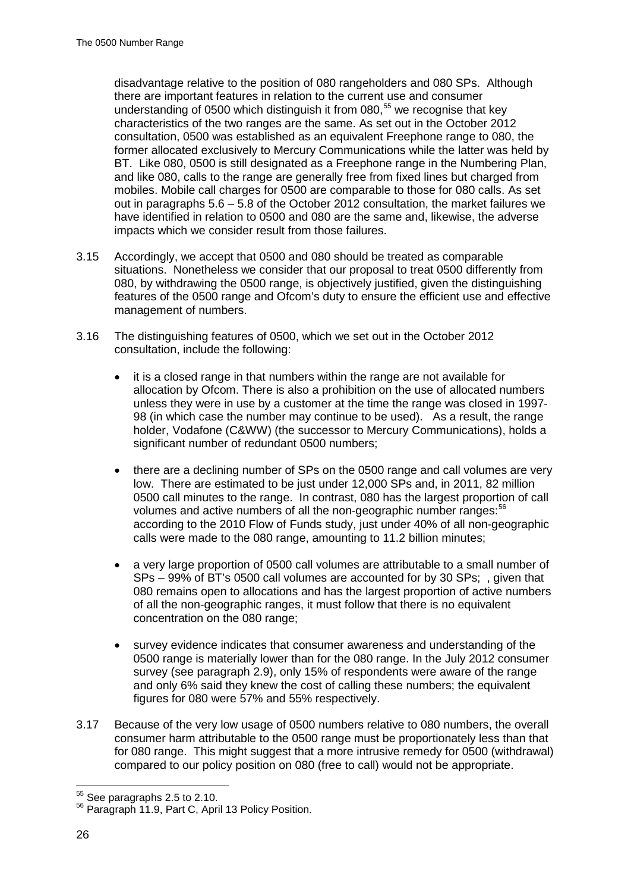disadvantage relative to the position of 080 rangeholders and 080 SPs. Although there are important features in relation to the current use and consumer understanding of 0500 which distinguish it from 080,[55] we recognise that key characteristics of the two ranges are the same. As set out in the October 2012 consultation, 0500 was established as an equivalent Freephone range to 080, the former allocated exclusively to Mercury Communications while the latter was held by BT. Like 080, 0500 is still designated as a Freephone range in the Numbering Plan, and like 080, calls to the range are generally free from fixed lines but charged from mobiles. Mobile call charges for 0500 are comparable to those for 080 calls. As set out in paragraphs 5.6 – 5.8 of the October 2012 consultation, the market failures we have identified in relation to 0500 and 080 are the same and, likewise, the adverse impacts which we consider result from those failures.

3.15 Accordingly, we accept that 0500 and 080 should be treated as comparable situations. Nonetheless we consider that our proposal to treat 0500 differently from 080, by withdrawing the 0500 range, is objectively justified, given the distinguishing features of the 0500 range and Ofcom's duty to ensure the efficient use and effective management of numbers.

3.16 The distinguishing features of 0500, which we set out in the October 2012 consultation, include the following:

- it is a closed range in that numbers within the range are not available for allocation by Ofcom. There is also a prohibition on the use of allocated numbers unless they were in use by a customer at the time the range was closed in 1997-98 (in which case the number may continue to be used). As a result, the range holder, Vodafone (C&WW) (the successor to Mercury Communications), holds a significant number of redundant 0500 numbers;

- there are a declining number of SPs on the 0500 range and call volumes are very low. There are estimated to be just under 12,000 SPs and, in 2011, 82 million 0500 call minutes to the range. In contrast, 080 has the largest proportion of call volumes and active numbers of all the non-geographic number ranges:[56] according to the 2010 Flow of Funds study, just under 40% of all non-geographic calls were made to the 080 range, amounting to 11.2 billion minutes;

- a very large proportion of 0500 call volumes are attributable to a small number of SPs – 99% of BT's 0500 call volumes are accounted for by 30 SPs; , given that 080 remains open to allocations and has the largest proportion of active numbers of all the non-geographic ranges, it must follow that there is no equivalent concentration on the 080 range;

- survey evidence indicates that consumer awareness and understanding of the 0500 range is materially lower than for the 080 range. In the July 2012 consumer survey (see paragraph 2.9), only 15% of respondents were aware of the range and only 6% said they knew the cost of calling these numbers; the equivalent figures for 080 were 57% and 55% respectively.

3.17 Because of the very low usage of 0500 numbers relative to 080 numbers, the overall consumer harm attributable to the 0500 range must be proportionately less than that for 080 range. This might suggest that a more intrusive remedy for 0500 (withdrawal) compared to our policy position on 080 (free to call) would not be appropriate.

---

[55] See paragraphs 2.5 to 2.10.

[56] Paragraph 11.9, Part C, April 13 Policy Position.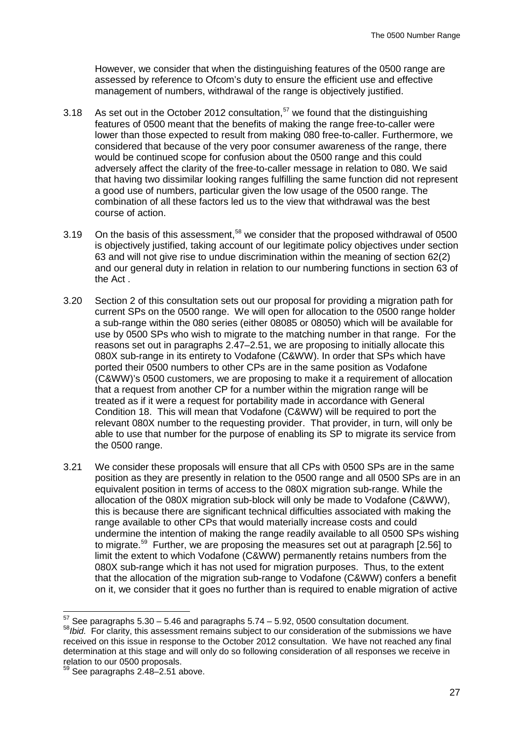However, we consider that when the distinguishing features of the 0500 range are assessed by reference to Ofcom's duty to ensure the efficient use and effective management of numbers, withdrawal of the range is objectively justified.

3.18 As set out in the October 2012 consultation,[57] we found that the distinguishing features of 0500 meant that the benefits of making the range free-to-caller were lower than those expected to result from making 080 free-to-caller. Furthermore, we considered that because of the very poor consumer awareness of the range, there would be continued scope for confusion about the 0500 range and this could adversely affect the clarity of the free-to-caller message in relation to 080. We said that having two dissimilar looking ranges fulfilling the same function did not represent a good use of numbers, particular given the low usage of the 0500 range. The combination of all these factors led us to the view that withdrawal was the best course of action.

3.19 On the basis of this assessment,[58] we consider that the proposed withdrawal of 0500 is objectively justified, taking account of our legitimate policy objectives under section 63 and will not give rise to undue discrimination within the meaning of section 62(2) and our general duty in relation in relation to our numbering functions in section 63 of the Act .

3.20 Section 2 of this consultation sets out our proposal for providing a migration path for current SPs on the 0500 range. We will open for allocation to the 0500 range holder a sub-range within the 080 series (either 08085 or 08050) which will be available for use by 0500 SPs who wish to migrate to the matching number in that range. For the reasons set out in paragraphs 2.47–2.51, we are proposing to initially allocate this 080X sub-range in its entirety to Vodafone (C&WW). In order that SPs which have ported their 0500 numbers to other CPs are in the same position as Vodafone (C&WW)'s 0500 customers, we are proposing to make it a requirement of allocation that a request from another CP for a number within the migration range will be treated as if it were a request for portability made in accordance with General Condition 18. This will mean that Vodafone (C&WW) will be required to port the relevant 080X number to the requesting provider. That provider, in turn, will only be able to use that number for the purpose of enabling its SP to migrate its service from the 0500 range.

3.21 We consider these proposals will ensure that all CPs with 0500 SPs are in the same position as they are presently in relation to the 0500 range and all 0500 SPs are in an equivalent position in terms of access to the 080X migration sub-range. While the allocation of the 080X migration sub-block will only be made to Vodafone (C&WW), this is because there are significant technical difficulties associated with making the range available to other CPs that would materially increase costs and could undermine the intention of making the range readily available to all 0500 SPs wishing to migrate.[59] Further, we are proposing the measures set out at paragraph [2.56] to limit the extent to which Vodafone (C&WW) permanently retains numbers from the 080X sub-range which it has not used for migration purposes. Thus, to the extent that the allocation of the migration sub-range to Vodafone (C&WW) confers a benefit on it, we consider that it goes no further than is required to enable migration of active

---

[57] See paragraphs 5.30 – 5.46 and paragraphs 5.74 – 5.92, 0500 consultation document.

[58] *Ibid*. For clarity, this assessment remains subject to our consideration of the submissions we have received on this issue in response to the October 2012 consultation. We have not reached any final determination at this stage and will only do so following consideration of all responses we receive in relation to our 0500 proposals.

[59] See paragraphs 2.48–2.51 above.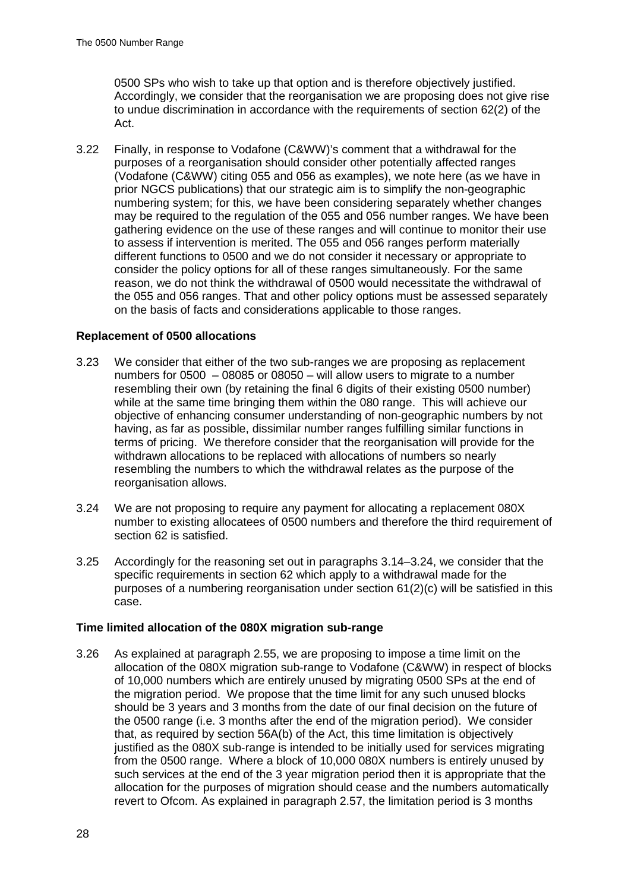0500 SPs who wish to take up that option and is therefore objectively justified. Accordingly, we consider that the reorganisation we are proposing does not give rise to undue discrimination in accordance with the requirements of section 62(2) of the Act.

3.22 Finally, in response to Vodafone (C&WW)'s comment that a withdrawal for the purposes of a reorganisation should consider other potentially affected ranges (Vodafone (C&WW) citing 055 and 056 as examples), we note here (as we have in prior NGCS publications) that our strategic aim is to simplify the non-geographic numbering system; for this, we have been considering separately whether changes may be required to the regulation of the 055 and 056 number ranges. We have been gathering evidence on the use of these ranges and will continue to monitor their use to assess if intervention is merited. The 055 and 056 ranges perform materially different functions to 0500 and we do not consider it necessary or appropriate to consider the policy options for all of these ranges simultaneously. For the same reason, we do not think the withdrawal of 0500 would necessitate the withdrawal of the 055 and 056 ranges. That and other policy options must be assessed separately on the basis of facts and considerations applicable to those ranges.

### Replacement of 0500 allocations

3.23 We consider that either of the two sub-ranges we are proposing as replacement numbers for 0500 – 08085 or 08050 – will allow users to migrate to a number resembling their own (by retaining the final 6 digits of their existing 0500 number) while at the same time bringing them within the 080 range. This will achieve our objective of enhancing consumer understanding of non-geographic numbers by not having, as far as possible, dissimilar number ranges fulfilling similar functions in terms of pricing. We therefore consider that the reorganisation will provide for the withdrawn allocations to be replaced with allocations of numbers so nearly resembling the numbers to which the withdrawal relates as the purpose of the reorganisation allows.

3.24 We are not proposing to require any payment for allocating a replacement 080X number to existing allocatees of 0500 numbers and therefore the third requirement of section 62 is satisfied.

3.25 Accordingly for the reasoning set out in paragraphs 3.14–3.24, we consider that the specific requirements in section 62 which apply to a withdrawal made for the purposes of a numbering reorganisation under section 61(2)(c) will be satisfied in this case.

### Time limited allocation of the 080X migration sub-range

3.26 As explained at paragraph 2.55, we are proposing to impose a time limit on the allocation of the 080X migration sub-range to Vodafone (C&WW) in respect of blocks of 10,000 numbers which are entirely unused by migrating 0500 SPs at the end of the migration period. We propose that the time limit for any such unused blocks should be 3 years and 3 months from the date of our final decision on the future of the 0500 range (i.e. 3 months after the end of the migration period). We consider that, as required by section 56A(b) of the Act, this time limitation is objectively justified as the 080X sub-range is intended to be initially used for services migrating from the 0500 range. Where a block of 10,000 080X numbers is entirely unused by such services at the end of the 3 year migration period then it is appropriate that the allocation for the purposes of migration should cease and the numbers automatically revert to Ofcom. As explained in paragraph 2.57, the limitation period is 3 months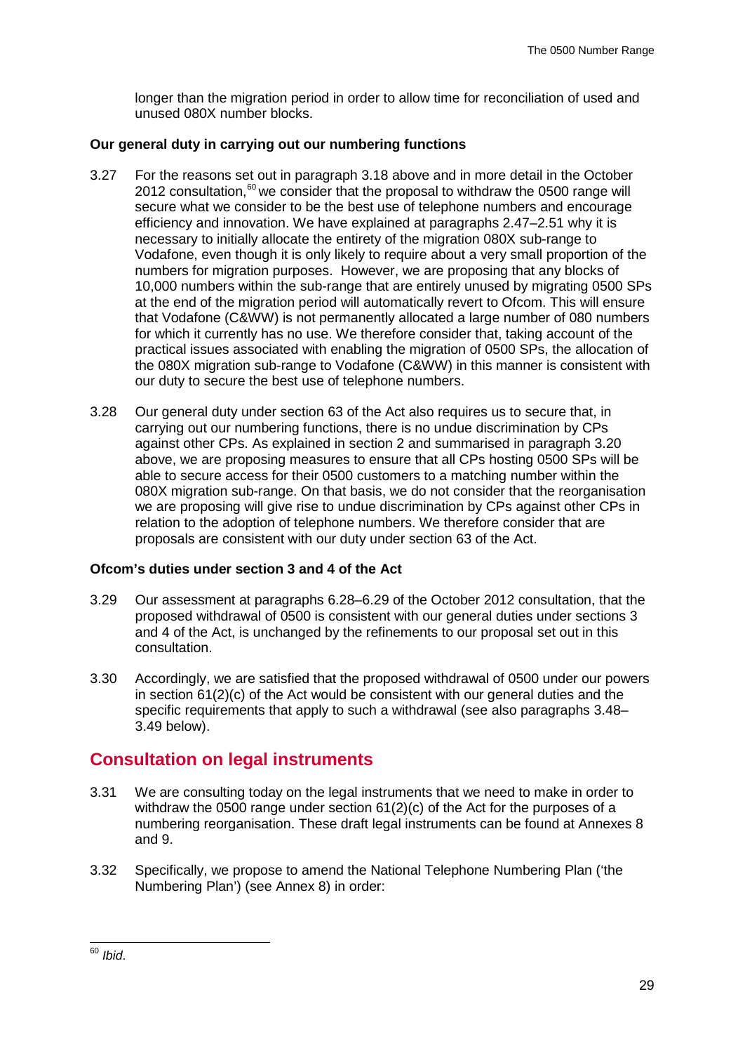longer than the migration period in order to allow time for reconciliation of used and unused 080X number blocks.

### Our general duty in carrying out our numbering functions

3.27 For the reasons set out in paragraph 3.18 above and in more detail in the October 2012 consultation,[60] we consider that the proposal to withdraw the 0500 range will secure what we consider to be the best use of telephone numbers and encourage efficiency and innovation. We have explained at paragraphs 2.47–2.51 why it is necessary to initially allocate the entirety of the migration 080X sub-range to Vodafone, even though it is only likely to require about a very small proportion of the numbers for migration purposes. However, we are proposing that any blocks of 10,000 numbers within the sub-range that are entirely unused by migrating 0500 SPs at the end of the migration period will automatically revert to Ofcom. This will ensure that Vodafone (C&WW) is not permanently allocated a large number of 080 numbers for which it currently has no use. We therefore consider that, taking account of the practical issues associated with enabling the migration of 0500 SPs, the allocation of the 080X migration sub-range to Vodafone (C&WW) in this manner is consistent with our duty to secure the best use of telephone numbers.

3.28 Our general duty under section 63 of the Act also requires us to secure that, in carrying out our numbering functions, there is no undue discrimination by CPs against other CPs. As explained in section 2 and summarised in paragraph 3.20 above, we are proposing measures to ensure that all CPs hosting 0500 SPs will be able to secure access for their 0500 customers to a matching number within the 080X migration sub-range. On that basis, we do not consider that the reorganisation we are proposing will give rise to undue discrimination by CPs against other CPs in relation to the adoption of telephone numbers. We therefore consider that are proposals are consistent with our duty under section 63 of the Act.

### Ofcom's duties under section 3 and 4 of the Act

3.29 Our assessment at paragraphs 6.28–6.29 of the October 2012 consultation, that the proposed withdrawal of 0500 is consistent with our general duties under sections 3 and 4 of the Act, is unchanged by the refinements to our proposal set out in this consultation.

3.30 Accordingly, we are satisfied that the proposed withdrawal of 0500 under our powers in section 61(2)(c) of the Act would be consistent with our general duties and the specific requirements that apply to such a withdrawal (see also paragraphs 3.48–3.49 below).

## Consultation on legal instruments

3.31 We are consulting today on the legal instruments that we need to make in order to withdraw the 0500 range under section 61(2)(c) of the Act for the purposes of a numbering reorganisation. These draft legal instruments can be found at Annexes 8 and 9.

3.32 Specifically, we propose to amend the National Telephone Numbering Plan ('the Numbering Plan') (see Annex 8) in order:

---

[60] *Ibid*.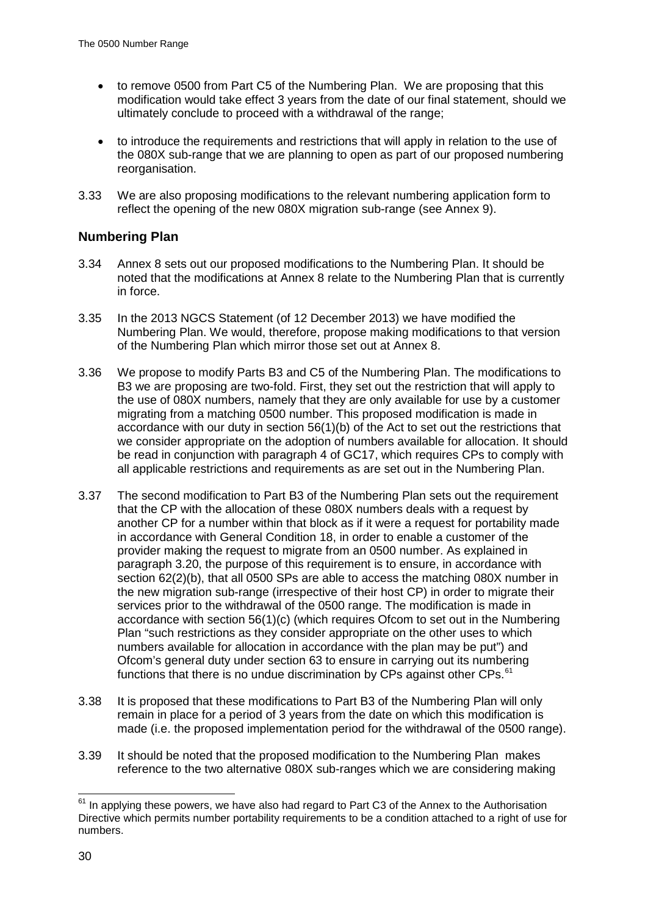- to remove 0500 from Part C5 of the Numbering Plan. We are proposing that this modification would take effect 3 years from the date of our final statement, should we ultimately conclude to proceed with a withdrawal of the range;

- to introduce the requirements and restrictions that will apply in relation to the use of the 080X sub-range that we are planning to open as part of our proposed numbering reorganisation.

3.33 We are also proposing modifications to the relevant numbering application form to reflect the opening of the new 080X migration sub-range (see Annex 9).

## Numbering Plan

3.34 Annex 8 sets out our proposed modifications to the Numbering Plan. It should be noted that the modifications at Annex 8 relate to the Numbering Plan that is currently in force.

3.35 In the 2013 NGCS Statement (of 12 December 2013) we have modified the Numbering Plan. We would, therefore, propose making modifications to that version of the Numbering Plan which mirror those set out at Annex 8.

3.36 We propose to modify Parts B3 and C5 of the Numbering Plan. The modifications to B3 we are proposing are two-fold. First, they set out the restriction that will apply to the use of 080X numbers, namely that they are only available for use by a customer migrating from a matching 0500 number. This proposed modification is made in accordance with our duty in section 56(1)(b) of the Act to set out the restrictions that we consider appropriate on the adoption of numbers available for allocation. It should be read in conjunction with paragraph 4 of GC17, which requires CPs to comply with all applicable restrictions and requirements as are set out in the Numbering Plan.

3.37 The second modification to Part B3 of the Numbering Plan sets out the requirement that the CP with the allocation of these 080X numbers deals with a request by another CP for a number within that block as if it were a request for portability made in accordance with General Condition 18, in order to enable a customer of the provider making the request to migrate from an 0500 number. As explained in paragraph 3.20, the purpose of this requirement is to ensure, in accordance with section 62(2)(b), that all 0500 SPs are able to access the matching 080X number in the new migration sub-range (irrespective of their host CP) in order to migrate their services prior to the withdrawal of the 0500 range. The modification is made in accordance with section 56(1)(c) (which requires Ofcom to set out in the Numbering Plan "such restrictions as they consider appropriate on the other uses to which numbers available for allocation in accordance with the plan may be put") and Ofcom's general duty under section 63 to ensure in carrying out its numbering functions that there is no undue discrimination by CPs against other CPs.[61]

3.38 It is proposed that these modifications to Part B3 of the Numbering Plan will only remain in place for a period of 3 years from the date on which this modification is made (i.e. the proposed implementation period for the withdrawal of the 0500 range).

3.39 It should be noted that the proposed modification to the Numbering Plan makes reference to the two alternative 080X sub-ranges which we are considering making

[61] In applying these powers, we have also had regard to Part C3 of the Annex to the Authorisation Directive which permits number portability requirements to be a condition attached to a right of use for numbers.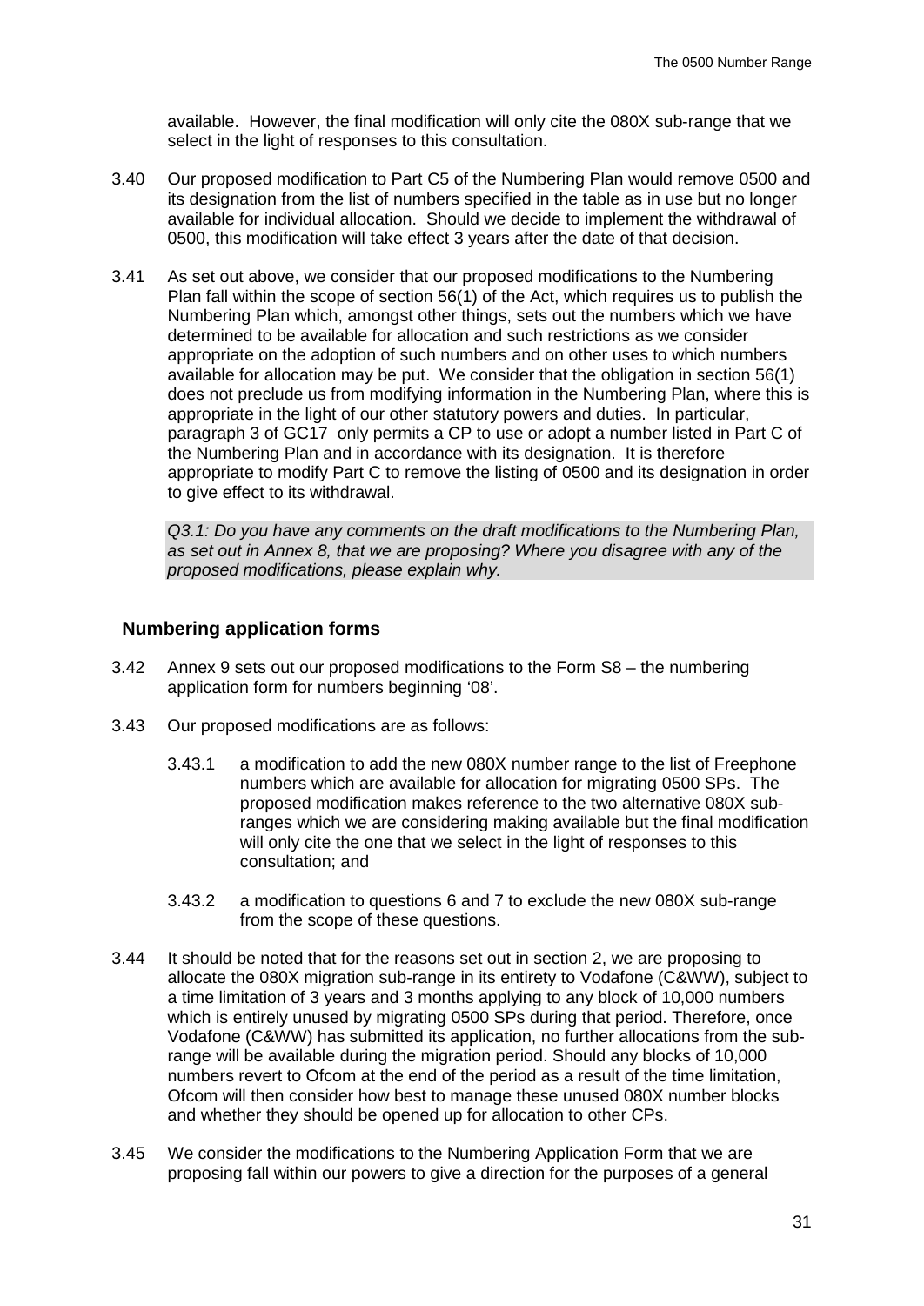available. However, the final modification will only cite the 080X sub-range that we select in the light of responses to this consultation.

3.40 Our proposed modification to Part C5 of the Numbering Plan would remove 0500 and its designation from the list of numbers specified in the table as in use but no longer available for individual allocation. Should we decide to implement the withdrawal of 0500, this modification will take effect 3 years after the date of that decision.

3.41 As set out above, we consider that our proposed modifications to the Numbering Plan fall within the scope of section 56(1) of the Act, which requires us to publish the Numbering Plan which, amongst other things, sets out the numbers which we have determined to be available for allocation and such restrictions as we consider appropriate on the adoption of such numbers and on other uses to which numbers available for allocation may be put. We consider that the obligation in section 56(1) does not preclude us from modifying information in the Numbering Plan, where this is appropriate in the light of our other statutory powers and duties. In particular, paragraph 3 of GC17 only permits a CP to use or adopt a number listed in Part C of the Numbering Plan and in accordance with its designation. It is therefore appropriate to modify Part C to remove the listing of 0500 and its designation in order to give effect to its withdrawal.

*Q3.1: Do you have any comments on the draft modifications to the Numbering Plan, as set out in Annex 8, that we are proposing? Where you disagree with any of the proposed modifications, please explain why.*

## Numbering application forms

3.42 Annex 9 sets out our proposed modifications to the Form S8 – the numbering application form for numbers beginning '08'.

3.43 Our proposed modifications are as follows:

3.43.1 a modification to add the new 080X number range to the list of Freephone numbers which are available for allocation for migrating 0500 SPs. The proposed modification makes reference to the two alternative 080X sub-ranges which we are considering making available but the final modification will only cite the one that we select in the light of responses to this consultation; and

3.43.2 a modification to questions 6 and 7 to exclude the new 080X sub-range from the scope of these questions.

3.44 It should be noted that for the reasons set out in section 2, we are proposing to allocate the 080X migration sub-range in its entirety to Vodafone (C&WW), subject to a time limitation of 3 years and 3 months applying to any block of 10,000 numbers which is entirely unused by migrating 0500 SPs during that period. Therefore, once Vodafone (C&WW) has submitted its application, no further allocations from the sub-range will be available during the migration period. Should any blocks of 10,000 numbers revert to Ofcom at the end of the period as a result of the time limitation, Ofcom will then consider how best to manage these unused 080X number blocks and whether they should be opened up for allocation to other CPs.

3.45 We consider the modifications to the Numbering Application Form that we are proposing fall within our powers to give a direction for the purposes of a general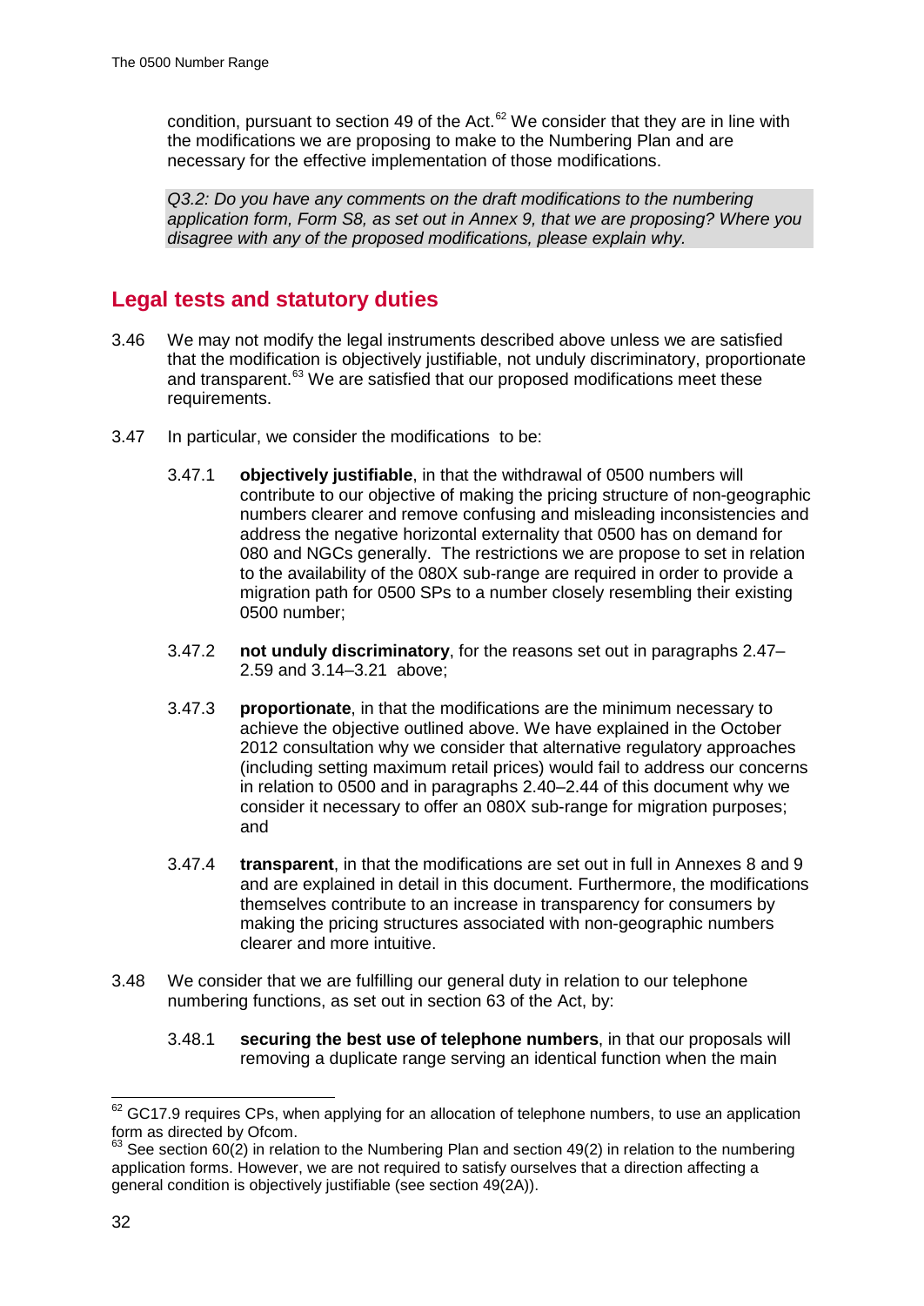condition, pursuant to section 49 of the Act.[62] We consider that they are in line with the modifications we are proposing to make to the Numbering Plan and are necessary for the effective implementation of those modifications.

*Q3.2: Do you have any comments on the draft modifications to the numbering application form, Form S8, as set out in Annex 9, that we are proposing? Where you disagree with any of the proposed modifications, please explain why.*

## Legal tests and statutory duties

3.46 We may not modify the legal instruments described above unless we are satisfied that the modification is objectively justifiable, not unduly discriminatory, proportionate and transparent.[63] We are satisfied that our proposed modifications meet these requirements.

3.47 In particular, we consider the modifications to be:

3.47.1 **objectively justifiable**, in that the withdrawal of 0500 numbers will contribute to our objective of making the pricing structure of non-geographic numbers clearer and remove confusing and misleading inconsistencies and address the negative horizontal externality that 0500 has on demand for 080 and NGCs generally. The restrictions we are propose to set in relation to the availability of the 080X sub-range are required in order to provide a migration path for 0500 SPs to a number closely resembling their existing 0500 number;

3.47.2 **not unduly discriminatory**, for the reasons set out in paragraphs 2.47–2.59 and 3.14–3.21 above;

3.47.3 **proportionate**, in that the modifications are the minimum necessary to achieve the objective outlined above. We have explained in the October 2012 consultation why we consider that alternative regulatory approaches (including setting maximum retail prices) would fail to address our concerns in relation to 0500 and in paragraphs 2.40–2.44 of this document why we consider it necessary to offer an 080X sub-range for migration purposes; and

3.47.4 **transparent**, in that the modifications are set out in full in Annexes 8 and 9 and are explained in detail in this document. Furthermore, the modifications themselves contribute to an increase in transparency for consumers by making the pricing structures associated with non-geographic numbers clearer and more intuitive.

3.48 We consider that we are fulfilling our general duty in relation to our telephone numbering functions, as set out in section 63 of the Act, by:

3.48.1 **securing the best use of telephone numbers**, in that our proposals will removing a duplicate range serving an identical function when the main

---

[62] GC17.9 requires CPs, when applying for an allocation of telephone numbers, to use an application form as directed by Ofcom.

[63] See section 60(2) in relation to the Numbering Plan and section 49(2) in relation to the numbering application forms. However, we are not required to satisfy ourselves that a direction affecting a general condition is objectively justifiable (see section 49(2A)).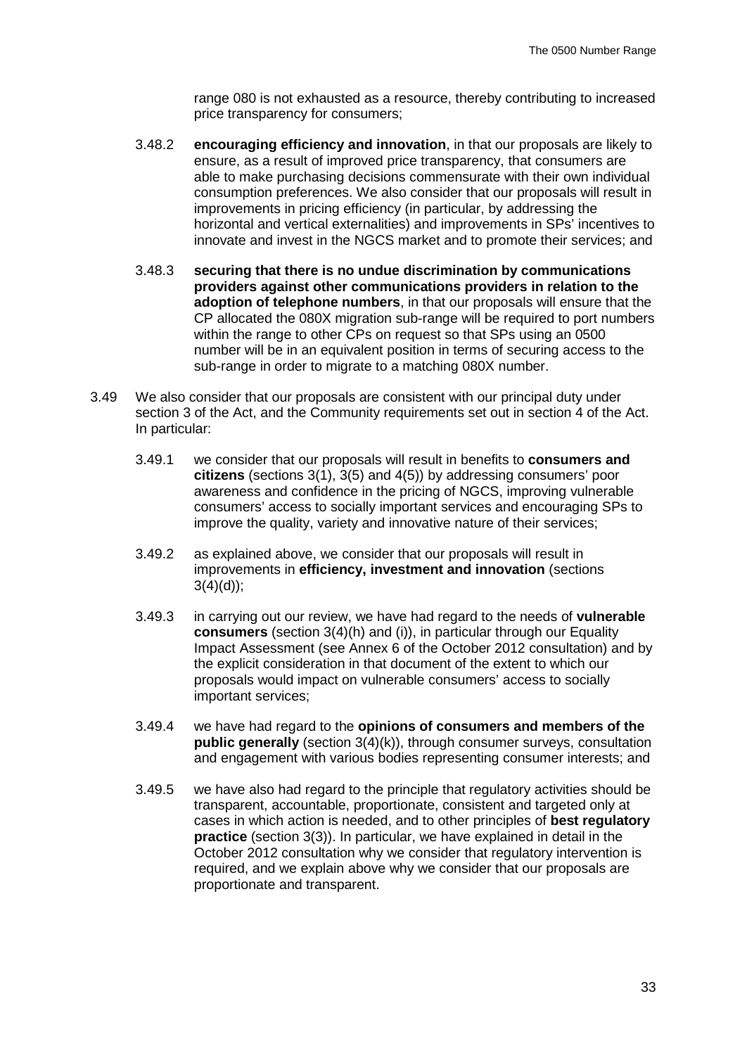range 080 is not exhausted as a resource, thereby contributing to increased price transparency for consumers;

3.48.2 **encouraging efficiency and innovation**, in that our proposals are likely to ensure, as a result of improved price transparency, that consumers are able to make purchasing decisions commensurate with their own individual consumption preferences. We also consider that our proposals will result in improvements in pricing efficiency (in particular, by addressing the horizontal and vertical externalities) and improvements in SPs' incentives to innovate and invest in the NGCS market and to promote their services; and

3.48.3 **securing that there is no undue discrimination by communications providers against other communications providers in relation to the adoption of telephone numbers**, in that our proposals will ensure that the CP allocated the 080X migration sub-range will be required to port numbers within the range to other CPs on request so that SPs using an 0500 number will be in an equivalent position in terms of securing access to the sub-range in order to migrate to a matching 080X number.

3.49 We also consider that our proposals are consistent with our principal duty under section 3 of the Act, and the Community requirements set out in section 4 of the Act. In particular:

3.49.1 we consider that our proposals will result in benefits to **consumers and citizens** (sections 3(1), 3(5) and 4(5)) by addressing consumers' poor awareness and confidence in the pricing of NGCS, improving vulnerable consumers' access to socially important services and encouraging SPs to improve the quality, variety and innovative nature of their services;

3.49.2 as explained above, we consider that our proposals will result in improvements in **efficiency, investment and innovation** (sections 3(4)(d));

3.49.3 in carrying out our review, we have had regard to the needs of **vulnerable consumers** (section 3(4)(h) and (i)), in particular through our Equality Impact Assessment (see Annex 6 of the October 2012 consultation) and by the explicit consideration in that document of the extent to which our proposals would impact on vulnerable consumers' access to socially important services;

3.49.4 we have had regard to the **opinions of consumers and members of the public generally** (section 3(4)(k)), through consumer surveys, consultation and engagement with various bodies representing consumer interests; and

3.49.5 we have also had regard to the principle that regulatory activities should be transparent, accountable, proportionate, consistent and targeted only at cases in which action is needed, and to other principles of **best regulatory practice** (section 3(3)). In particular, we have explained in detail in the October 2012 consultation why we consider that regulatory intervention is required, and we explain above why we consider that our proposals are proportionate and transparent.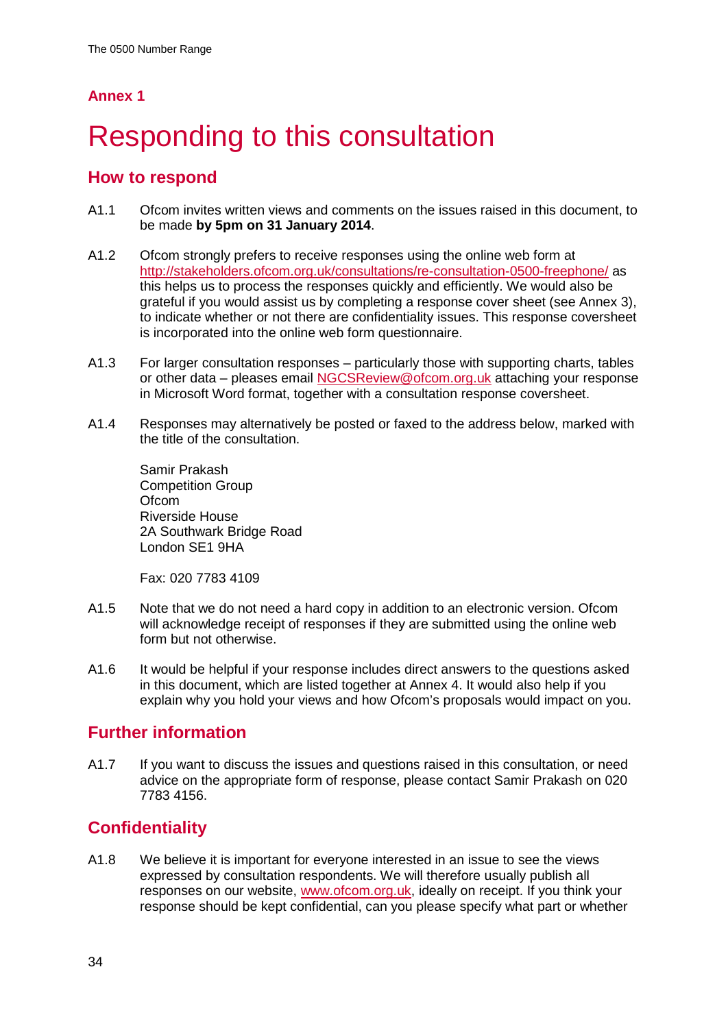## Annex 1

# Responding to this consultation

## How to respond

A1.1 Ofcom invites written views and comments on the issues raised in this document, to be made **by 5pm on 31 January 2014**.

A1.2 Ofcom strongly prefers to receive responses using the online web form at http://stakeholders.ofcom.org.uk/consultations/re-consultation-0500-freephone/ as this helps us to process the responses quickly and efficiently. We would also be grateful if you would assist us by completing a response cover sheet (see Annex 3), to indicate whether or not there are confidentiality issues. This response coversheet is incorporated into the online web form questionnaire.

A1.3 For larger consultation responses – particularly those with supporting charts, tables or other data – pleases email NGCSReview@ofcom.org.uk attaching your response in Microsoft Word format, together with a consultation response coversheet.

A1.4 Responses may alternatively be posted or faxed to the address below, marked with the title of the consultation.

Samir Prakash
Competition Group
Ofcom
Riverside House
2A Southwark Bridge Road
London SE1 9HA

Fax: 020 7783 4109

A1.5 Note that we do not need a hard copy in addition to an electronic version. Ofcom will acknowledge receipt of responses if they are submitted using the online web form but not otherwise.

A1.6 It would be helpful if your response includes direct answers to the questions asked in this document, which are listed together at Annex 4. It would also help if you explain why you hold your views and how Ofcom's proposals would impact on you.

## Further information

A1.7 If you want to discuss the issues and questions raised in this consultation, or need advice on the appropriate form of response, please contact Samir Prakash on 020 7783 4156.

## Confidentiality

A1.8 We believe it is important for everyone interested in an issue to see the views expressed by consultation respondents. We will therefore usually publish all responses on our website, www.ofcom.org.uk, ideally on receipt. If you think your response should be kept confidential, can you please specify what part or whether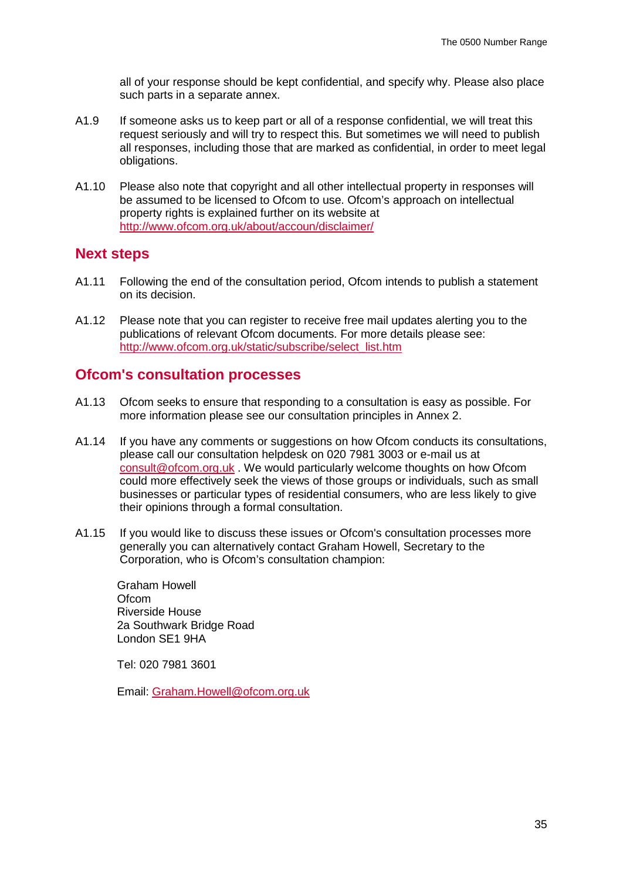all of your response should be kept confidential, and specify why. Please also place such parts in a separate annex.

A1.9 If someone asks us to keep part or all of a response confidential, we will treat this request seriously and will try to respect this. But sometimes we will need to publish all responses, including those that are marked as confidential, in order to meet legal obligations.

A1.10 Please also note that copyright and all other intellectual property in responses will be assumed to be licensed to Ofcom to use. Ofcom's approach on intellectual property rights is explained further on its website at http://www.ofcom.org.uk/about/accoun/disclaimer/

## Next steps

A1.11 Following the end of the consultation period, Ofcom intends to publish a statement on its decision.

A1.12 Please note that you can register to receive free mail updates alerting you to the publications of relevant Ofcom documents. For more details please see: http://www.ofcom.org.uk/static/subscribe/select_list.htm

## Ofcom's consultation processes

A1.13 Ofcom seeks to ensure that responding to a consultation is easy as possible. For more information please see our consultation principles in Annex 2.

A1.14 If you have any comments or suggestions on how Ofcom conducts its consultations, please call our consultation helpdesk on 020 7981 3003 or e-mail us at consult@ofcom.org.uk . We would particularly welcome thoughts on how Ofcom could more effectively seek the views of those groups or individuals, such as small businesses or particular types of residential consumers, who are less likely to give their opinions through a formal consultation.

A1.15 If you would like to discuss these issues or Ofcom's consultation processes more generally you can alternatively contact Graham Howell, Secretary to the Corporation, who is Ofcom's consultation champion:

Graham Howell
Ofcom
Riverside House
2a Southwark Bridge Road
London SE1 9HA

Tel: 020 7981 3601

Email: Graham.Howell@ofcom.org.uk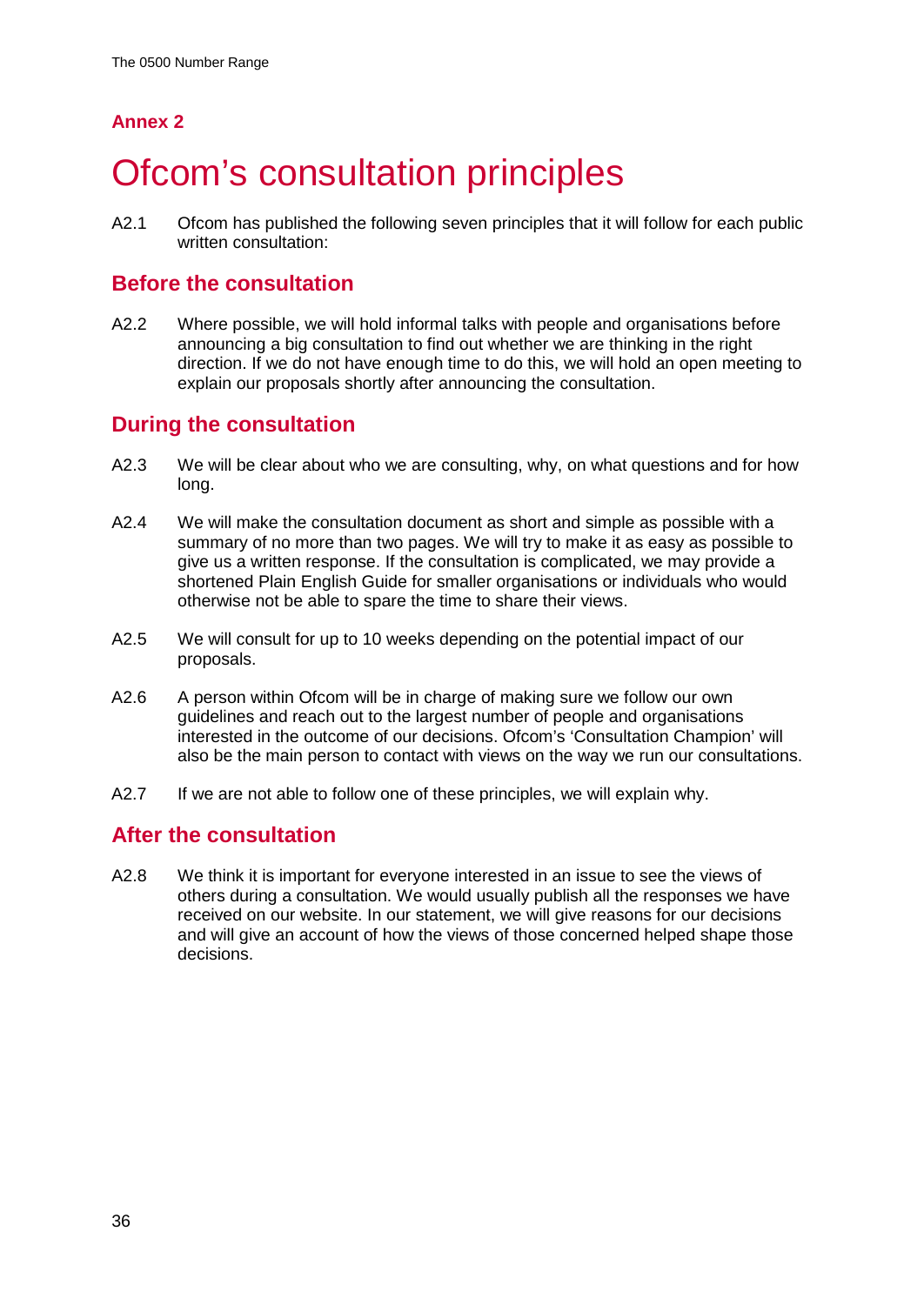## Annex 2

# Ofcom's consultation principles

A2.1 Ofcom has published the following seven principles that it will follow for each public written consultation:

## Before the consultation

A2.2 Where possible, we will hold informal talks with people and organisations before announcing a big consultation to find out whether we are thinking in the right direction. If we do not have enough time to do this, we will hold an open meeting to explain our proposals shortly after announcing the consultation.

## During the consultation

A2.3 We will be clear about who we are consulting, why, on what questions and for how long.

A2.4 We will make the consultation document as short and simple as possible with a summary of no more than two pages. We will try to make it as easy as possible to give us a written response. If the consultation is complicated, we may provide a shortened Plain English Guide for smaller organisations or individuals who would otherwise not be able to spare the time to share their views.

A2.5 We will consult for up to 10 weeks depending on the potential impact of our proposals.

A2.6 A person within Ofcom will be in charge of making sure we follow our own guidelines and reach out to the largest number of people and organisations interested in the outcome of our decisions. Ofcom's 'Consultation Champion' will also be the main person to contact with views on the way we run our consultations.

A2.7 If we are not able to follow one of these principles, we will explain why.

## After the consultation

A2.8 We think it is important for everyone interested in an issue to see the views of others during a consultation. We would usually publish all the responses we have received on our website. In our statement, we will give reasons for our decisions and will give an account of how the views of those concerned helped shape those decisions.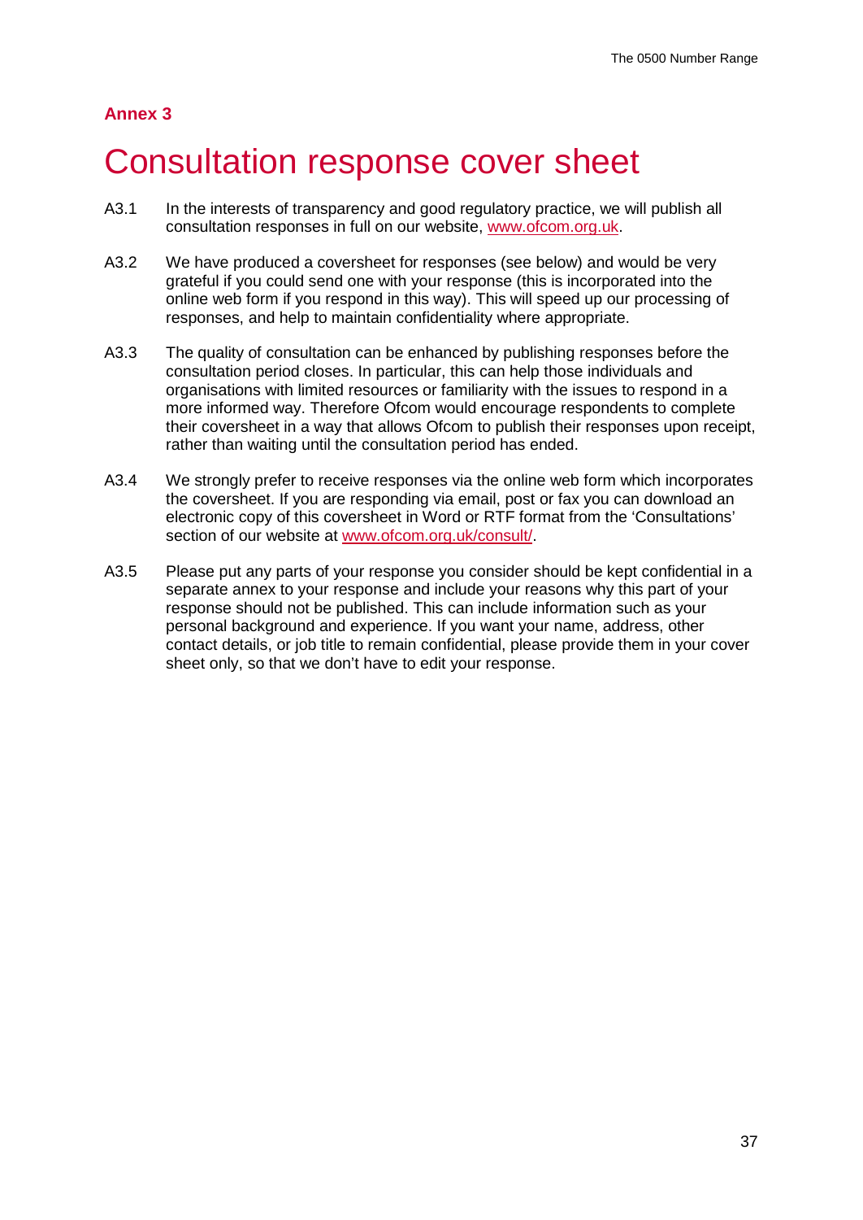**Annex 3**

# Consultation response cover sheet

A3.1 In the interests of transparency and good regulatory practice, we will publish all consultation responses in full on our website, www.ofcom.org.uk.

A3.2 We have produced a coversheet for responses (see below) and would be very grateful if you could send one with your response (this is incorporated into the online web form if you respond in this way). This will speed up our processing of responses, and help to maintain confidentiality where appropriate.

A3.3 The quality of consultation can be enhanced by publishing responses before the consultation period closes. In particular, this can help those individuals and organisations with limited resources or familiarity with the issues to respond in a more informed way. Therefore Ofcom would encourage respondents to complete their coversheet in a way that allows Ofcom to publish their responses upon receipt, rather than waiting until the consultation period has ended.

A3.4 We strongly prefer to receive responses via the online web form which incorporates the coversheet. If you are responding via email, post or fax you can download an electronic copy of this coversheet in Word or RTF format from the 'Consultations' section of our website at www.ofcom.org.uk/consult/.

A3.5 Please put any parts of your response you consider should be kept confidential in a separate annex to your response and include your reasons why this part of your response should not be published. This can include information such as your personal background and experience. If you want your name, address, other contact details, or job title to remain confidential, please provide them in your cover sheet only, so that we don't have to edit your response.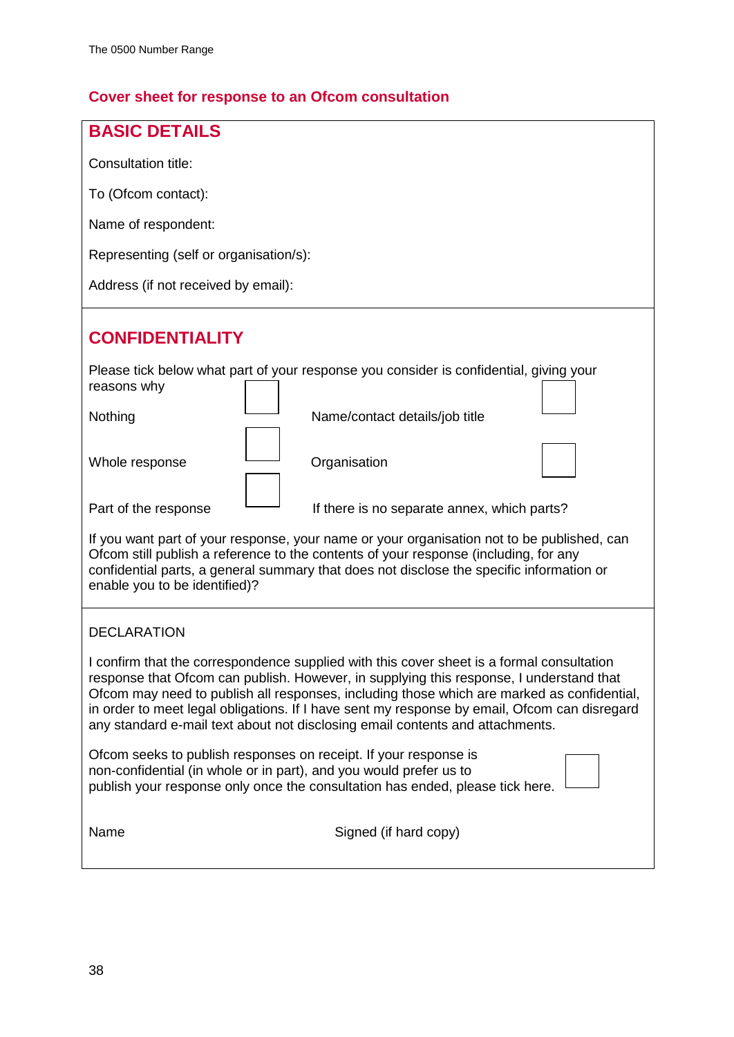## Cover sheet for response to an Ofcom consultation

### BASIC DETAILS

Consultation title:

To (Ofcom contact):

Name of respondent:

Representing (self or organisation/s):

Address (if not received by email):

### CONFIDENTIALITY

Please tick below what part of your response you consider is confidential, giving your reasons why

| | | | |
|---|---|---|---|
| Nothing | ☐ | Name/contact details/job title | ☐ |
| Whole response | ☐ | Organisation | ☐ |
| Part of the response | ☐ | If there is no separate annex, which parts? | |

If you want part of your response, your name or your organisation not to be published, can Ofcom still publish a reference to the contents of your response (including, for any confidential parts, a general summary that does not disclose the specific information or enable you to be identified)?

DECLARATION

I confirm that the correspondence supplied with this cover sheet is a formal consultation response that Ofcom can publish. However, in supplying this response, I understand that Ofcom may need to publish all responses, including those which are marked as confidential, in order to meet legal obligations. If I have sent my response by email, Ofcom can disregard any standard e-mail text about not disclosing email contents and attachments.

Ofcom seeks to publish responses on receipt. If your response is non-confidential (in whole or in part), and you would prefer us to publish your response only once the consultation has ended, please tick here. ☐

Name Signed (if hard copy)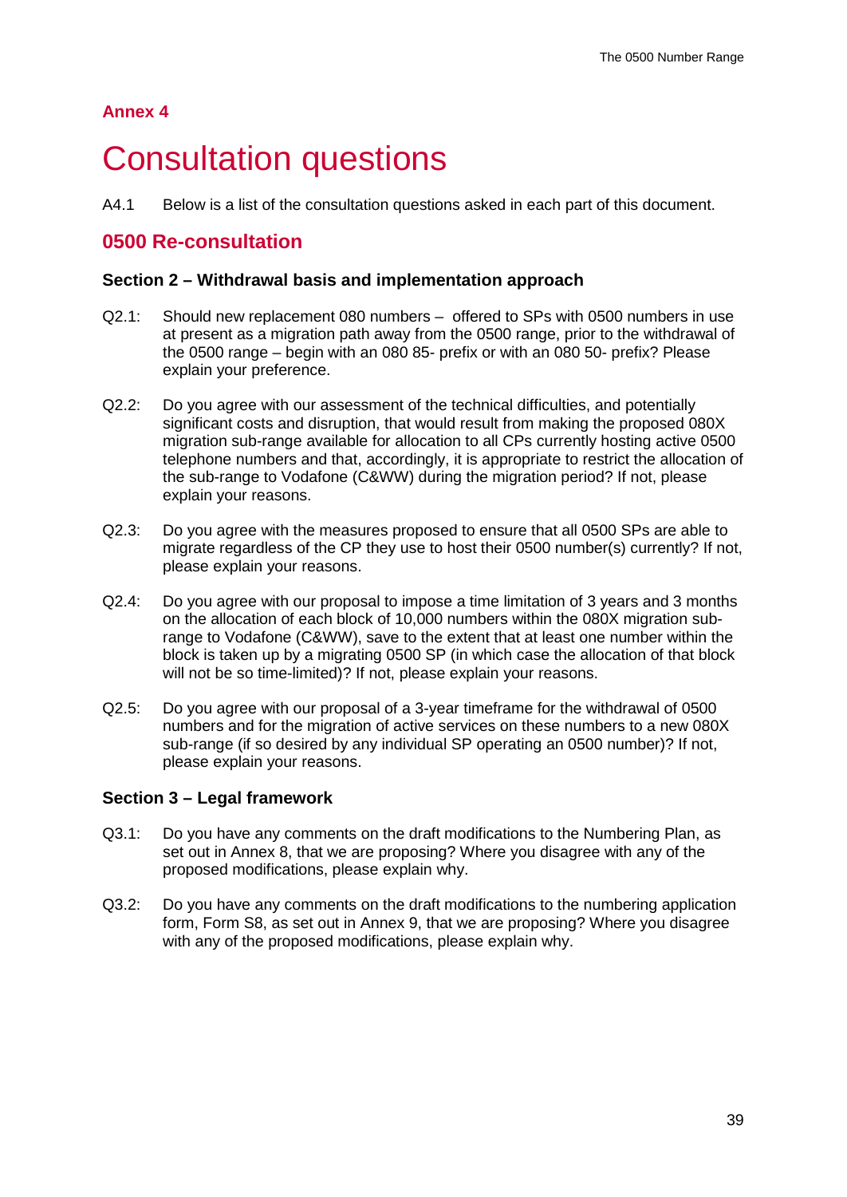## Annex 4

# Consultation questions

A4.1 Below is a list of the consultation questions asked in each part of this document.

## 0500 Re-consultation

### Section 2 – Withdrawal basis and implementation approach

Q2.1: Should new replacement 080 numbers – offered to SPs with 0500 numbers in use at present as a migration path away from the 0500 range, prior to the withdrawal of the 0500 range – begin with an 080 85- prefix or with an 080 50- prefix? Please explain your preference.

Q2.2: Do you agree with our assessment of the technical difficulties, and potentially significant costs and disruption, that would result from making the proposed 080X migration sub-range available for allocation to all CPs currently hosting active 0500 telephone numbers and that, accordingly, it is appropriate to restrict the allocation of the sub-range to Vodafone (C&WW) during the migration period? If not, please explain your reasons.

Q2.3: Do you agree with the measures proposed to ensure that all 0500 SPs are able to migrate regardless of the CP they use to host their 0500 number(s) currently? If not, please explain your reasons.

Q2.4: Do you agree with our proposal to impose a time limitation of 3 years and 3 months on the allocation of each block of 10,000 numbers within the 080X migration sub-range to Vodafone (C&WW), save to the extent that at least one number within the block is taken up by a migrating 0500 SP (in which case the allocation of that block will not be so time-limited)? If not, please explain your reasons.

Q2.5: Do you agree with our proposal of a 3-year timeframe for the withdrawal of 0500 numbers and for the migration of active services on these numbers to a new 080X sub-range (if so desired by any individual SP operating an 0500 number)? If not, please explain your reasons.

### Section 3 – Legal framework

Q3.1: Do you have any comments on the draft modifications to the Numbering Plan, as set out in Annex 8, that we are proposing? Where you disagree with any of the proposed modifications, please explain why.

Q3.2: Do you have any comments on the draft modifications to the numbering application form, Form S8, as set out in Annex 9, that we are proposing? Where you disagree with any of the proposed modifications, please explain why.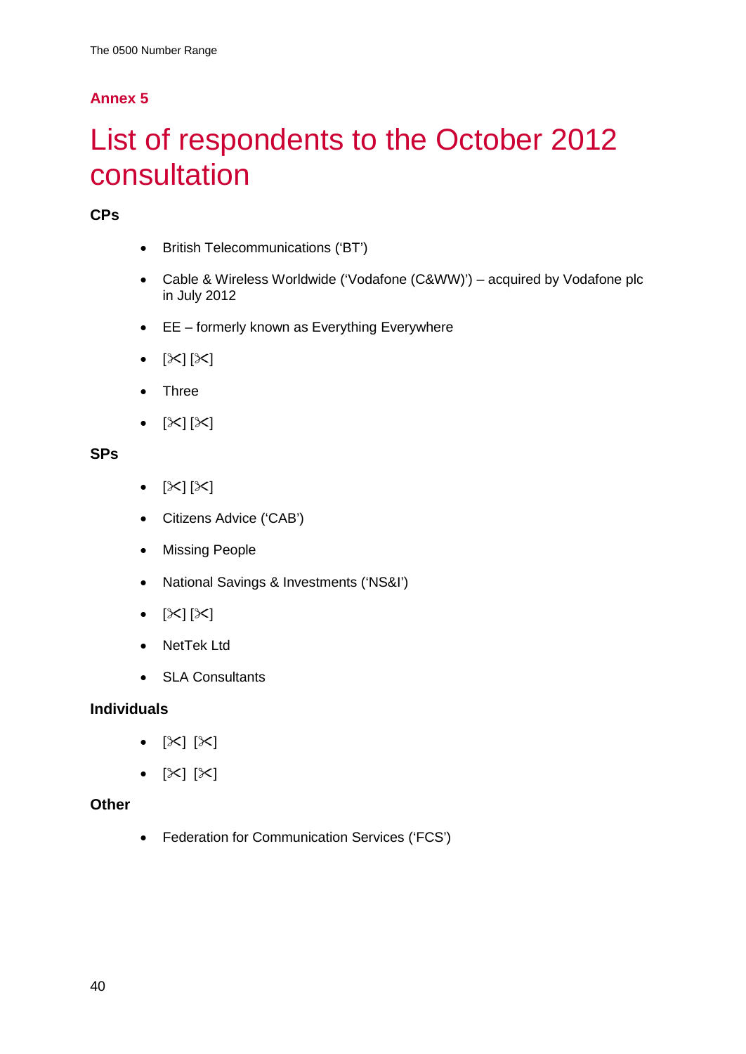**Annex 5**

# List of respondents to the October 2012 consultation

### CPs

- British Telecommunications ('BT')
- Cable & Wireless Worldwide ('Vodafone (C&WW)') – acquired by Vodafone plc in July 2012
- EE – formerly known as Everything Everywhere
- [✄] [✄]
- Three
- [✄] [✄]

### SPs

- [✄] [✄]
- Citizens Advice ('CAB')
- Missing People
- National Savings & Investments ('NS&I')
- [✄] [✄]
- NetTek Ltd
- SLA Consultants

### Individuals

- [✄] [✄]
- [✄] [✄]

### Other

- Federation for Communication Services ('FCS')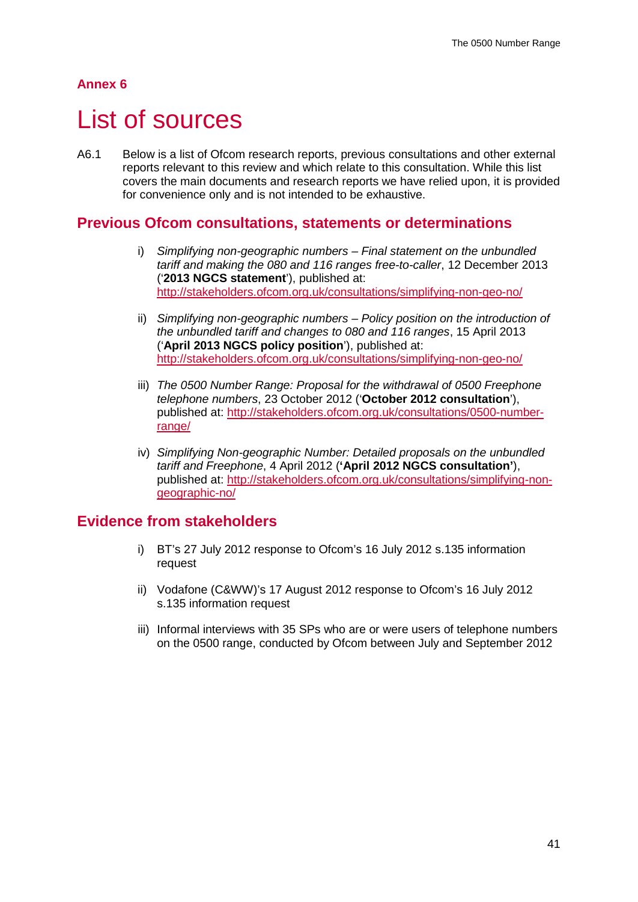## Annex 6

# List of sources

A6.1 Below is a list of Ofcom research reports, previous consultations and other external reports relevant to this review and which relate to this consultation. While this list covers the main documents and research reports we have relied upon, it is provided for convenience only and is not intended to be exhaustive.

## Previous Ofcom consultations, statements or determinations

i) *Simplifying non-geographic numbers – Final statement on the unbundled tariff and making the 080 and 116 ranges free-to-caller*, 12 December 2013 ('**2013 NGCS statement**'), published at: http://stakeholders.ofcom.org.uk/consultations/simplifying-non-geo-no/

ii) *Simplifying non-geographic numbers – Policy position on the introduction of the unbundled tariff and changes to 080 and 116 ranges*, 15 April 2013 ('**April 2013 NGCS policy position**'), published at: http://stakeholders.ofcom.org.uk/consultations/simplifying-non-geo-no/

iii) *The 0500 Number Range: Proposal for the withdrawal of 0500 Freephone telephone numbers*, 23 October 2012 ('**October 2012 consultation**'), published at: http://stakeholders.ofcom.org.uk/consultations/0500-number-range/

iv) *Simplifying Non-geographic Number: Detailed proposals on the unbundled tariff and Freephone*, 4 April 2012 (**'April 2012 NGCS consultation'**), published at: http://stakeholders.ofcom.org.uk/consultations/simplifying-non-geographic-no/

## Evidence from stakeholders

i) BT's 27 July 2012 response to Ofcom's 16 July 2012 s.135 information request

ii) Vodafone (C&WW)'s 17 August 2012 response to Ofcom's 16 July 2012 s.135 information request

iii) Informal interviews with 35 SPs who are or were users of telephone numbers on the 0500 range, conducted by Ofcom between July and September 2012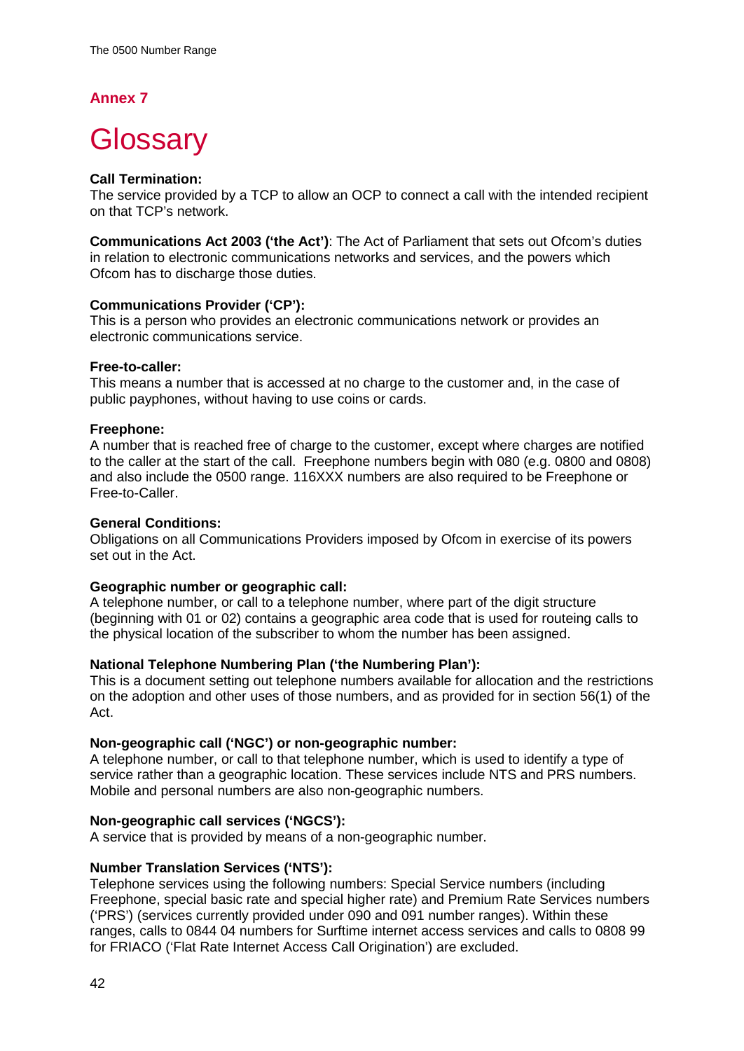## Annex 7

# Glossary

**Call Termination:**
The service provided by a TCP to allow an OCP to connect a call with the intended recipient on that TCP's network.

**Communications Act 2003 ('the Act')**: The Act of Parliament that sets out Ofcom's duties in relation to electronic communications networks and services, and the powers which Ofcom has to discharge those duties.

**Communications Provider ('CP'):**
This is a person who provides an electronic communications network or provides an electronic communications service.

**Free-to-caller:**
This means a number that is accessed at no charge to the customer and, in the case of public payphones, without having to use coins or cards.

**Freephone:**
A number that is reached free of charge to the customer, except where charges are notified to the caller at the start of the call. Freephone numbers begin with 080 (e.g. 0800 and 0808) and also include the 0500 range. 116XXX numbers are also required to be Freephone or Free-to-Caller.

**General Conditions:**
Obligations on all Communications Providers imposed by Ofcom in exercise of its powers set out in the Act.

**Geographic number or geographic call:**
A telephone number, or call to a telephone number, where part of the digit structure (beginning with 01 or 02) contains a geographic area code that is used for routeing calls to the physical location of the subscriber to whom the number has been assigned.

**National Telephone Numbering Plan ('the Numbering Plan'):**
This is a document setting out telephone numbers available for allocation and the restrictions on the adoption and other uses of those numbers, and as provided for in section 56(1) of the Act.

**Non-geographic call ('NGC') or non-geographic number:**
A telephone number, or call to that telephone number, which is used to identify a type of service rather than a geographic location. These services include NTS and PRS numbers. Mobile and personal numbers are also non-geographic numbers.

**Non-geographic call services ('NGCS'):**
A service that is provided by means of a non-geographic number.

**Number Translation Services ('NTS'):**
Telephone services using the following numbers: Special Service numbers (including Freephone, special basic rate and special higher rate) and Premium Rate Services numbers ('PRS') (services currently provided under 090 and 091 number ranges). Within these ranges, calls to 0844 04 numbers for Surftime internet access services and calls to 0808 99 for FRIACO ('Flat Rate Internet Access Call Origination') are excluded.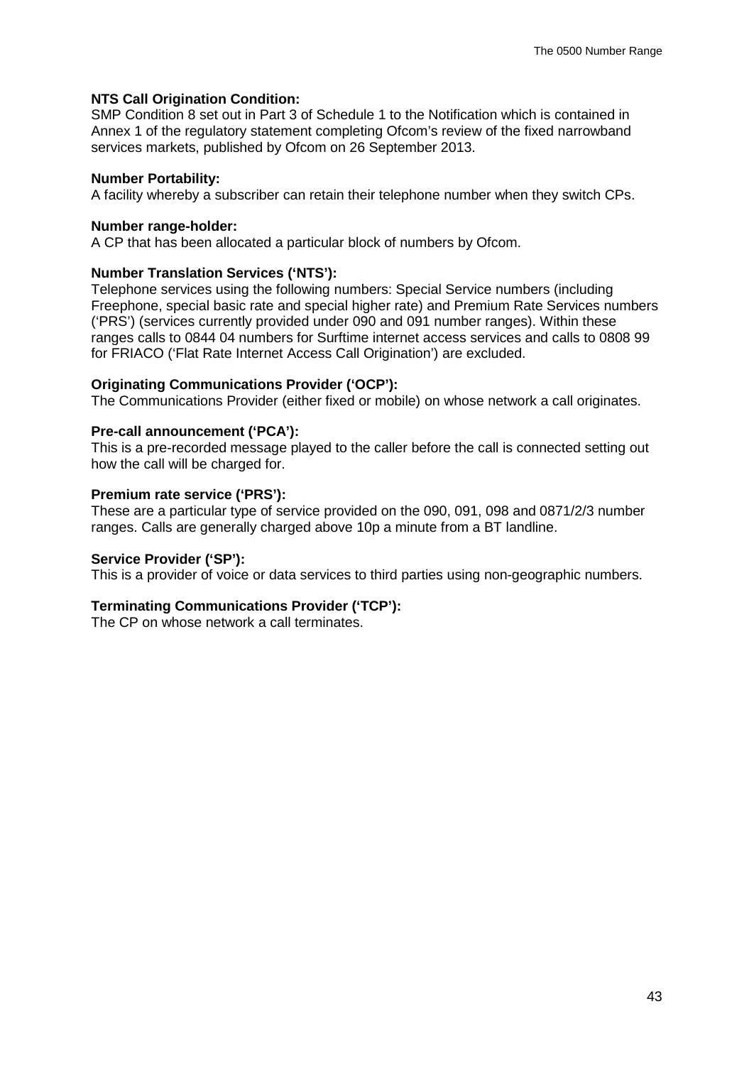**NTS Call Origination Condition:**
SMP Condition 8 set out in Part 3 of Schedule 1 to the Notification which is contained in Annex 1 of the regulatory statement completing Ofcom's review of the fixed narrowband services markets, published by Ofcom on 26 September 2013.

**Number Portability:**
A facility whereby a subscriber can retain their telephone number when they switch CPs.

**Number range-holder:**
A CP that has been allocated a particular block of numbers by Ofcom.

**Number Translation Services ('NTS'):**
Telephone services using the following numbers: Special Service numbers (including Freephone, special basic rate and special higher rate) and Premium Rate Services numbers ('PRS') (services currently provided under 090 and 091 number ranges). Within these ranges calls to 0844 04 numbers for Surftime internet access services and calls to 0808 99 for FRIACO ('Flat Rate Internet Access Call Origination') are excluded.

**Originating Communications Provider ('OCP'):**
The Communications Provider (either fixed or mobile) on whose network a call originates.

**Pre-call announcement ('PCA'):**
This is a pre-recorded message played to the caller before the call is connected setting out how the call will be charged for.

**Premium rate service ('PRS'):**
These are a particular type of service provided on the 090, 091, 098 and 0871/2/3 number ranges. Calls are generally charged above 10p a minute from a BT landline.

**Service Provider ('SP'):**
This is a provider of voice or data services to third parties using non-geographic numbers.

**Terminating Communications Provider ('TCP'):**
The CP on whose network a call terminates.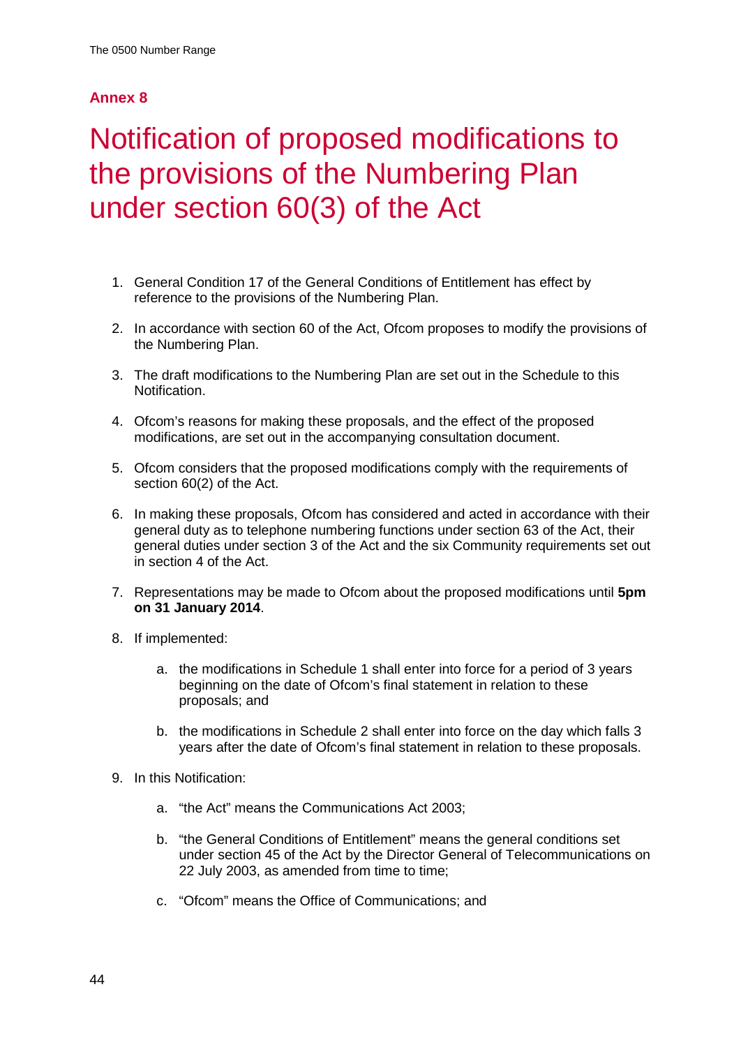## Annex 8

# Notification of proposed modifications to the provisions of the Numbering Plan under section 60(3) of the Act

1. General Condition 17 of the General Conditions of Entitlement has effect by reference to the provisions of the Numbering Plan.

2. In accordance with section 60 of the Act, Ofcom proposes to modify the provisions of the Numbering Plan.

3. The draft modifications to the Numbering Plan are set out in the Schedule to this Notification.

4. Ofcom's reasons for making these proposals, and the effect of the proposed modifications, are set out in the accompanying consultation document.

5. Ofcom considers that the proposed modifications comply with the requirements of section 60(2) of the Act.

6. In making these proposals, Ofcom has considered and acted in accordance with their general duty as to telephone numbering functions under section 63 of the Act, their general duties under section 3 of the Act and the six Community requirements set out in section 4 of the Act.

7. Representations may be made to Ofcom about the proposed modifications until **5pm on 31 January 2014**.

8. If implemented:

   a. the modifications in Schedule 1 shall enter into force for a period of 3 years beginning on the date of Ofcom's final statement in relation to these proposals; and

   b. the modifications in Schedule 2 shall enter into force on the day which falls 3 years after the date of Ofcom's final statement in relation to these proposals.

9. In this Notification:

   a. "the Act" means the Communications Act 2003;

   b. "the General Conditions of Entitlement" means the general conditions set under section 45 of the Act by the Director General of Telecommunications on 22 July 2003, as amended from time to time;

   c. "Ofcom" means the Office of Communications; and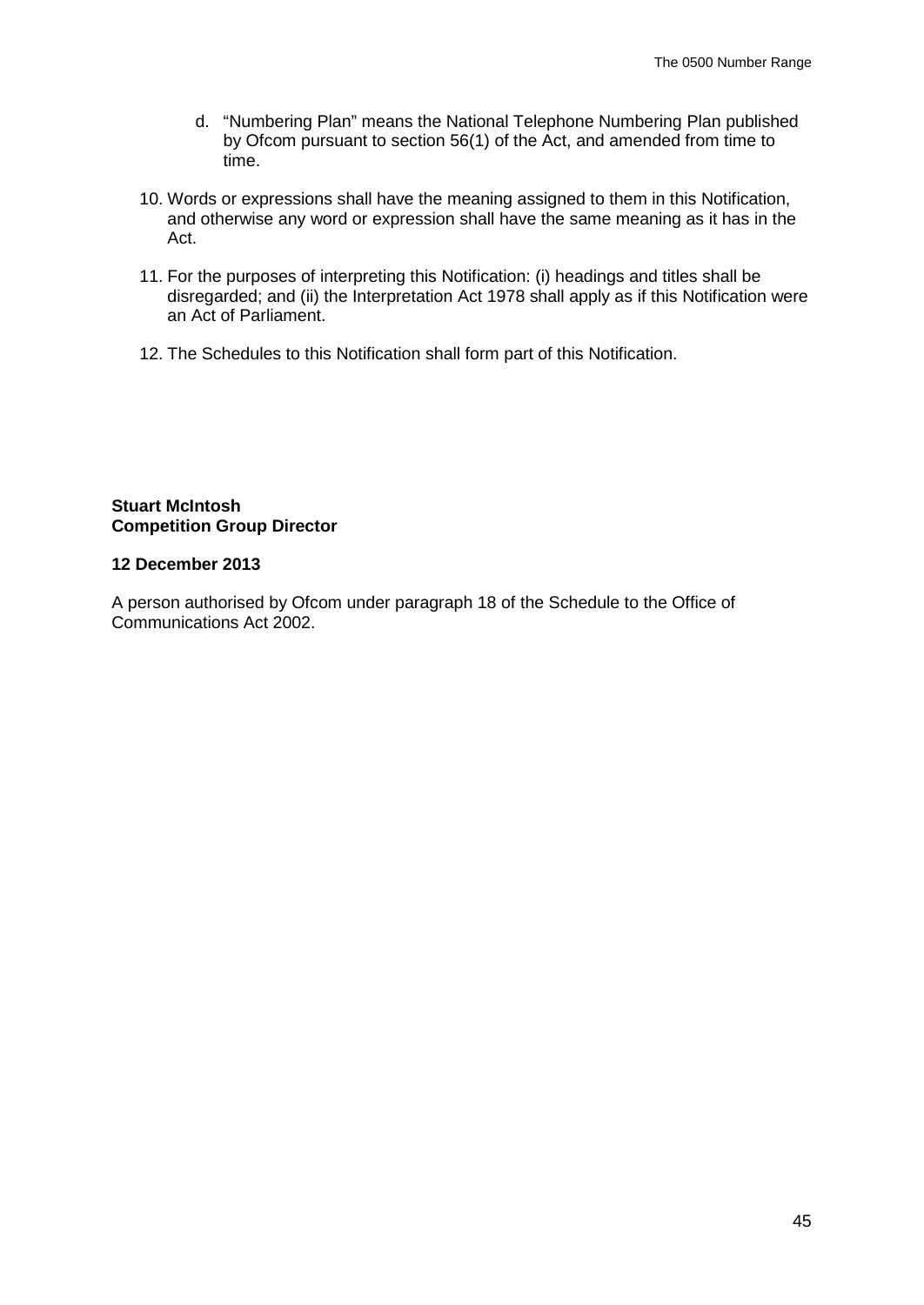d. "Numbering Plan" means the National Telephone Numbering Plan published by Ofcom pursuant to section 56(1) of the Act, and amended from time to time.

10. Words or expressions shall have the meaning assigned to them in this Notification, and otherwise any word or expression shall have the same meaning as it has in the Act.

11. For the purposes of interpreting this Notification: (i) headings and titles shall be disregarded; and (ii) the Interpretation Act 1978 shall apply as if this Notification were an Act of Parliament.

12. The Schedules to this Notification shall form part of this Notification.

**Stuart McIntosh**
**Competition Group Director**

**12 December 2013**

A person authorised by Ofcom under paragraph 18 of the Schedule to the Office of Communications Act 2002.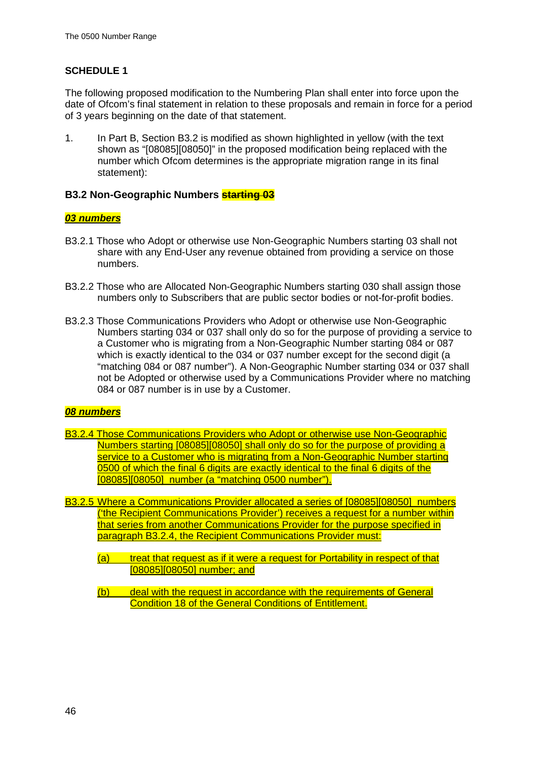## SCHEDULE 1

The following proposed modification to the Numbering Plan shall enter into force upon the date of Ofcom's final statement in relation to these proposals and remain in force for a period of 3 years beginning on the date of that statement.

1. In Part B, Section B3.2 is modified as shown highlighted in yellow (with the text shown as "[08085][08050]" in the proposed modification being replaced with the number which Ofcom determines is the appropriate migration range in its final statement):

### B3.2 Non-Geographic Numbers ~~starting 03~~

***03 numbers***

B3.2.1 Those who Adopt or otherwise use Non-Geographic Numbers starting 03 shall not share with any End-User any revenue obtained from providing a service on those numbers.

B3.2.2 Those who are Allocated Non-Geographic Numbers starting 030 shall assign those numbers only to Subscribers that are public sector bodies or not-for-profit bodies.

B3.2.3 Those Communications Providers who Adopt or otherwise use Non-Geographic Numbers starting 034 or 037 shall only do so for the purpose of providing a service to a Customer who is migrating from a Non-Geographic Number starting 084 or 087 which is exactly identical to the 034 or 037 number except for the second digit (a "matching 084 or 087 number"). A Non-Geographic Number starting 034 or 037 shall not be Adopted or otherwise used by a Communications Provider where no matching 084 or 087 number is in use by a Customer.

***08 numbers***

B3.2.4 Those Communications Providers who Adopt or otherwise use Non-Geographic Numbers starting [08085][08050] shall only do so for the purpose of providing a service to a Customer who is migrating from a Non-Geographic Number starting 0500 of which the final 6 digits are exactly identical to the final 6 digits of the [08085][08050] number (a "matching 0500 number").

B3.2.5 Where a Communications Provider allocated a series of [08085][08050] numbers ('the Recipient Communications Provider') receives a request for a number within that series from another Communications Provider for the purpose specified in paragraph B3.2.4, the Recipient Communications Provider must:

(a) treat that request as if it were a request for Portability in respect of that [08085][08050] number; and

(b) deal with the request in accordance with the requirements of General Condition 18 of the General Conditions of Entitlement.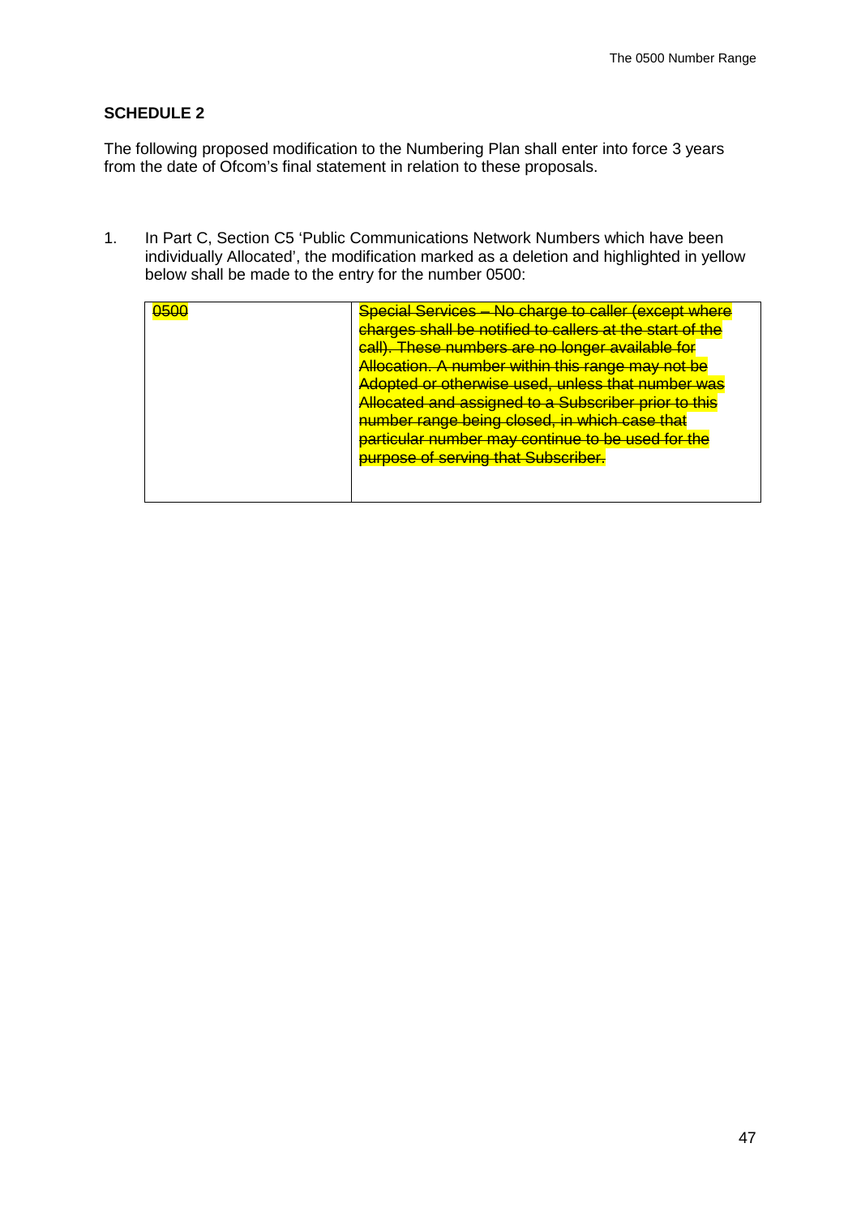**SCHEDULE 2**

The following proposed modification to the Numbering Plan shall enter into force 3 years from the date of Ofcom's final statement in relation to these proposals.

1. In Part C, Section C5 'Public Communications Network Numbers which have been individually Allocated', the modification marked as a deletion and highlighted in yellow below shall be made to the entry for the number 0500:

| | |
|---|---|
| ~~0500~~ | ~~Special Services – No charge to caller (except where charges shall be notified to callers at the start of the call). These numbers are no longer available for Allocation. A number within this range may not be Adopted or otherwise used, unless that number was Allocated and assigned to a Subscriber prior to this number range being closed, in which case that particular number may continue to be used for the purpose of serving that Subscriber.~~ |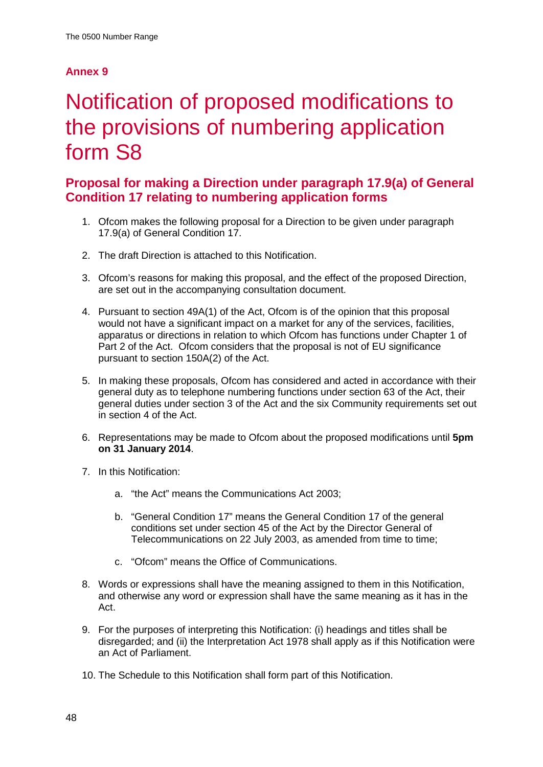## Annex 9

# Notification of proposed modifications to the provisions of numbering application form S8

### Proposal for making a Direction under paragraph 17.9(a) of General Condition 17 relating to numbering application forms

1. Ofcom makes the following proposal for a Direction to be given under paragraph 17.9(a) of General Condition 17.

2. The draft Direction is attached to this Notification.

3. Ofcom's reasons for making this proposal, and the effect of the proposed Direction, are set out in the accompanying consultation document.

4. Pursuant to section 49A(1) of the Act, Ofcom is of the opinion that this proposal would not have a significant impact on a market for any of the services, facilities, apparatus or directions in relation to which Ofcom has functions under Chapter 1 of Part 2 of the Act. Ofcom considers that the proposal is not of EU significance pursuant to section 150A(2) of the Act.

5. In making these proposals, Ofcom has considered and acted in accordance with their general duty as to telephone numbering functions under section 63 of the Act, their general duties under section 3 of the Act and the six Community requirements set out in section 4 of the Act.

6. Representations may be made to Ofcom about the proposed modifications until **5pm on 31 January 2014**.

7. In this Notification:

   a. "the Act" means the Communications Act 2003;

   b. "General Condition 17" means the General Condition 17 of the general conditions set under section 45 of the Act by the Director General of Telecommunications on 22 July 2003, as amended from time to time;

   c. "Ofcom" means the Office of Communications.

8. Words or expressions shall have the meaning assigned to them in this Notification, and otherwise any word or expression shall have the same meaning as it has in the Act.

9. For the purposes of interpreting this Notification: (i) headings and titles shall be disregarded; and (ii) the Interpretation Act 1978 shall apply as if this Notification were an Act of Parliament.

10. The Schedule to this Notification shall form part of this Notification.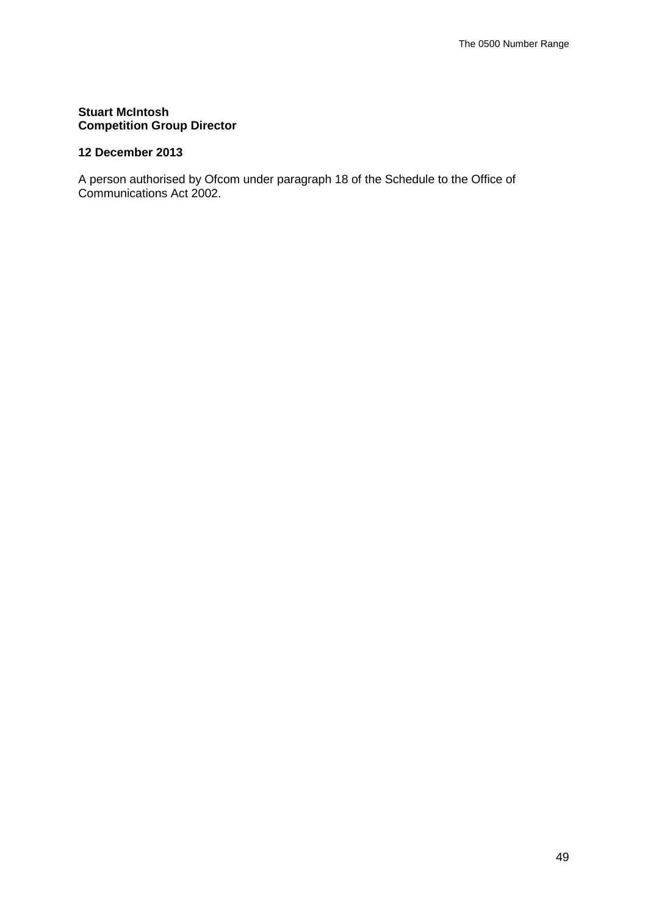**Stuart McIntosh**
**Competition Group Director**

**12 December 2013**

A person authorised by Ofcom under paragraph 18 of the Schedule to the Office of Communications Act 2002.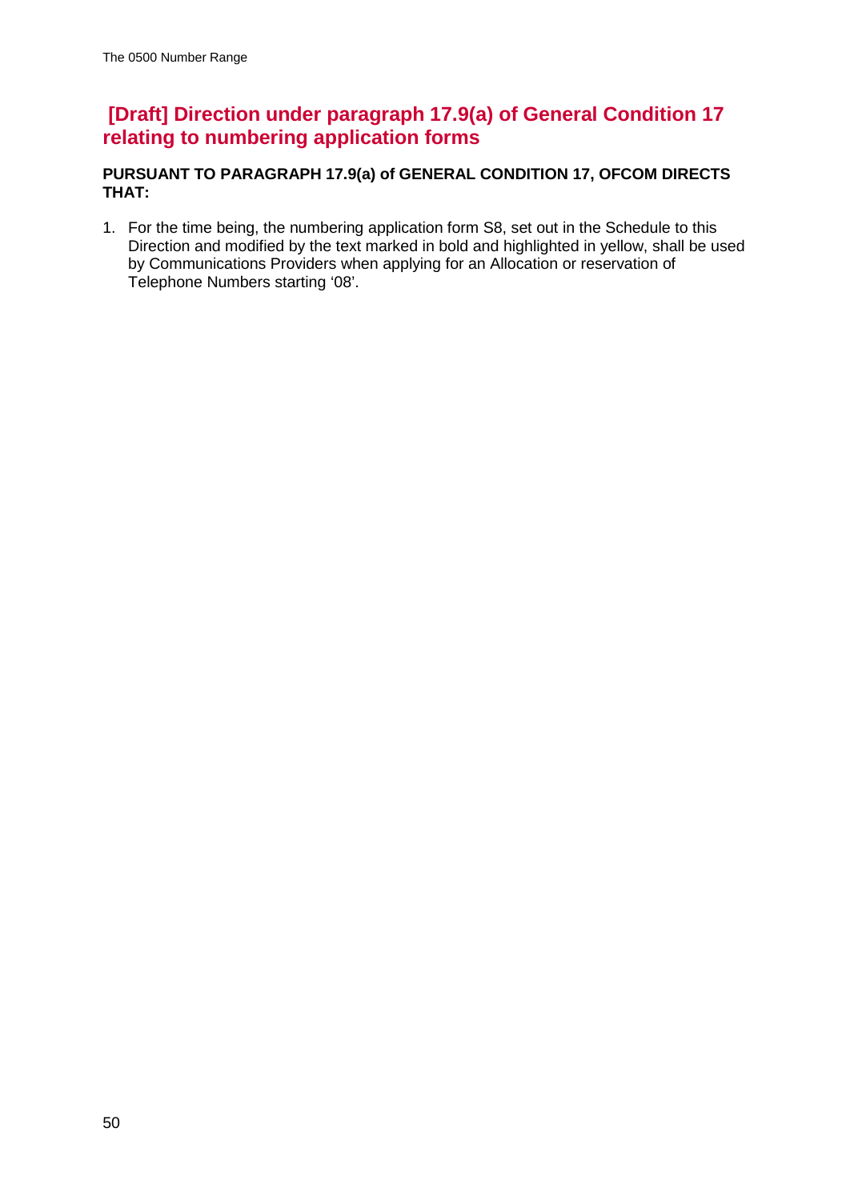## [Draft] Direction under paragraph 17.9(a) of General Condition 17 relating to numbering application forms

**PURSUANT TO PARAGRAPH 17.9(a) of GENERAL CONDITION 17, OFCOM DIRECTS THAT:**

1. For the time being, the numbering application form S8, set out in the Schedule to this Direction and modified by the text marked in bold and highlighted in yellow, shall be used by Communications Providers when applying for an Allocation or reservation of Telephone Numbers starting '08'.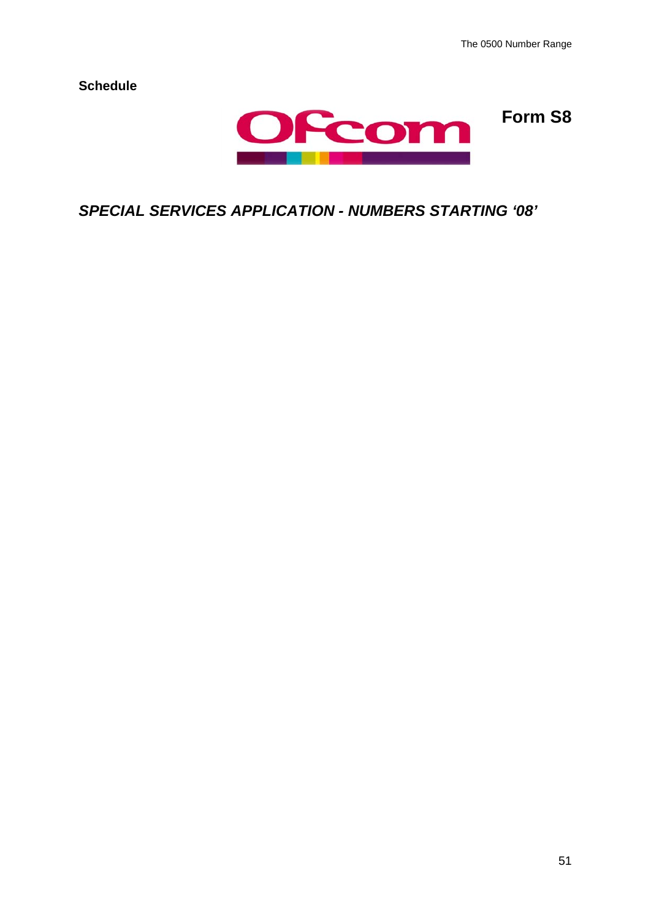**Schedule**

**Form S8**

## *SPECIAL SERVICES APPLICATION - NUMBERS STARTING ‘08’*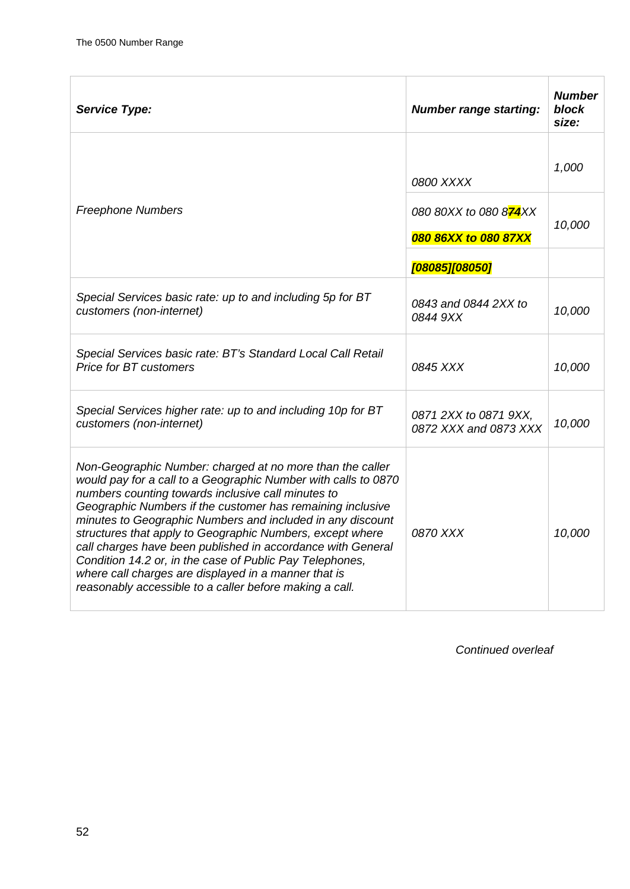| *Service Type:* | *Number range starting:* | *Number block size:* |
|---|---|---|
| *Freephone Numbers* | *0800 XXXX* | *1,000* |
| | *080 80XX to 080 874XX* *080 86XX to 080 87XX* | *10,000* |
| | *[08085][08050]* | |
| *Special Services basic rate: up to and including 5p for BT customers (non-internet)* | *0843 and 0844 2XX to 0844 9XX* | *10,000* |
| *Special Services basic rate: BT's Standard Local Call Retail Price for BT customers* | *0845 XXX* | *10,000* |
| *Special Services higher rate: up to and including 10p for BT customers (non-internet)* | *0871 2XX to 0871 9XX, 0872 XXX and 0873 XXX* | *10,000* |
| *Non-Geographic Number: charged at no more than the caller would pay for a call to a Geographic Number with calls to 0870 numbers counting towards inclusive call minutes to Geographic Numbers if the customer has remaining inclusive minutes to Geographic Numbers and included in any discount structures that apply to Geographic Numbers, except where call charges have been published in accordance with General Condition 14.2 or, in the case of Public Pay Telephones, where call charges are displayed in a manner that is reasonably accessible to a caller before making a call.* | *0870 XXX* | *10,000* |

*Continued overleaf*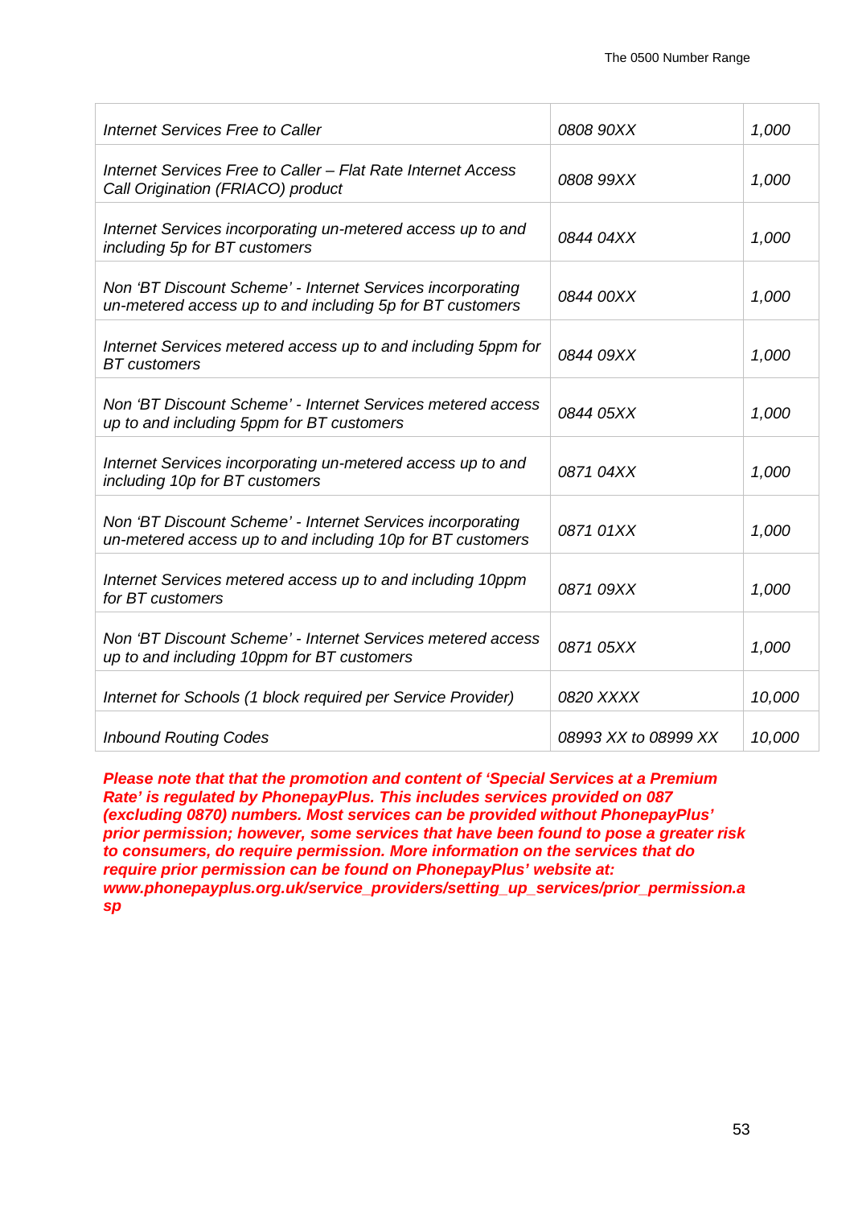| | | |
|---|---|---|
| *Internet Services Free to Caller* | *0808 90XX* | *1,000* |
| *Internet Services Free to Caller – Flat Rate Internet Access Call Origination (FRIACO) product* | *0808 99XX* | *1,000* |
| *Internet Services incorporating un-metered access up to and including 5p for BT customers* | *0844 04XX* | *1,000* |
| *Non 'BT Discount Scheme' - Internet Services incorporating un-metered access up to and including 5p for BT customers* | *0844 00XX* | *1,000* |
| *Internet Services metered access up to and including 5ppm for BT customers* | *0844 09XX* | *1,000* |
| *Non 'BT Discount Scheme' - Internet Services metered access up to and including 5ppm for BT customers* | *0844 05XX* | *1,000* |
| *Internet Services incorporating un-metered access up to and including 10p for BT customers* | *0871 04XX* | *1,000* |
| *Non 'BT Discount Scheme' - Internet Services incorporating un-metered access up to and including 10p for BT customers* | *0871 01XX* | *1,000* |
| *Internet Services metered access up to and including 10ppm for BT customers* | *0871 09XX* | *1,000* |
| *Non 'BT Discount Scheme' - Internet Services metered access up to and including 10ppm for BT customers* | *0871 05XX* | *1,000* |
| *Internet for Schools (1 block required per Service Provider)* | *0820 XXXX* | *10,000* |
| *Inbound Routing Codes* | *08993 XX to 08999 XX* | *10,000* |

***Please note that that the promotion and content of 'Special Services at a Premium Rate' is regulated by PhonepayPlus. This includes services provided on 087 (excluding 0870) numbers. Most services can be provided without PhonepayPlus' prior permission; however, some services that have been found to pose a greater risk to consumers, do require permission. More information on the services that do require prior permission can be found on PhonepayPlus' website at: www.phonepayplus.org.uk/service_providers/setting_up_services/prior_permission.asp***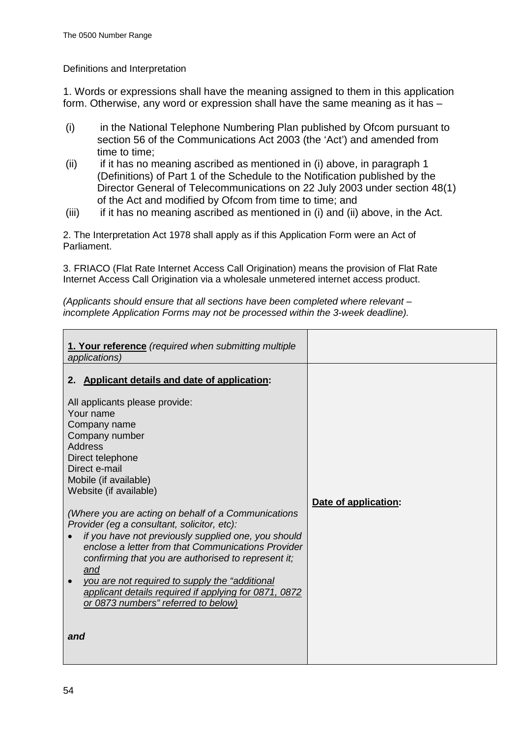Definitions and Interpretation

1. Words or expressions shall have the meaning assigned to them in this application form. Otherwise, any word or expression shall have the same meaning as it has –

(i) in the National Telephone Numbering Plan published by Ofcom pursuant to section 56 of the Communications Act 2003 (the 'Act') and amended from time to time;

(ii) if it has no meaning ascribed as mentioned in (i) above, in paragraph 1 (Definitions) of Part 1 of the Schedule to the Notification published by the Director General of Telecommunications on 22 July 2003 under section 48(1) of the Act and modified by Ofcom from time to time; and

(iii) if it has no meaning ascribed as mentioned in (i) and (ii) above, in the Act.

2. The Interpretation Act 1978 shall apply as if this Application Form were an Act of Parliament.

3. FRIACO (Flat Rate Internet Access Call Origination) means the provision of Flat Rate Internet Access Call Origination via a wholesale unmetered internet access product.

*(Applicants should ensure that all sections have been completed where relevant – incomplete Application Forms may not be processed within the 3-week deadline).*

| | |
|---|---|
| **1. Your reference** *(required when submitting multiple applications)* | |
| **2. Applicant details and date of application:**<br><br>All applicants please provide:<br>Your name<br>Company name<br>Company number<br>Address<br>Direct telephone<br>Direct e-mail<br>Mobile (if available)<br>Website (if available)<br><br>*(Where you are acting on behalf of a Communications Provider (eg a consultant, solicitor, etc):*<br>• *if you have not previously supplied one, you should enclose a letter from that Communications Provider confirming that you are authorised to represent it; and*<br>• *you are not required to supply the "additional applicant details required if applying for 0871, 0872 or 0873 numbers" referred to below)*<br><br>***and*** | **Date of application:** |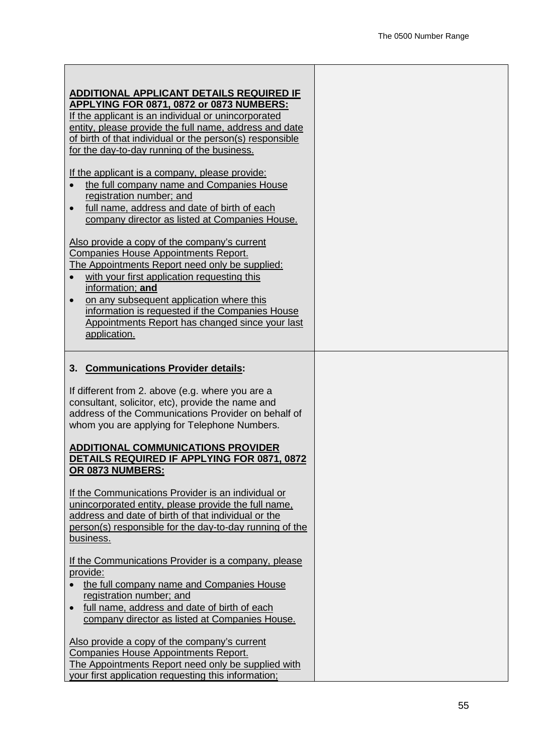| | |
|---|---|
| **ADDITIONAL APPLICANT DETAILS REQUIRED IF APPLYING FOR 0871, 0872 or 0873 NUMBERS:**<br>If the applicant is an individual or unincorporated entity, please provide the full name, address and date of birth of that individual or the person(s) responsible for the day-to-day running of the business.<br><br>If the applicant is a company, please provide:<br>• the full company name and Companies House registration number; and<br>• full name, address and date of birth of each company director as listed at Companies House.<br><br>Also provide a copy of the company's current Companies House Appointments Report.<br>The Appointments Report need only be supplied:<br>• with your first application requesting this information; **and**<br>• on any subsequent application where this information is requested if the Companies House Appointments Report has changed since your last application. | |
| **3. Communications Provider details:**<br><br>If different from 2. above (e.g. where you are a consultant, solicitor, etc), provide the name and address of the Communications Provider on behalf of whom you are applying for Telephone Numbers.<br><br>**ADDITIONAL COMMUNICATIONS PROVIDER DETAILS REQUIRED IF APPLYING FOR 0871, 0872 OR 0873 NUMBERS:**<br><br>If the Communications Provider is an individual or unincorporated entity, please provide the full name, address and date of birth of that individual or the person(s) responsible for the day-to-day running of the business.<br><br>If the Communications Provider is a company, please provide:<br>• the full company name and Companies House registration number; and<br>• full name, address and date of birth of each company director as listed at Companies House.<br><br>Also provide a copy of the company's current Companies House Appointments Report.<br>The Appointments Report need only be supplied with your first application requesting this information; | |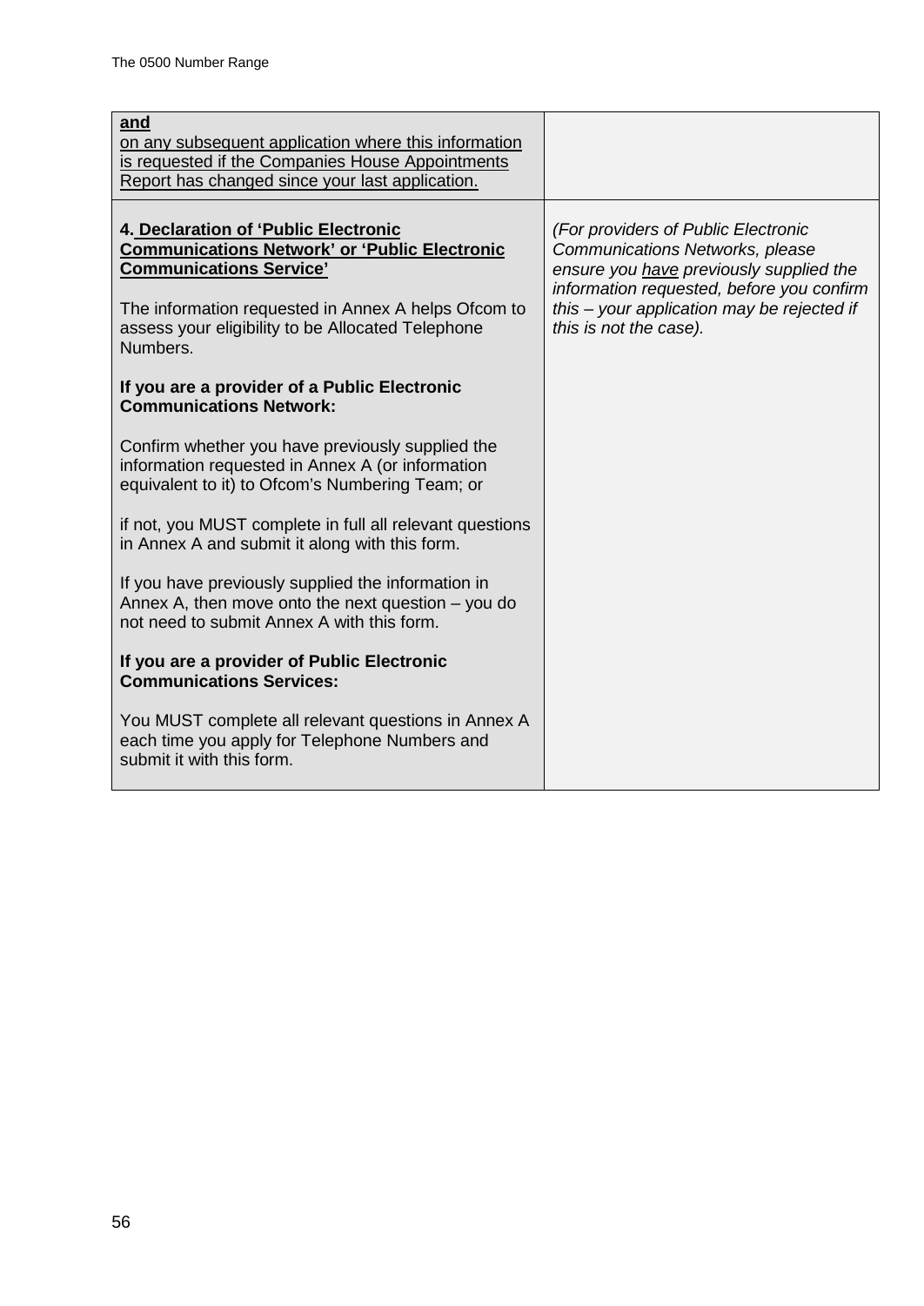| | |
|---|---|
| **and**<br>on any subsequent application where this information is requested if the Companies House Appointments Report has changed since your last application. | |
| **4. Declaration of 'Public Electronic Communications Network' or 'Public Electronic Communications Service'**<br><br>The information requested in Annex A helps Ofcom to assess your eligibility to be Allocated Telephone Numbers.<br><br>**If you are a provider of a Public Electronic Communications Network:**<br><br>Confirm whether you have previously supplied the information requested in Annex A (or information equivalent to it) to Ofcom's Numbering Team; or<br><br>if not, you MUST complete in full all relevant questions in Annex A and submit it along with this form.<br><br>If you have previously supplied the information in Annex A, then move onto the next question – you do not need to submit Annex A with this form.<br><br>**If you are a provider of Public Electronic Communications Services:**<br><br>You MUST complete all relevant questions in Annex A each time you apply for Telephone Numbers and submit it with this form. | *(For providers of Public Electronic Communications Networks, please ensure you have previously supplied the information requested, before you confirm this – your application may be rejected if this is not the case).* |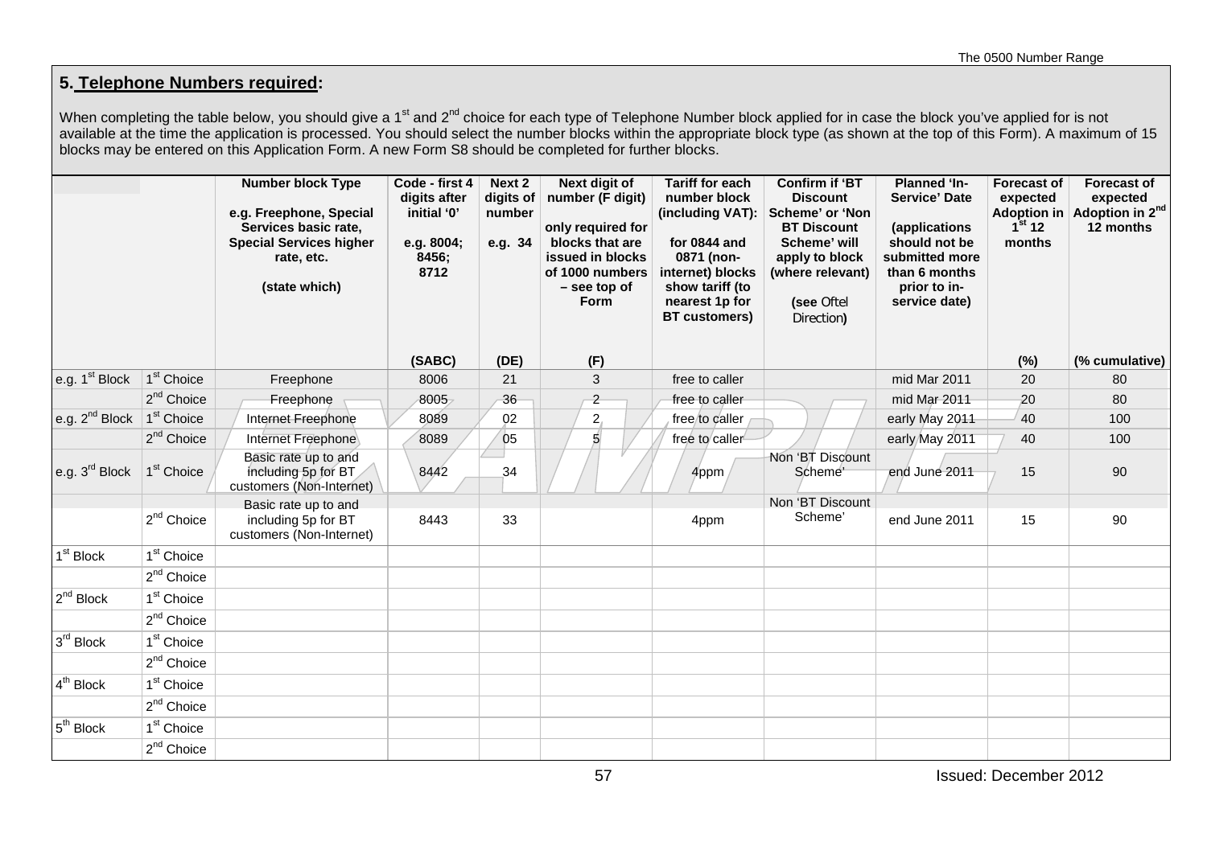## 5. Telephone Numbers required:

When completing the table below, you should give a 1st and 2nd choice for each type of Telephone Number block applied for in case the block you've applied for is not available at the time the application is processed. You should select the number blocks within the appropriate block type (as shown at the top of this Form). A maximum of 15 blocks may be entered on this Application Form. A new Form S8 should be completed for further blocks.

| | | Number block Type<br>e.g. Freephone, Special Services basic rate, Special Services higher rate, etc.<br>(state which) | Code - first 4 digits after initial '0'<br>e.g. 8004; 8456; 8712<br>(SABC) | Next 2 digits of number<br>e.g. 34<br>(DE) | Next digit of number (F digit)<br>only required for blocks that are issued in blocks of 1000 numbers – see top of Form<br>(F) | Tariff for each number block (including VAT):<br>for 0844 and 0871 (non-internet) blocks show tariff (to nearest 1p for BT customers) | Confirm if 'BT Discount Scheme' or 'Non BT Discount Scheme' will apply to block (where relevant)<br>(see Oftel Direction) | Planned 'In-Service' Date<br>(applications should not be submitted more than 6 months prior to in-service date) | Forecast of expected Adoption in 1st 12 months<br>(%) | Forecast of expected Adoption in 2nd 12 months<br>(% cumulative) |
|---|---|---|---|---|---|---|---|---|---|---|
| e.g. 1st Block | 1st Choice | Freephone | 8006 | 21 | 3 | free to caller | | mid Mar 2011 | 20 | 80 |
| | 2nd Choice | Freephone | 8005 | 36 | 2 | free to caller | | mid Mar 2011 | 20 | 80 |
| e.g. 2nd Block | 1st Choice | Internet Freephone | 8089 | 02 | 2 | free to caller | | early May 2011 | 40 | 100 |
| | 2nd Choice | Internet Freephone | 8089 | 05 | 5 | free to caller | | early May 2011 | 40 | 100 |
| e.g. 3rd Block | 1st Choice | Basic rate up to and including 5p for BT customers (Non-Internet) | 8442 | 34 | | 4ppm | Non 'BT Discount Scheme' | end June 2011 | 15 | 90 |
| | 2nd Choice | Basic rate up to and including 5p for BT customers (Non-Internet) | 8443 | 33 | | 4ppm | Non 'BT Discount Scheme' | end June 2011 | 15 | 90 |
| 1st Block | 1st Choice | | | | | | | | | |
| | 2nd Choice | | | | | | | | | |
| 2nd Block | 1st Choice | | | | | | | | | |
| | 2nd Choice | | | | | | | | | |
| 3rd Block | 1st Choice | | | | | | | | | |
| | 2nd Choice | | | | | | | | | |
| 4th Block | 1st Choice | | | | | | | | | |
| | 2nd Choice | | | | | | | | | |
| 5th Block | 1st Choice | | | | | | | | | |
| | 2nd Choice | | | | | | | | | |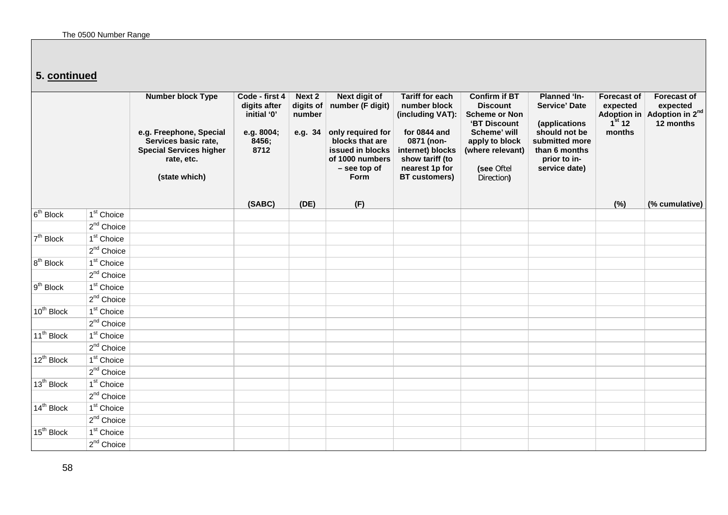## 5. continued

| | | Number block Type<br><br>e.g. Freephone, Special Services basic rate, Special Services higher rate, etc.<br><br>(state which) | Code - first 4 digits after initial '0'<br><br>e.g. 8004; 8456; 8712<br><br>(SABC) | Next 2 digits of number<br><br>e.g. 34<br><br>(DE) | Next digit of number (F digit)<br><br>only required for blocks that are issued in blocks of 1000 numbers – see top of Form<br><br>(F) | Tariff for each number block (including VAT):<br><br>for 0844 and 0871 (non-internet) blocks show tariff (to nearest 1p for BT customers) | Confirm if BT Discount Scheme or Non 'BT Discount Scheme' will apply to block (where relevant)<br><br>(see Oftel Direction) | Planned 'In-Service' Date<br><br>(applications should not be submitted more than 6 months prior to in-service date) | Forecast of expected Adoption in 1st 12 months<br><br>(%) | Forecast of expected Adoption in 2nd 12 months<br><br>(% cumulative) |
|---|---|---|---|---|---|---|---|---|---|---|
| 6th Block | 1st Choice | | | | | | | | | |
| | 2nd Choice | | | | | | | | | |
| 7th Block | 1st Choice | | | | | | | | | |
| | 2nd Choice | | | | | | | | | |
| 8th Block | 1st Choice | | | | | | | | | |
| | 2nd Choice | | | | | | | | | |
| 9th Block | 1st Choice | | | | | | | | | |
| | 2nd Choice | | | | | | | | | |
| 10th Block | 1st Choice | | | | | | | | | |
| | 2nd Choice | | | | | | | | | |
| 11th Block | 1st Choice | | | | | | | | | |
| | 2nd Choice | | | | | | | | | |
| 12th Block | 1st Choice | | | | | | | | | |
| | 2nd Choice | | | | | | | | | |
| 13th Block | 1st Choice | | | | | | | | | |
| | 2nd Choice | | | | | | | | | |
| 14th Block | 1st Choice | | | | | | | | | |
| | 2nd Choice | | | | | | | | | |
| 15th Block | 1st Choice | | | | | | | | | |
| | 2nd Choice | | | | | | | | | |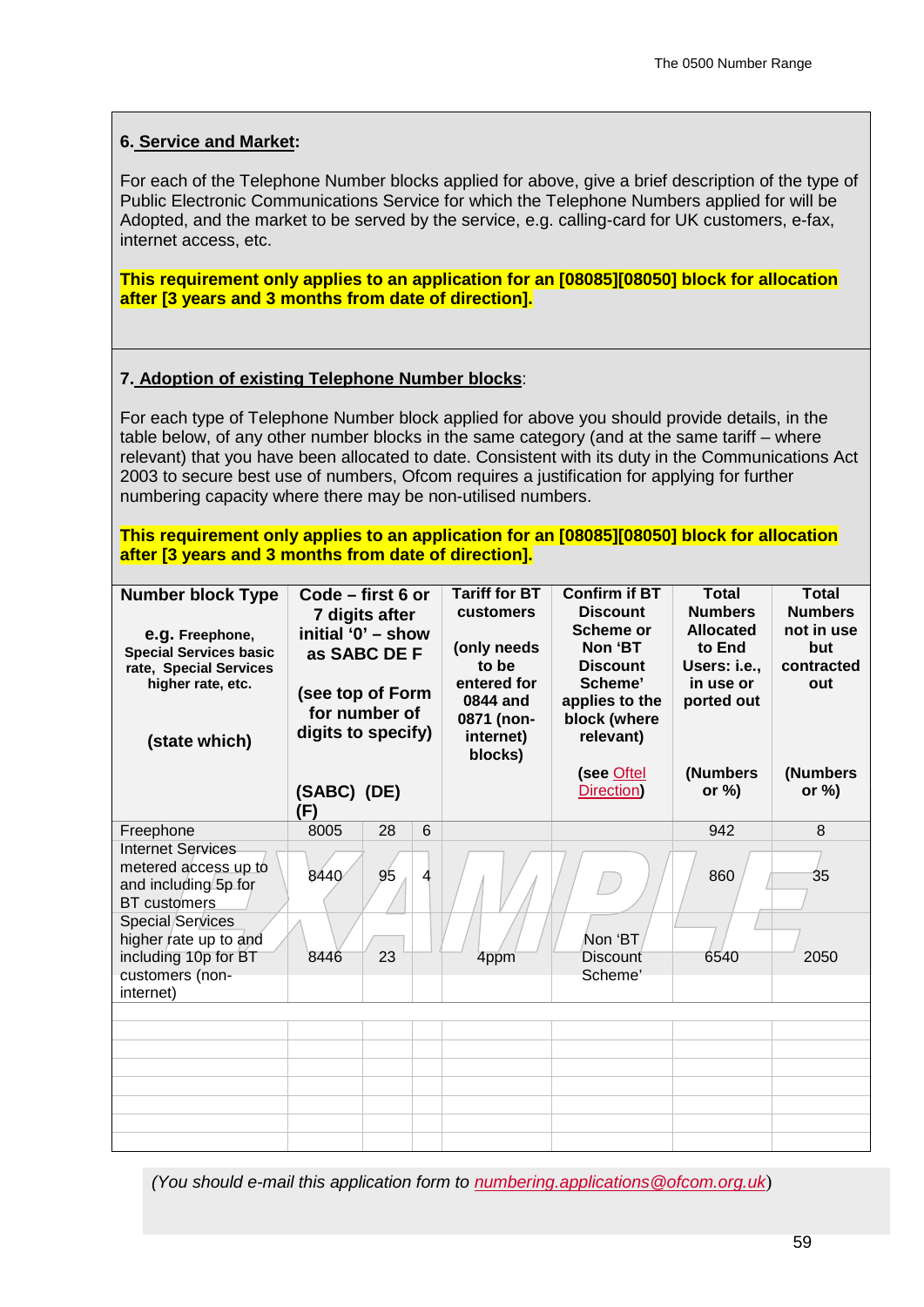**6. Service and Market:**

For each of the Telephone Number blocks applied for above, give a brief description of the type of Public Electronic Communications Service for which the Telephone Numbers applied for will be Adopted, and the market to be served by the service, e.g. calling-card for UK customers, e-fax, internet access, etc.

**This requirement only applies to an application for an [08085][08050] block for allocation after [3 years and 3 months from date of direction].**

**7. Adoption of existing Telephone Number blocks:**

For each type of Telephone Number block applied for above you should provide details, in the table below, of any other number blocks in the same category (and at the same tariff – where relevant) that you have been allocated to date. Consistent with its duty in the Communications Act 2003 to secure best use of numbers, Ofcom requires a justification for applying for further numbering capacity where there may be non-utilised numbers.

**This requirement only applies to an application for an [08085][08050] block for allocation after [3 years and 3 months from date of direction].**

| **Number block Type**<br>**e.g. Freephone, Special Services basic rate, Special Services higher rate, etc.**<br>**(state which)** | **Code – first 6 or 7 digits after initial '0' – show as SABC DE F**<br>**(see top of Form for number of digits to specify)**<br>**(SABC)** | **(DE)** | **(F)** | **Tariff for BT customers**<br>**(only needs to be entered for 0844 and 0871 (non-internet) blocks)** | **Confirm if BT Discount Scheme or Non 'BT Discount Scheme' applies to the block (where relevant)**<br>**(see Oftel Direction)** | **Total Numbers Allocated to End Users: i.e., in use or ported out**<br>**(Numbers or %)** | **Total Numbers not in use but contracted out**<br>**(Numbers or %)** |
|---|---|---|---|---|---|---|---|
| Freephone | 8005 | 28 | 6 | | | 942 | 8 |
| Internet Services metered access up to and including 5p for BT customers | 8440 | 95 | 4 | | | 860 | 35 |
| Special Services higher rate up to and including 10p for BT customers (non-internet) | 8446 | 23 | | 4ppm | Non 'BT Discount Scheme' | 6540 | 2050 |
| | | | | | | | |
| | | | | | | | |
| | | | | | | | |
| | | | | | | | |
| | | | | | | | |
| | | | | | | | |
| | | | | | | | |
| | | | | | | | |

*(You should e-mail this application form to numbering.applications@ofcom.org.uk)*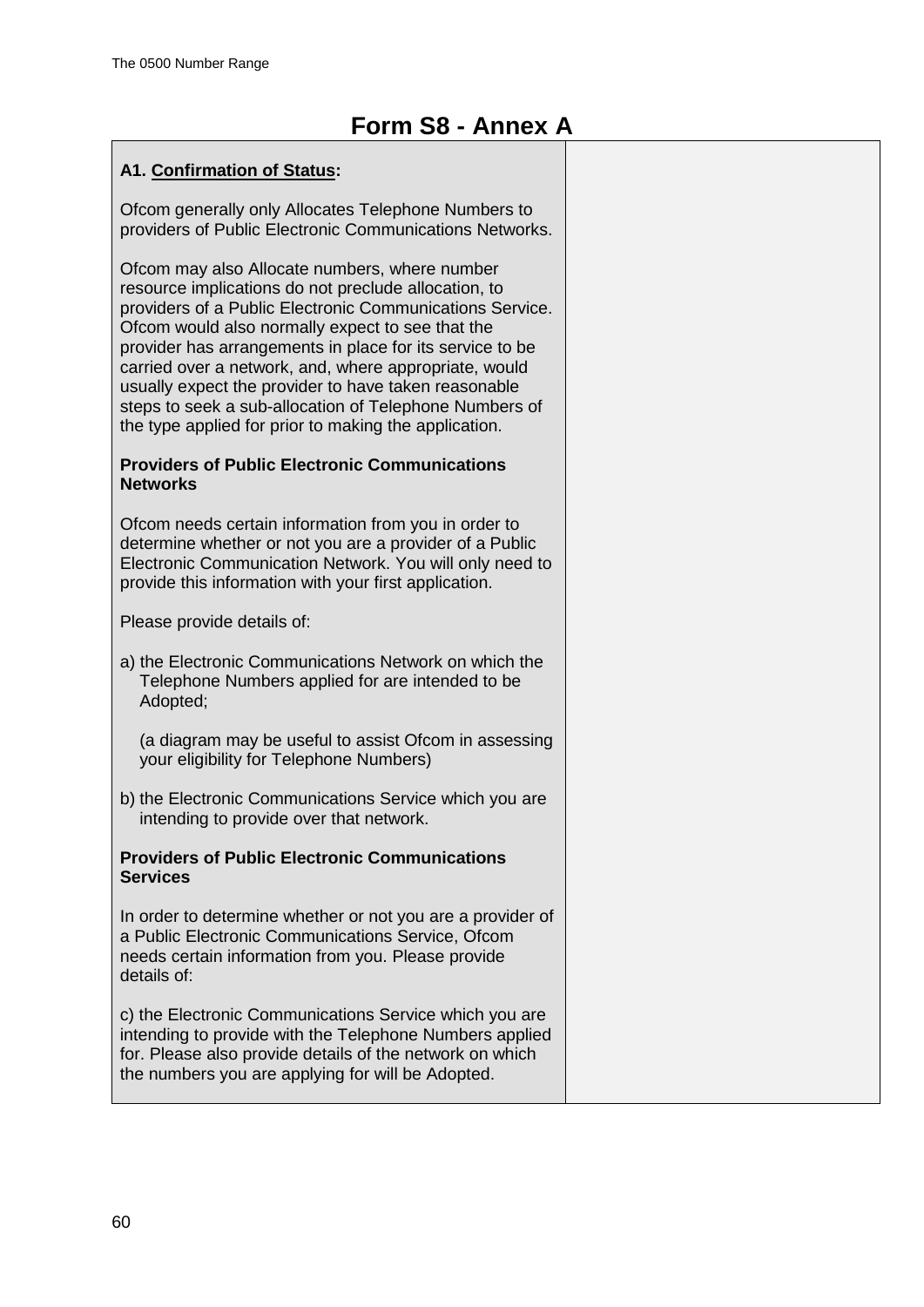# Form S8 - Annex A

| **A1. Confirmation of Status:**<br><br>Ofcom generally only Allocates Telephone Numbers to providers of Public Electronic Communications Networks.<br><br>Ofcom may also Allocate numbers, where number resource implications do not preclude allocation, to providers of a Public Electronic Communications Service. Ofcom would also normally expect to see that the provider has arrangements in place for its service to be carried over a network, and, where appropriate, would usually expect the provider to have taken reasonable steps to seek a sub-allocation of Telephone Numbers of the type applied for prior to making the application.<br><br>**Providers of Public Electronic Communications Networks**<br><br>Ofcom needs certain information from you in order to determine whether or not you are a provider of a Public Electronic Communication Network. You will only need to provide this information with your first application.<br><br>Please provide details of:<br><br>a) the Electronic Communications Network on which the Telephone Numbers applied for are intended to be Adopted;<br><br>(a diagram may be useful to assist Ofcom in assessing your eligibility for Telephone Numbers)<br><br>b) the Electronic Communications Service which you are intending to provide over that network.<br><br>**Providers of Public Electronic Communications Services**<br><br>In order to determine whether or not you are a provider of a Public Electronic Communications Service, Ofcom needs certain information from you. Please provide details of:<br><br>c) the Electronic Communications Service which you are intending to provide with the Telephone Numbers applied for. Please also provide details of the network on which the numbers you are applying for will be Adopted. | |
|---|---|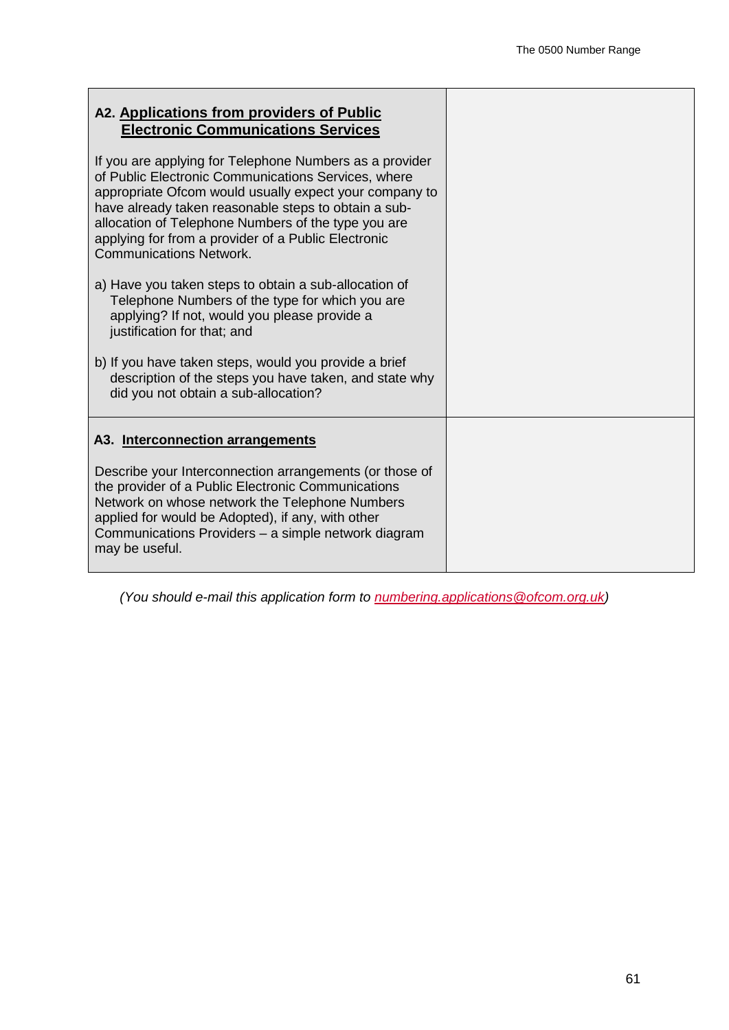| | |
|---|---|
| **A2. <u>Applications from providers of Public Electronic Communications Services</u>**<br><br>If you are applying for Telephone Numbers as a provider of Public Electronic Communications Services, where appropriate Ofcom would usually expect your company to have already taken reasonable steps to obtain a sub-allocation of Telephone Numbers of the type you are applying for from a provider of a Public Electronic Communications Network.<br><br>a) Have you taken steps to obtain a sub-allocation of Telephone Numbers of the type for which you are applying? If not, would you please provide a justification for that; and<br><br>b) If you have taken steps, would you provide a brief description of the steps you have taken, and state why did you not obtain a sub-allocation? | |
| **A3. <u>Interconnection arrangements</u>**<br><br>Describe your Interconnection arrangements (or those of the provider of a Public Electronic Communications Network on whose network the Telephone Numbers applied for would be Adopted), if any, with other Communications Providers – a simple network diagram may be useful. | |

*(You should e-mail this application form to numbering.applications@ofcom.org.uk)*